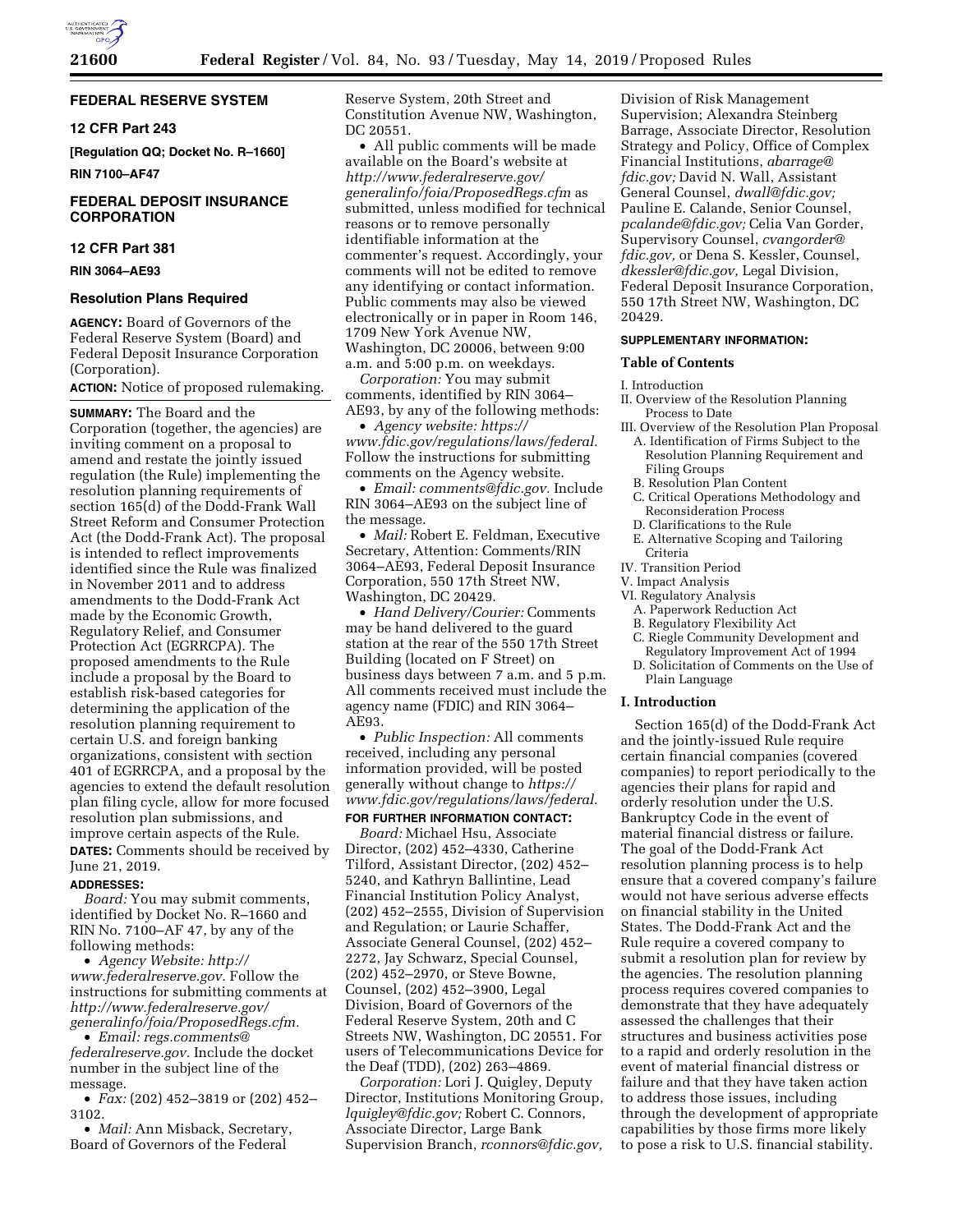## FEDERAL RESERVE SYSTEM

### 12 CFR Part 243

**[Regulation QQ; Docket No. R–1660]**

**RIN 7100–AF47**

## FEDERAL DEPOSIT INSURANCE CORPORATION

### 12 CFR Part 381

**RIN 3064–AE93**

# Resolution Plans Required

**AGENCY:** Board of Governors of the Federal Reserve System (Board) and Federal Deposit Insurance Corporation (Corporation).

**ACTION:** Notice of proposed rulemaking.

**SUMMARY:** The Board and the Corporation (together, the agencies) are inviting comment on a proposal to amend and restate the jointly issued regulation (the Rule) implementing the resolution planning requirements of section 165(d) of the Dodd-Frank Wall Street Reform and Consumer Protection Act (the Dodd-Frank Act). The proposal is intended to reflect improvements identified since the Rule was finalized in November 2011 and to address amendments to the Dodd-Frank Act made by the Economic Growth, Regulatory Relief, and Consumer Protection Act (EGRRCPA). The proposed amendments to the Rule include a proposal by the Board to establish risk-based categories for determining the application of the resolution planning requirement to certain U.S. and foreign banking organizations, consistent with section 401 of EGRRCPA, and a proposal by the agencies to extend the default resolution plan filing cycle, allow for more focused resolution plan submissions, and improve certain aspects of the Rule.

**DATES:** Comments should be received by June 21, 2019.

**ADDRESSES:**

*Board:* You may submit comments, identified by Docket No. R–1660 and RIN No. 7100–AF 47, by any of the following methods:

- *Agency Website: http://www.federalreserve.gov.* Follow the instructions for submitting comments at *http://www.federalreserve.gov/generalinfo/foia/ProposedRegs.cfm.*
- *Email: regs.comments@federalreserve.gov.* Include the docket number in the subject line of the message.
- *Fax:* (202) 452–3819 or (202) 452–3102.
- *Mail:* Ann Misback, Secretary, Board of Governors of the Federal Reserve System, 20th Street and Constitution Avenue NW, Washington, DC 20551.
- All public comments will be made available on the Board's website at *http://www.federalreserve.gov/generalinfo/foia/ProposedRegs.cfm* as submitted, unless modified for technical reasons or to remove personally identifiable information at the commenter's request. Accordingly, your comments will not be edited to remove any identifying or contact information. Public comments may also be viewed electronically or in paper in Room 146, 1709 New York Avenue NW, Washington, DC 20006, between 9:00 a.m. and 5:00 p.m. on weekdays.

*Corporation:* You may submit comments, identified by RIN 3064–AE93, by any of the following methods:

- *Agency website: https://www.fdic.gov/regulations/laws/federal.* Follow the instructions for submitting comments on the Agency website.
- *Email: comments@fdic.gov.* Include RIN 3064–AE93 on the subject line of the message.
- *Mail:* Robert E. Feldman, Executive Secretary, Attention: Comments/RIN 3064–AE93, Federal Deposit Insurance Corporation, 550 17th Street NW, Washington, DC 20429.
- *Hand Delivery/Courier:* Comments may be hand delivered to the guard station at the rear of the 550 17th Street Building (located on F Street) on business days between 7 a.m. and 5 p.m. All comments received must include the agency name (FDIC) and RIN 3064–AE93.
- *Public Inspection:* All comments received, including any personal information provided, will be posted generally without change to *https://www.fdic.gov/regulations/laws/federal.*

**FOR FURTHER INFORMATION CONTACT:**

*Board:* Michael Hsu, Associate Director, (202) 452–4330, Catherine Tilford, Assistant Director, (202) 452–5240, and Kathryn Ballintine, Lead Financial Institution Policy Analyst, (202) 452–2555, Division of Supervision and Regulation; or Laurie Schaffer, Associate General Counsel, (202) 452–2272, Jay Schwarz, Special Counsel, (202) 452–2970, or Steve Bowne, Counsel, (202) 452–3900, Legal Division, Board of Governors of the Federal Reserve System, 20th and C Streets NW, Washington, DC 20551. For users of Telecommunications Device for the Deaf (TDD), (202) 263–4869.

*Corporation:* Lori J. Quigley, Deputy Director, Institutions Monitoring Group, *lquigley@fdic.gov;* Robert C. Connors, Associate Director, Large Bank Supervision Branch, *rconnors@fdic.gov,* Division of Risk Management Supervision; Alexandra Steinberg Barrage, Associate Director, Resolution Strategy and Policy, Office of Complex Financial Institutions, *abarrage@fdic.gov;* David N. Wall, Assistant General Counsel, *dwall@fdic.gov;* Pauline E. Calande, Senior Counsel, *pcalande@fdic.gov;* Celia Van Gorder, Supervisory Counsel, *cvangorder@fdic.gov,* or Dena S. Kessler, Counsel, *dkessler@fdic.gov,* Legal Division, Federal Deposit Insurance Corporation, 550 17th Street NW, Washington, DC 20429.

**SUPPLEMENTARY INFORMATION:**

**Table of Contents**

I. Introduction
II. Overview of the Resolution Planning Process to Date
III. Overview of the Resolution Plan Proposal
  A. Identification of Firms Subject to the Resolution Planning Requirement and Filing Groups
  B. Resolution Plan Content
  C. Critical Operations Methodology and Reconsideration Process
  D. Clarifications to the Rule
  E. Alternative Scoping and Tailoring Criteria
IV. Transition Period
V. Impact Analysis
VI. Regulatory Analysis
  A. Paperwork Reduction Act
  B. Regulatory Flexibility Act
  C. Riegle Community Development and Regulatory Improvement Act of 1994
  D. Solicitation of Comments on the Use of Plain Language

## I. Introduction

Section 165(d) of the Dodd-Frank Act and the jointly-issued Rule require certain financial companies (covered companies) to report periodically to the agencies their plans for rapid and orderly resolution under the U.S. Bankruptcy Code in the event of material financial distress or failure. The goal of the Dodd-Frank Act resolution planning process is to help ensure that a covered company's failure would not have serious adverse effects on financial stability in the United States. The Dodd-Frank Act and the Rule require a covered company to submit a resolution plan for review by the agencies. The resolution planning process requires covered companies to demonstrate that they have adequately assessed the challenges that their structures and business activities pose to a rapid and orderly resolution in the event of material financial distress or failure and that they have taken action to address those issues, including through the development of appropriate capabilities by those firms more likely to pose a risk to U.S. financial stability.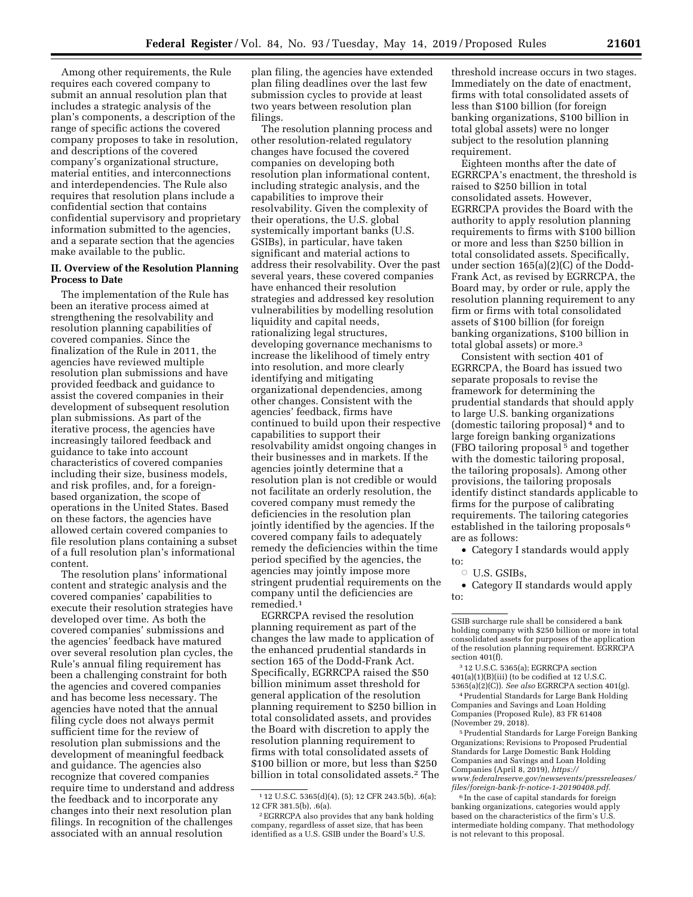Among other requirements, the Rule requires each covered company to submit an annual resolution plan that includes a strategic analysis of the plan's components, a description of the range of specific actions the covered company proposes to take in resolution, and descriptions of the covered company's organizational structure, material entities, and interconnections and interdependencies. The Rule also requires that resolution plans include a confidential section that contains confidential supervisory and proprietary information submitted to the agencies, and a separate section that the agencies make available to the public.

## II. Overview of the Resolution Planning Process to Date

The implementation of the Rule has been an iterative process aimed at strengthening the resolvability and resolution planning capabilities of covered companies. Since the finalization of the Rule in 2011, the agencies have reviewed multiple resolution plan submissions and have provided feedback and guidance to assist the covered companies in their development of subsequent resolution plan submissions. As part of the iterative process, the agencies have increasingly tailored feedback and guidance to take into account characteristics of covered companies including their size, business models, and risk profiles, and, for a foreign-based organization, the scope of operations in the United States. Based on these factors, the agencies have allowed certain covered companies to file resolution plans containing a subset of a full resolution plan's informational content.

The resolution plans' informational content and strategic analysis and the covered companies' capabilities to execute their resolution strategies have developed over time. As both the covered companies' submissions and the agencies' feedback have matured over several resolution plan cycles, the Rule's annual filing requirement has been a challenging constraint for both the agencies and covered companies and has become less necessary. The agencies have noted that the annual filing cycle does not always permit sufficient time for the review of resolution plan submissions and the development of meaningful feedback and guidance. The agencies also recognize that covered companies require time to understand and address the feedback and to incorporate any changes into their next resolution plan filings. In recognition of the challenges associated with an annual resolution plan filing, the agencies have extended plan filing deadlines over the last few submission cycles to provide at least two years between resolution plan filings.

The resolution planning process and other resolution-related regulatory changes have focused the covered companies on developing both resolution plan informational content, including strategic analysis, and the capabilities to improve their resolvability. Given the complexity of their operations, the U.S. global systemically important banks (U.S. GSIBs), in particular, have taken significant and material actions to address their resolvability. Over the past several years, these covered companies have enhanced their resolution strategies and addressed key resolution vulnerabilities by modelling resolution liquidity and capital needs, rationalizing legal structures, developing governance mechanisms to increase the likelihood of timely entry into resolution, and more clearly identifying and mitigating organizational dependencies, among other changes. Consistent with the agencies' feedback, firms have continued to build upon their respective capabilities to support their resolvability amidst ongoing changes in their businesses and in markets. If the agencies jointly determine that a resolution plan is not credible or would not facilitate an orderly resolution, the covered company must remedy the deficiencies in the resolution plan jointly identified by the agencies. If the covered company fails to adequately remedy the deficiencies within the time period specified by the agencies, the agencies may jointly impose more stringent prudential requirements on the company until the deficiencies are remedied.[1]

EGRRCPA revised the resolution planning requirement as part of the changes the law made to application of the enhanced prudential standards in section 165 of the Dodd-Frank Act. Specifically, EGRRCPA raised the $50 billion minimum asset threshold for general application of the resolution planning requirement to $250 billion in total consolidated assets, and provides the Board with discretion to apply the resolution planning requirement to firms with total consolidated assets of $100 billion or more, but less than $250 billion in total consolidated assets.[2] The threshold increase occurs in two stages. Immediately on the date of enactment, firms with total consolidated assets of less than $100 billion (for foreign banking organizations, $100 billion in total global assets) were no longer subject to the resolution planning requirement.

Eighteen months after the date of EGRRCPA's enactment, the threshold is raised to $250 billion in total consolidated assets. However, EGRRCPA provides the Board with the authority to apply resolution planning requirements to firms with $100 billion or more and less than $250 billion in total consolidated assets. Specifically, under section 165(a)(2)(C) of the Dodd-Frank Act, as revised by EGRRCPA, the Board may, by order or rule, apply the resolution planning requirement to any firm or firms with total consolidated assets of $100 billion (for foreign banking organizations, $100 billion in total global assets) or more.[3]

Consistent with section 401 of EGRRCPA, the Board has issued two separate proposals to revise the framework for determining the prudential standards that should apply to large U.S. banking organizations (domestic tailoring proposal)[4] and to large foreign banking organizations (FBO tailoring proposal[5] and together with the domestic tailoring proposal, the tailoring proposals). Among other provisions, the tailoring proposals identify distinct standards applicable to firms for the purpose of calibrating requirements. The tailoring categories established in the tailoring proposals[6] are as follows:

- Category I standards would apply to:
  - U.S. GSIBs,
- Category II standards would apply to:

---

[1] 12 U.S.C. 5365(d)(4), (5); 12 CFR 243.5(b), .6(a); 12 CFR 381.5(b), .6(a).

[2] EGRRCPA also provides that any bank holding company, regardless of asset size, that has been identified as a U.S. GSIB under the Board's U.S. GSIB surcharge rule shall be considered a bank holding company with $250 billion or more in total consolidated assets for purposes of the application of the resolution planning requirement. EGRRCPA section 401(f).

[3] 12 U.S.C. 5365(a); EGRRCPA section 401(a)(1)(B)(iii) (to be codified at 12 U.S.C. 5365(a)(2)(C)). *See also* EGRRCPA section 401(g).

[4] Prudential Standards for Large Bank Holding Companies and Savings and Loan Holding Companies (Proposed Rule), 83 FR 61408 (November 29, 2018).

[5] Prudential Standards for Large Foreign Banking Organizations; Revisions to Proposed Prudential Standards for Large Domestic Bank Holding Companies and Savings and Loan Holding Companies (April 8, 2019), *https://www.federalreserve.gov/newsevents/pressreleases/files/foreign-bank-fr-notice-1-20190408.pdf.*

[6] In the case of capital standards for foreign banking organizations, categories would apply based on the characteristics of the firm's U.S. intermediate holding company. That methodology is not relevant to this proposal.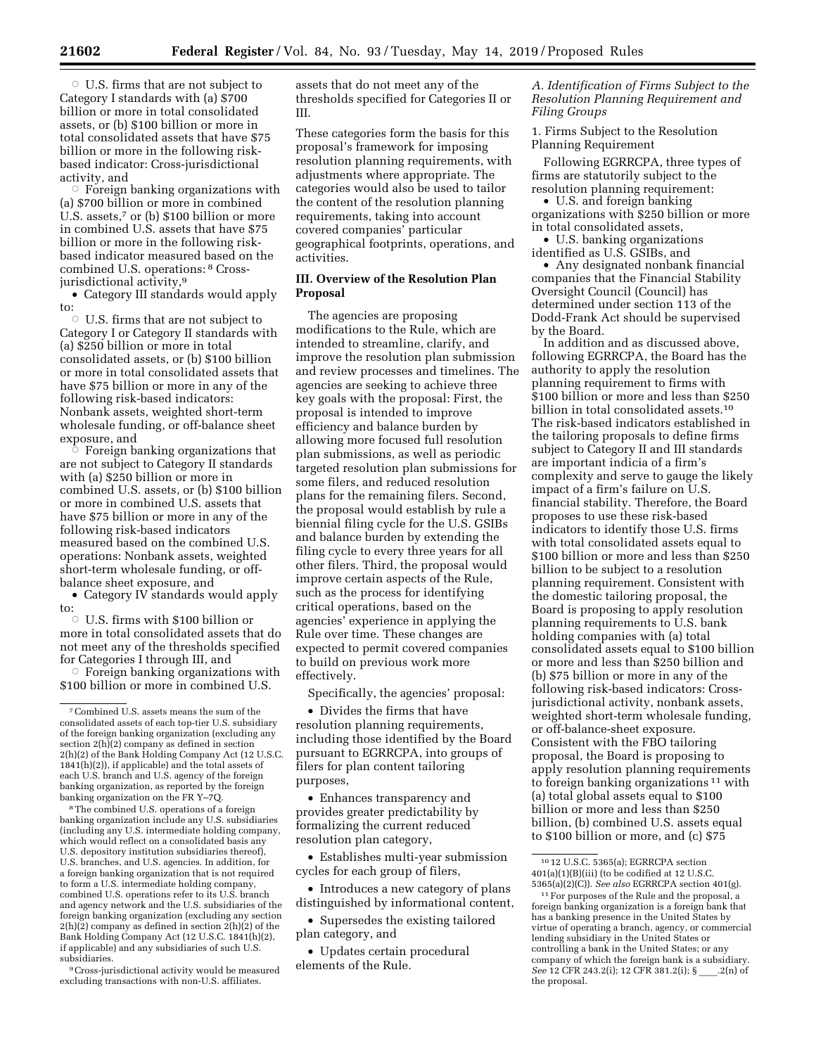◦ U.S. firms that are not subject to Category I standards with (a) $700 billion or more in total consolidated assets, or (b) $100 billion or more in total consolidated assets that have $75 billion or more in the following risk-based indicator: Cross-jurisdictional activity, and

◦ Foreign banking organizations with (a) $700 billion or more in combined U.S. assets,[7] or (b) $100 billion or more in combined U.S. assets that have $75 billion or more in the following risk-based indicator measured based on the combined U.S. operations:[8] Cross-jurisdictional activity,[9]

• Category III standards would apply to:

◦ U.S. firms that are not subject to Category I or Category II standards with (a) $250 billion or more in total consolidated assets, or (b) $100 billion or more in total consolidated assets that have $75 billion or more in any of the following risk-based indicators: Nonbank assets, weighted short-term wholesale funding, or off-balance sheet exposure, and

◦ Foreign banking organizations that are not subject to Category II standards with (a) $250 billion or more in combined U.S. assets, or (b) $100 billion or more in combined U.S. assets that have $75 billion or more in any of the following risk-based indicators measured based on the combined U.S. operations: Nonbank assets, weighted short-term wholesale funding, or off-balance sheet exposure, and

• Category IV standards would apply to:

◦ U.S. firms with $100 billion or more in total consolidated assets that do not meet any of the thresholds specified for Categories I through III, and

◦ Foreign banking organizations with $100 billion or more in combined U.S. assets that do not meet any of the thresholds specified for Categories II or III.

These categories form the basis for this proposal's framework for imposing resolution planning requirements, with adjustments where appropriate. The categories would also be used to tailor the content of the resolution planning requirements, taking into account covered companies' particular geographical footprints, operations, and activities.

## III. Overview of the Resolution Plan Proposal

The agencies are proposing modifications to the Rule, which are intended to streamline, clarify, and improve the resolution plan submission and review processes and timelines. The agencies are seeking to achieve three key goals with the proposal: First, the proposal is intended to improve efficiency and balance burden by allowing more focused full resolution plan submissions, as well as periodic targeted resolution plan submissions for some filers, and reduced resolution plans for the remaining filers. Second, the proposal would establish by rule a biennial filing cycle for the U.S. GSIBs and balance burden by extending the filing cycle to every three years for all other filers. Third, the proposal would improve certain aspects of the Rule, such as the process for identifying critical operations, based on the agencies' experience in applying the Rule over time. These changes are expected to permit covered companies to build on previous work more effectively.

Specifically, the agencies' proposal:

• Divides the firms that have resolution planning requirements, including those identified by the Board pursuant to EGRRCPA, into groups of filers for plan content tailoring purposes,

• Enhances transparency and provides greater predictability by formalizing the current reduced resolution plan category,

• Establishes multi-year submission cycles for each group of filers,

• Introduces a new category of plans distinguished by informational content,

• Supersedes the existing tailored plan category, and

• Updates certain procedural elements of the Rule.

### *A. Identification of Firms Subject to the Resolution Planning Requirement and Filing Groups*

1. Firms Subject to the Resolution Planning Requirement

Following EGRRCPA, three types of firms are statutorily subject to the resolution planning requirement:

• U.S. and foreign banking organizations with $250 billion or more in total consolidated assets,

• U.S. banking organizations identified as U.S. GSIBs, and

• Any designated nonbank financial companies that the Financial Stability Oversight Council (Council) has determined under section 113 of the Dodd-Frank Act should be supervised by the Board.

In addition and as discussed above, following EGRRCPA, the Board has the authority to apply the resolution planning requirement to firms with $100 billion or more and less than $250 billion in total consolidated assets.[10] The risk-based indicators established in the tailoring proposals to define firms subject to Category II and III standards are important indicia of a firm's complexity and serve to gauge the likely impact of a firm's failure on U.S. financial stability. Therefore, the Board proposes to use these risk-based indicators to identify those U.S. firms with total consolidated assets equal to $100 billion or more and less than $250 billion to be subject to a resolution planning requirement. Consistent with the domestic tailoring proposal, the Board is proposing to apply resolution planning requirements to U.S. bank holding companies with (a) total consolidated assets equal to $100 billion or more and less than $250 billion and (b) $75 billion or more in any of the following risk-based indicators: Cross-jurisdictional activity, nonbank assets, weighted short-term wholesale funding, or off-balance-sheet exposure. Consistent with the FBO tailoring proposal, the Board is proposing to apply resolution planning requirements to foreign banking organizations[11] with (a) total global assets equal to $100 billion or more and less than $250 billion, (b) combined U.S. assets equal to $100 billion or more, and (c) $75

---

[7] Combined U.S. assets means the sum of the consolidated assets of each top-tier U.S. subsidiary of the foreign banking organization (excluding any section 2(h)(2) company as defined in section 2(h)(2) of the Bank Holding Company Act (12 U.S.C. 1841(h)(2)), if applicable) and the total assets of each U.S. branch and U.S. agency of the foreign banking organization, as reported by the foreign banking organization on the FR Y–7Q.

[8] The combined U.S. operations of a foreign banking organization include any U.S. subsidiaries (including any U.S. intermediate holding company, which would reflect on a consolidated basis any U.S. depository institution subsidiaries thereof), U.S. branches, and U.S. agencies. In addition, for a foreign banking organization that is not required to form a U.S. intermediate holding company, combined U.S. operations refer to its U.S. branch and agency network and the U.S. subsidiaries of the foreign banking organization (excluding any section 2(h)(2) company as defined in section 2(h)(2) of the Bank Holding Company Act (12 U.S.C. 1841(h)(2), if applicable) and any subsidiaries of such U.S. subsidiaries.

[9] Cross-jurisdictional activity would be measured excluding transactions with non-U.S. affiliates.

[10] 12 U.S.C. 5365(a); EGRRCPA section 401(a)(1)(B)(iii) (to be codified at 12 U.S.C. 5365(a)(2)(C)). *See also* EGRRCPA section 401(g).

[11] For purposes of the Rule and the proposal, a foreign banking organization is a foreign bank that has a banking presence in the United States by virtue of operating a branch, agency, or commercial lending subsidiary in the United States or controlling a bank in the United States; or any company of which the foreign bank is a subsidiary. *See* 12 CFR 243.2(i); 12 CFR 381.2(i); § ___.2(n) of the proposal.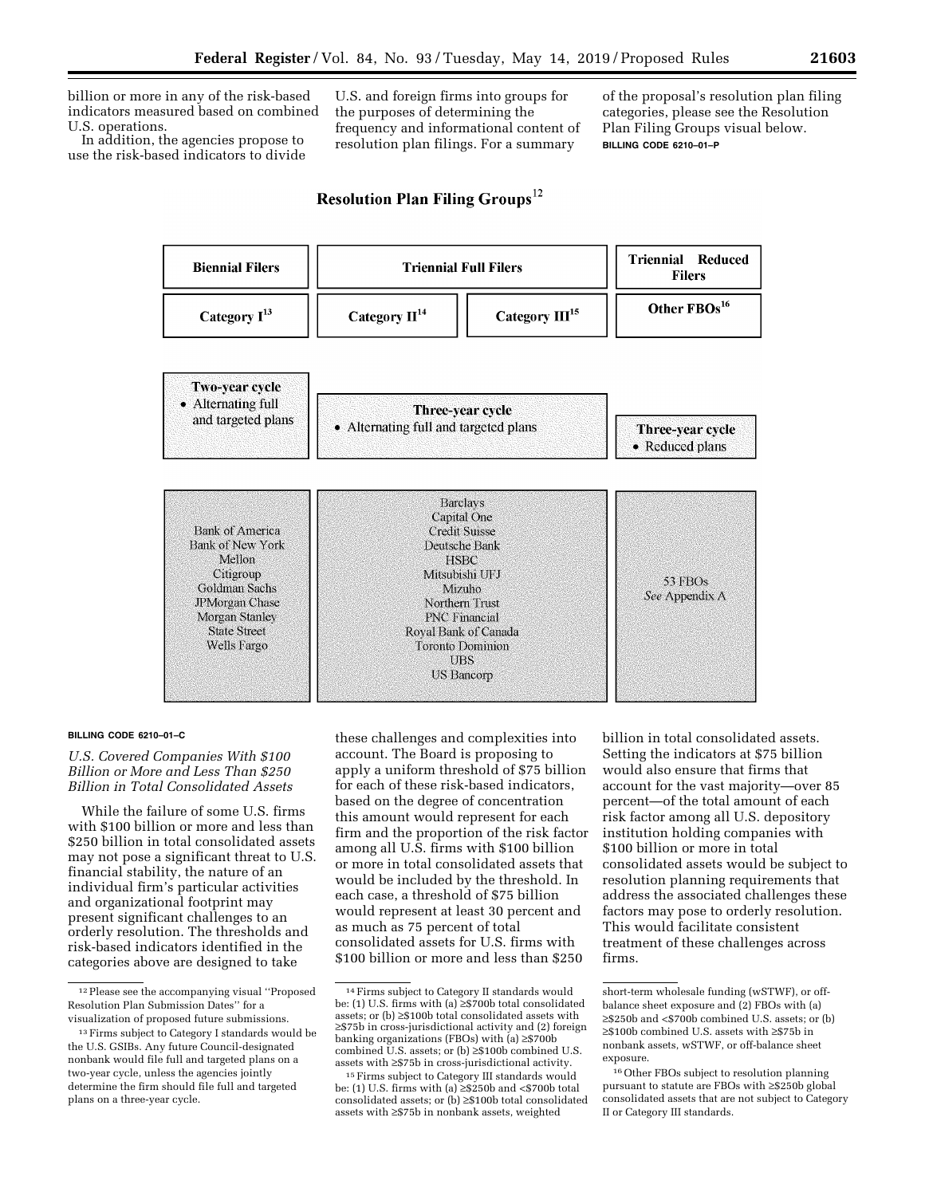billion or more in any of the risk-based indicators measured based on combined U.S. operations.

In addition, the agencies propose to use the risk-based indicators to divide U.S. and foreign firms into groups for the purposes of determining the frequency and informational content of resolution plan filings. For a summary of the proposal's resolution plan filing categories, please see the Resolution Plan Filing Groups visual below.

**BILLING CODE 6210–01–P**

## Resolution Plan Filing Groups[12]

| Biennial Filers | Triennial Full Filers | | Triennial Reduced Filers |
|---|---|---|---|
| Category I[13] | Category II[14] | Category III[15] | Other FBOs[16] |
| Two-year cycle • Alternating full and targeted plans | Three-year cycle • Alternating full and targeted plans | | Three-year cycle • Reduced plans |
| Bank of America, Bank of New York Mellon, Citigroup, Goldman Sachs, JPMorgan Chase, Morgan Stanley, State Street, Wells Fargo | Barclays, Capital One, Credit Suisse, Deutsche Bank, HSBC, Mitsubishi UFJ, Mizuho, Northern Trust, PNC Financial, Royal Bank of Canada, Toronto Dominion, UBS, US Bancorp | | 53 FBOs *See* Appendix A |

**BILLING CODE 6210–01–C**

### *U.S. Covered Companies With $100 Billion or More and Less Than $250 Billion in Total Consolidated Assets*

While the failure of some U.S. firms with $100 billion or more and less than $250 billion in total consolidated assets may not pose a significant threat to U.S. financial stability, the nature of an individual firm's particular activities and organizational footprint may present significant challenges to an orderly resolution. The thresholds and risk-based indicators identified in the categories above are designed to take these challenges and complexities into account. The Board is proposing to apply a uniform threshold of $75 billion for each of these risk-based indicators, based on the degree of concentration this amount would represent for each firm and the proportion of the risk factor among all U.S. firms with $100 billion or more in total consolidated assets that would be included by the threshold. In each case, a threshold of $75 billion would represent at least 30 percent and as much as 75 percent of total consolidated assets for U.S. firms with $100 billion or more and less than $250 billion in total consolidated assets. Setting the indicators at $75 billion would also ensure that firms that account for the vast majority—over 85 percent—of the total amount of each risk factor among all U.S. depository institution holding companies with $100 billion or more in total consolidated assets would be subject to resolution planning requirements that address the associated challenges these factors may pose to orderly resolution. This would facilitate consistent treatment of these challenges across firms.

---

[12] Please see the accompanying visual "Proposed Resolution Plan Submission Dates" for a visualization of proposed future submissions.

[13] Firms subject to Category I standards would be the U.S. GSIBs. Any future Council-designated nonbank would file full and targeted plans on a two-year cycle, unless the agencies jointly determine the firm should file full and targeted plans on a three-year cycle.

[14] Firms subject to Category II standards would be: (1) U.S. firms with (a) ≥$700b total consolidated assets; or (b) ≥$100b total consolidated assets with ≥$75b in cross-jurisdictional activity and (2) foreign banking organizations (FBOs) with (a) ≥$700b combined U.S. assets; or (b) ≥$100b combined U.S. assets with ≥$75b in cross-jurisdictional activity.

[15] Firms subject to Category III standards would be: (1) U.S. firms with (a) ≥$250b and <$700b total consolidated assets; or (b) ≥$100b total consolidated assets with ≥$75b in nonbank assets, weighted short-term wholesale funding (wSTWF), or off-balance sheet exposure and (2) FBOs with (a) ≥$250b and <$700b combined U.S. assets; or (b) ≥$100b combined U.S. assets with ≥$75b in nonbank assets, wSTWF, or off-balance sheet exposure.

[16] Other FBOs subject to resolution planning pursuant to statute are FBOs with ≥$250b global consolidated assets that are not subject to Category II or Category III standards.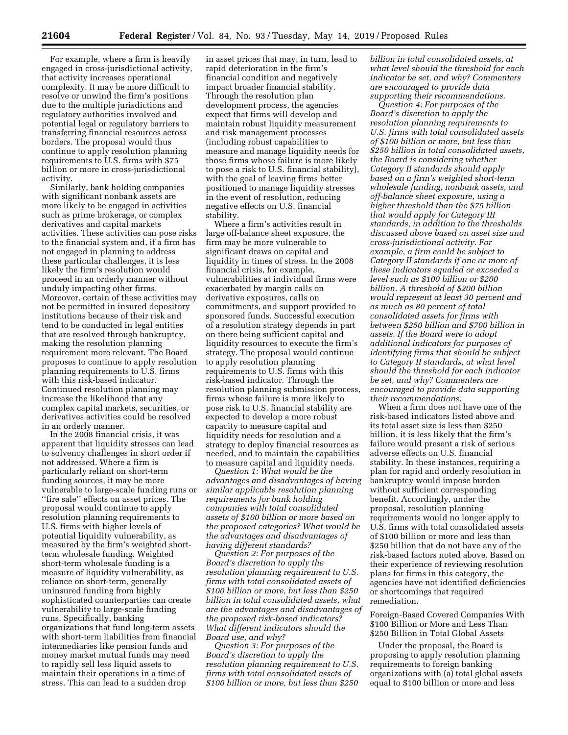For example, where a firm is heavily engaged in cross-jurisdictional activity, that activity increases operational complexity. It may be more difficult to resolve or unwind the firm's positions due to the multiple jurisdictions and regulatory authorities involved and potential legal or regulatory barriers to transferring financial resources across borders. The proposal would thus continue to apply resolution planning requirements to U.S. firms with $75 billion or more in cross-jurisdictional activity.

Similarly, bank holding companies with significant nonbank assets are more likely to be engaged in activities such as prime brokerage, or complex derivatives and capital markets activities. These activities can pose risks to the financial system and, if a firm has not engaged in planning to address these particular challenges, it is less likely the firm's resolution would proceed in an orderly manner without unduly impacting other firms. Moreover, certain of these activities may not be permitted in insured depository institutions because of their risk and tend to be conducted in legal entities that are resolved through bankruptcy, making the resolution planning requirement more relevant. The Board proposes to continue to apply resolution planning requirements to U.S. firms with this risk-based indicator. Continued resolution planning may increase the likelihood that any complex capital markets, securities, or derivatives activities could be resolved in an orderly manner.

In the 2008 financial crisis, it was apparent that liquidity stresses can lead to solvency challenges in short order if not addressed. Where a firm is particularly reliant on short-term funding sources, it may be more vulnerable to large-scale funding runs or "fire sale" effects on asset prices. The proposal would continue to apply resolution planning requirements to U.S. firms with higher levels of potential liquidity vulnerability, as measured by the firm's weighted short-term wholesale funding. Weighted short-term wholesale funding is a measure of liquidity vulnerability, as reliance on short-term, generally uninsured funding from highly sophisticated counterparties can create vulnerability to large-scale funding runs. Specifically, banking organizations that fund long-term assets with short-term liabilities from financial intermediaries like pension funds and money market mutual funds may need to rapidly sell less liquid assets to maintain their operations in a time of stress. This can lead to a sudden drop in asset prices that may, in turn, lead to rapid deterioration in the firm's financial condition and negatively impact broader financial stability. Through the resolution plan development process, the agencies expect that firms will develop and maintain robust liquidity measurement and risk management processes (including robust capabilities to measure and manage liquidity needs for those firms whose failure is more likely to pose a risk to U.S. financial stability), with the goal of leaving firms better positioned to manage liquidity stresses in the event of resolution, reducing negative effects on U.S. financial stability.

Where a firm's activities result in large off-balance sheet exposure, the firm may be more vulnerable to significant draws on capital and liquidity in times of stress. In the 2008 financial crisis, for example, vulnerabilities at individual firms were exacerbated by margin calls on derivative exposures, calls on commitments, and support provided to sponsored funds. Successful execution of a resolution strategy depends in part on there being sufficient capital and liquidity resources to execute the firm's strategy. The proposal would continue to apply resolution planning requirements to U.S. firms with this risk-based indicator. Through the resolution planning submission process, firms whose failure is more likely to pose risk to U.S. financial stability are expected to develop a more robust capacity to measure capital and liquidity needs for resolution and a strategy to deploy financial resources as needed, and to maintain the capabilities to measure capital and liquidity needs.

*Question 1: What would be the advantages and disadvantages of having similar applicable resolution planning requirements for bank holding companies with total consolidated assets of $100 billion or more based on the proposed categories? What would be the advantages and disadvantages of having different standards?*

*Question 2: For purposes of the Board's discretion to apply the resolution planning requirement to U.S. firms with total consolidated assets of $100 billion or more, but less than $250 billion in total consolidated assets, what are the advantages and disadvantages of the proposed risk-based indicators? What different indicators should the Board use, and why?*

*Question 3: For purposes of the Board's discretion to apply the resolution planning requirement to U.S. firms with total consolidated assets of $100 billion or more, but less than $250 billion in total consolidated assets, at what level should the threshold for each indicator be set, and why? Commenters are encouraged to provide data supporting their recommendations.*

*Question 4: For purposes of the Board's discretion to apply the resolution planning requirements to U.S. firms with total consolidated assets of $100 billion or more, but less than $250 billion in total consolidated assets, the Board is considering whether Category II standards should apply based on a firm's weighted short-term wholesale funding, nonbank assets, and off-balance sheet exposure, using a higher threshold than the $75 billion that would apply for Category III standards, in addition to the thresholds discussed above based on asset size and cross-jurisdictional activity. For example, a firm could be subject to Category II standards if one or more of these indicators equaled or exceeded a level such as $100 billion or $200 billion. A threshold of $200 billion would represent at least 30 percent and as much as 80 percent of total consolidated assets for firms with between $250 billion and $700 billion in assets. If the Board were to adopt additional indicators for purposes of identifying firms that should be subject to Category II standards, at what level should the threshold for each indicator be set, and why? Commenters are encouraged to provide data supporting their recommendations.*

When a firm does not have one of the risk-based indicators listed above and its total asset size is less than $250 billion, it is less likely that the firm's failure would present a risk of serious adverse effects on U.S. financial stability. In these instances, requiring a plan for rapid and orderly resolution in bankruptcy would impose burden without sufficient corresponding benefit. Accordingly, under the proposal, resolution planning requirements would no longer apply to U.S. firms with total consolidated assets of $100 billion or more and less than $250 billion that do not have any of the risk-based factors noted above. Based on their experience of reviewing resolution plans for firms in this category, the agencies have not identified deficiencies or shortcomings that required remediation.

Foreign-Based Covered Companies With $100 Billion or More and Less Than $250 Billion in Total Global Assets

Under the proposal, the Board is proposing to apply resolution planning requirements to foreign banking organizations with (a) total global assets equal to $100 billion or more and less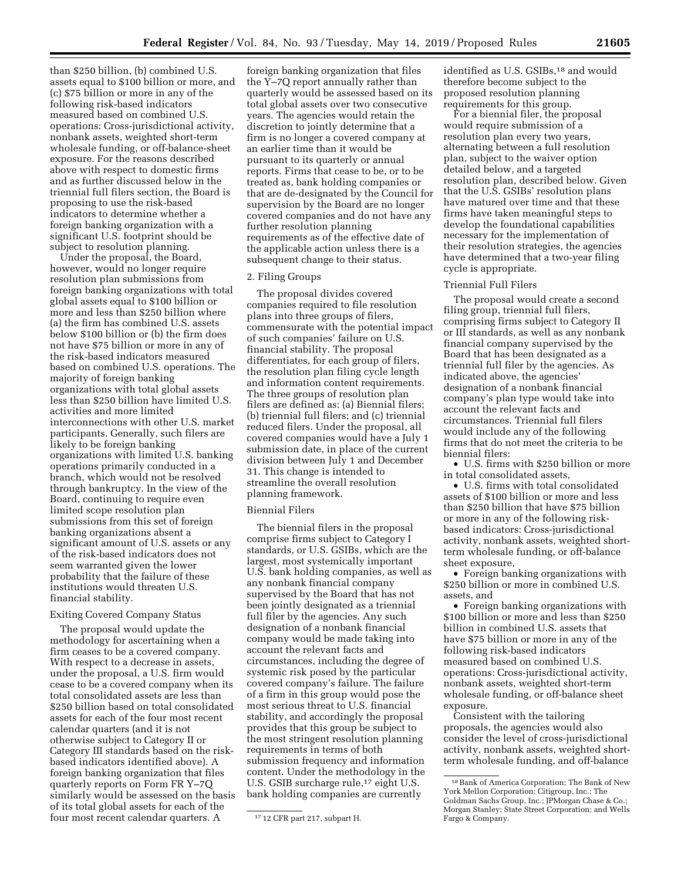than $250 billion, (b) combined U.S. assets equal to $100 billion or more, and (c) $75 billion or more in any of the following risk-based indicators measured based on combined U.S. operations: Cross-jurisdictional activity, nonbank assets, weighted short-term wholesale funding, or off-balance-sheet exposure. For the reasons described above with respect to domestic firms and as further discussed below in the triennial full filers section, the Board is proposing to use the risk-based indicators to determine whether a foreign banking organization with a significant U.S. footprint should be subject to resolution planning.

Under the proposal, the Board, however, would no longer require resolution plan submissions from foreign banking organizations with total global assets equal to $100 billion or more and less than $250 billion where (a) the firm has combined U.S. assets below $100 billion or (b) the firm does not have $75 billion or more in any of the risk-based indicators measured based on combined U.S. operations. The majority of foreign banking organizations with total global assets less than $250 billion have limited U.S. activities and more limited interconnections with other U.S. market participants. Generally, such filers are likely to be foreign banking organizations with limited U.S. banking operations primarily conducted in a branch, which would not be resolved through bankruptcy. In the view of the Board, continuing to require even limited scope resolution plan submissions from this set of foreign banking organizations absent a significant amount of U.S. assets or any of the risk-based indicators does not seem warranted given the lower probability that the failure of these institutions would threaten U.S. financial stability.

### Exiting Covered Company Status

The proposal would update the methodology for ascertaining when a firm ceases to be a covered company. With respect to a decrease in assets, under the proposal, a U.S. firm would cease to be a covered company when its total consolidated assets are less than $250 billion based on total consolidated assets for each of the four most recent calendar quarters (and it is not otherwise subject to Category II or Category III standards based on the risk-based indicators identified above). A foreign banking organization that files quarterly reports on Form FR Y–7Q similarly would be assessed on the basis of its total global assets for each of the four most recent calendar quarters. A foreign banking organization that files the Y–7Q report annually rather than quarterly would be assessed based on its total global assets over two consecutive years. The agencies would retain the discretion to jointly determine that a firm is no longer a covered company at an earlier time than it would be pursuant to its quarterly or annual reports. Firms that cease to be, or to be treated as, bank holding companies or that are de-designated by the Council for supervision by the Board are no longer covered companies and do not have any further resolution planning requirements as of the effective date of the applicable action unless there is a subsequent change to their status.

## 2. Filing Groups

The proposal divides covered companies required to file resolution plans into three groups of filers, commensurate with the potential impact of such companies' failure on U.S. financial stability. The proposal differentiates, for each group of filers, the resolution plan filing cycle length and information content requirements. The three groups of resolution plan filers are defined as: (a) Biennial filers; (b) triennial full filers; and (c) triennial reduced filers. Under the proposal, all covered companies would have a July 1 submission date, in place of the current division between July 1 and December 31. This change is intended to streamline the overall resolution planning framework.

### Biennial Filers

The biennial filers in the proposal comprise firms subject to Category I standards, or U.S. GSIBs, which are the largest, most systemically important U.S. bank holding companies, as well as any nonbank financial company supervised by the Board that has not been jointly designated as a triennial full filer by the agencies. Any such designation of a nonbank financial company would be made taking into account the relevant facts and circumstances, including the degree of systemic risk posed by the particular covered company's failure. The failure of a firm in this group would pose the most serious threat to U.S. financial stability, and accordingly the proposal provides that this group be subject to the most stringent resolution planning requirements in terms of both submission frequency and information content. Under the methodology in the U.S. GSIB surcharge rule,[17] eight U.S. bank holding companies are currently identified as U.S. GSIBs,[18] and would therefore become subject to the proposed resolution planning requirements for this group.

For a biennial filer, the proposal would require submission of a resolution plan every two years, alternating between a full resolution plan, subject to the waiver option detailed below, and a targeted resolution plan, described below. Given that the U.S. GSIBs' resolution plans have matured over time and that these firms have taken meaningful steps to develop the foundational capabilities necessary for the implementation of their resolution strategies, the agencies have determined that a two-year filing cycle is appropriate.

### Triennial Full Filers

The proposal would create a second filing group, triennial full filers, comprising firms subject to Category II or III standards, as well as any nonbank financial company supervised by the Board that has been designated as a triennial full filer by the agencies. As indicated above, the agencies' designation of a nonbank financial company's plan type would take into account the relevant facts and circumstances. Triennial full filers would include any of the following firms that do not meet the criteria to be biennial filers:

- U.S. firms with $250 billion or more in total consolidated assets,
- U.S. firms with total consolidated assets of $100 billion or more and less than $250 billion that have $75 billion or more in any of the following risk-based indicators: Cross-jurisdictional activity, nonbank assets, weighted short-term wholesale funding, or off-balance sheet exposure,
- Foreign banking organizations with $250 billion or more in combined U.S. assets, and
- Foreign banking organizations with $100 billion or more and less than $250 billion in combined U.S. assets that have $75 billion or more in any of the following risk-based indicators measured based on combined U.S. operations: Cross-jurisdictional activity, nonbank assets, weighted short-term wholesale funding, or off-balance sheet exposure.

Consistent with the tailoring proposals, the agencies would also consider the level of cross-jurisdictional activity, nonbank assets, weighted short-term wholesale funding, and off-balance

---

[17] 12 CFR part 217, subpart H.

[18] Bank of America Corporation; The Bank of New York Mellon Corporation; Citigroup, Inc.; The Goldman Sachs Group, Inc.; JPMorgan Chase & Co.; Morgan Stanley; State Street Corporation; and Wells Fargo & Company.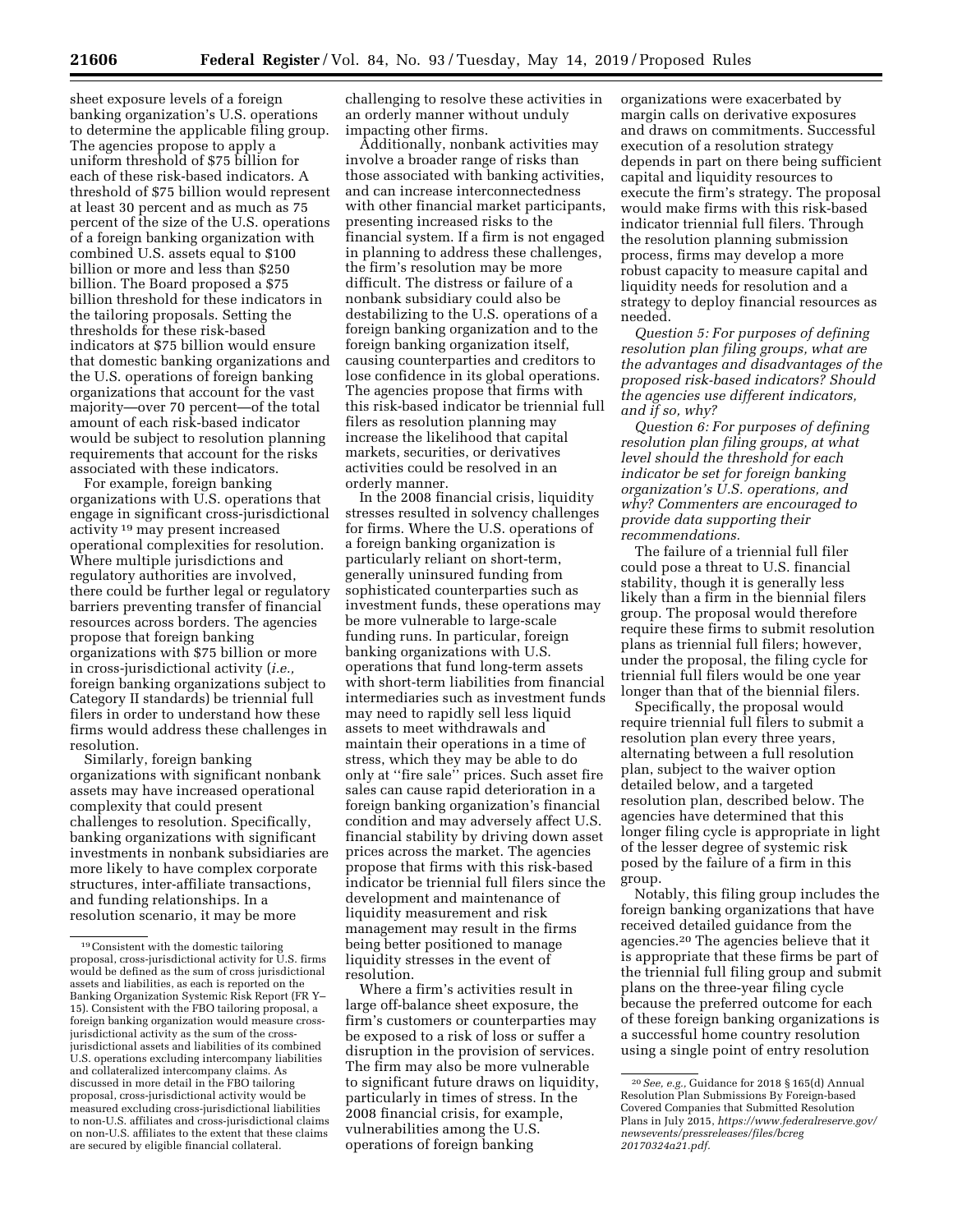sheet exposure levels of a foreign banking organization's U.S. operations to determine the applicable filing group. The agencies propose to apply a uniform threshold of $75 billion for each of these risk-based indicators. A threshold of $75 billion would represent at least 30 percent and as much as 75 percent of the size of the U.S. operations of a foreign banking organization with combined U.S. assets equal to $100 billion or more and less than $250 billion. The Board proposed a $75 billion threshold for these indicators in the tailoring proposals. Setting the thresholds for these risk-based indicators at $75 billion would ensure that domestic banking organizations and the U.S. operations of foreign banking organizations that account for the vast majority—over 70 percent—of the total amount of each risk-based indicator would be subject to resolution planning requirements that account for the risks associated with these indicators.

For example, foreign banking organizations with U.S. operations that engage in significant cross-jurisdictional activity [19] may present increased operational complexities for resolution. Where multiple jurisdictions and regulatory authorities are involved, there could be further legal or regulatory barriers preventing transfer of financial resources across borders. The agencies propose that foreign banking organizations with $75 billion or more in cross-jurisdictional activity (*i.e.,* foreign banking organizations subject to Category II standards) be triennial full filers in order to understand how these firms would address these challenges in resolution.

Similarly, foreign banking organizations with significant nonbank assets may have increased operational complexity that could present challenges to resolution. Specifically, banking organizations with significant investments in nonbank subsidiaries are more likely to have complex corporate structures, inter-affiliate transactions, and funding relationships. In a resolution scenario, it may be more challenging to resolve these activities in an orderly manner without unduly impacting other firms.

Additionally, nonbank activities may involve a broader range of risks than those associated with banking activities, and can increase interconnectedness with other financial market participants, presenting increased risks to the financial system. If a firm is not engaged in planning to address these challenges, the firm's resolution may be more difficult. The distress or failure of a nonbank subsidiary could also be destabilizing to the U.S. operations of a foreign banking organization and to the foreign banking organization itself, causing counterparties and creditors to lose confidence in its global operations. The agencies propose that firms with this risk-based indicator be triennial full filers as resolution planning may increase the likelihood that capital markets, securities, or derivatives activities could be resolved in an orderly manner.

In the 2008 financial crisis, liquidity stresses resulted in solvency challenges for firms. Where the U.S. operations of a foreign banking organization is particularly reliant on short-term, generally uninsured funding from sophisticated counterparties such as investment funds, these operations may be more vulnerable to large-scale funding runs. In particular, foreign banking organizations with U.S. operations that fund long-term assets with short-term liabilities from financial intermediaries such as investment funds may need to rapidly sell less liquid assets to meet withdrawals and maintain their operations in a time of stress, which they may be able to do only at ''fire sale'' prices. Such asset fire sales can cause rapid deterioration in a foreign banking organization's financial condition and may adversely affect U.S. financial stability by driving down asset prices across the market. The agencies propose that firms with this risk-based indicator be triennial full filers since the development and maintenance of liquidity measurement and risk management may result in the firms being better positioned to manage liquidity stresses in the event of resolution.

Where a firm's activities result in large off-balance sheet exposure, the firm's customers or counterparties may be exposed to a risk of loss or suffer a disruption in the provision of services. The firm may also be more vulnerable to significant future draws on liquidity, particularly in times of stress. In the 2008 financial crisis, for example, vulnerabilities among the U.S. operations of foreign banking organizations were exacerbated by margin calls on derivative exposures and draws on commitments. Successful execution of a resolution strategy depends in part on there being sufficient capital and liquidity resources to execute the firm's strategy. The proposal would make firms with this risk-based indicator triennial full filers. Through the resolution planning submission process, firms may develop a more robust capacity to measure capital and liquidity needs for resolution and a strategy to deploy financial resources as needed.

*Question 5: For purposes of defining resolution plan filing groups, what are the advantages and disadvantages of the proposed risk-based indicators? Should the agencies use different indicators, and if so, why?*

*Question 6: For purposes of defining resolution plan filing groups, at what level should the threshold for each indicator be set for foreign banking organization's U.S. operations, and why? Commenters are encouraged to provide data supporting their recommendations.*

The failure of a triennial full filer could pose a threat to U.S. financial stability, though it is generally less likely than a firm in the biennial filers group. The proposal would therefore require these firms to submit resolution plans as triennial full filers; however, under the proposal, the filing cycle for triennial full filers would be one year longer than that of the biennial filers.

Specifically, the proposal would require triennial full filers to submit a resolution plan every three years, alternating between a full resolution plan, subject to the waiver option detailed below, and a targeted resolution plan, described below. The agencies have determined that this longer filing cycle is appropriate in light of the lesser degree of systemic risk posed by the failure of a firm in this group.

Notably, this filing group includes the foreign banking organizations that have received detailed guidance from the agencies.[20] The agencies believe that it is appropriate that these firms be part of the triennial full filing group and submit plans on the three-year filing cycle because the preferred outcome for each of these foreign banking organizations is a successful home country resolution using a single point of entry resolution

---

[19] Consistent with the domestic tailoring proposal, cross-jurisdictional activity for U.S. firms would be defined as the sum of cross jurisdictional assets and liabilities, as each is reported on the Banking Organization Systemic Risk Report (FR Y–15). Consistent with the FBO tailoring proposal, a foreign banking organization would measure cross-jurisdictional activity as the sum of the cross-jurisdictional assets and liabilities of its combined U.S. operations excluding intercompany liabilities and collateralized intercompany claims. As discussed in more detail in the FBO tailoring proposal, cross-jurisdictional activity would be measured excluding cross-jurisdictional liabilities to non-U.S. affiliates and cross-jurisdictional claims on non-U.S. affiliates to the extent that these claims are secured by eligible financial collateral.

[20] *See, e.g.,* Guidance for 2018 § 165(d) Annual Resolution Plan Submissions By Foreign-based Covered Companies that Submitted Resolution Plans in July 2015, *https://www.federalreserve.gov/newsevents/pressreleases/files/bcreg20170324a21.pdf.*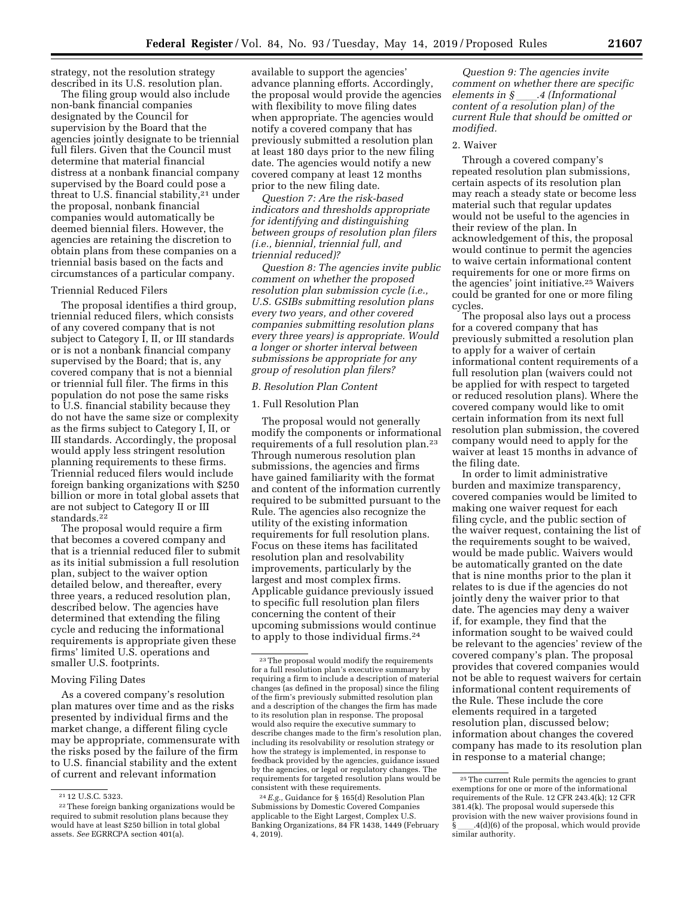strategy, not the resolution strategy described in its U.S. resolution plan.

The filing group would also include non-bank financial companies designated by the Council for supervision by the Board that the agencies jointly designate to be triennial full filers. Given that the Council must determine that material financial distress at a nonbank financial company supervised by the Board could pose a threat to U.S. financial stability,[21] under the proposal, nonbank financial companies would automatically be deemed biennial filers. However, the agencies are retaining the discretion to obtain plans from these companies on a triennial basis based on the facts and circumstances of a particular company.

### Triennial Reduced Filers

The proposal identifies a third group, triennial reduced filers, which consists of any covered company that is not subject to Category I, II, or III standards or is not a nonbank financial company supervised by the Board; that is, any covered company that is not a biennial or triennial full filer. The firms in this population do not pose the same risks to U.S. financial stability because they do not have the same size or complexity as the firms subject to Category I, II, or III standards. Accordingly, the proposal would apply less stringent resolution planning requirements to these firms. Triennial reduced filers would include foreign banking organizations with $250 billion or more in total global assets that are not subject to Category II or III standards.[22]

The proposal would require a firm that becomes a covered company and that is a triennial reduced filer to submit as its initial submission a full resolution plan, subject to the waiver option detailed below, and thereafter, every three years, a reduced resolution plan, described below. The agencies have determined that extending the filing cycle and reducing the informational requirements is appropriate given these firms' limited U.S. operations and smaller U.S. footprints.

### Moving Filing Dates

As a covered company's resolution plan matures over time and as the risks presented by individual firms and the market change, a different filing cycle may be appropriate, commensurate with the risks posed by the failure of the firm to U.S. financial stability and the extent of current and relevant information available to support the agencies' advance planning efforts. Accordingly, the proposal would provide the agencies with flexibility to move filing dates when appropriate. The agencies would notify a covered company that has previously submitted a resolution plan at least 180 days prior to the new filing date. The agencies would notify a new covered company at least 12 months prior to the new filing date.

*Question 7: Are the risk-based indicators and thresholds appropriate for identifying and distinguishing between groups of resolution plan filers (i.e., biennial, triennial full, and triennial reduced)?*

*Question 8: The agencies invite public comment on whether the proposed resolution plan submission cycle (i.e., U.S. GSIBs submitting resolution plans every two years, and other covered companies submitting resolution plans every three years) is appropriate. Would a longer or shorter interval between submissions be appropriate for any group of resolution plan filers?*

### B. Resolution Plan Content

#### 1. Full Resolution Plan

The proposal would not generally modify the components or informational requirements of a full resolution plan.[23] Through numerous resolution plan submissions, the agencies and firms have gained familiarity with the format and content of the information currently required to be submitted pursuant to the Rule. The agencies also recognize the utility of the existing information requirements for full resolution plans. Focus on these items has facilitated resolution plan and resolvability improvements, particularly by the largest and most complex firms. Applicable guidance previously issued to specific full resolution plan filers concerning the content of their upcoming submissions would continue to apply to those individual firms.[24]

*Question 9: The agencies invite comment on whether there are specific elements in § ____.4 (Informational content of a resolution plan) of the current Rule that should be omitted or modified.*

#### 2. Waiver

Through a covered company's repeated resolution plan submissions, certain aspects of its resolution plan may reach a steady state or become less material such that regular updates would not be useful to the agencies in their review of the plan. In acknowledgement of this, the proposal would continue to permit the agencies to waive certain informational content requirements for one or more firms on the agencies' joint initiative.[25] Waivers could be granted for one or more filing cycles.

The proposal also lays out a process for a covered company that has previously submitted a resolution plan to apply for a waiver of certain informational content requirements of a full resolution plan (waivers could not be applied for with respect to targeted or reduced resolution plans). Where the covered company would like to omit certain information from its next full resolution plan submission, the covered company would need to apply for the waiver at least 15 months in advance of the filing date.

In order to limit administrative burden and maximize transparency, covered companies would be limited to making one waiver request for each filing cycle, and the public section of the waiver request, containing the list of the requirements sought to be waived, would be made public. Waivers would be automatically granted on the date that is nine months prior to the plan it relates to is due if the agencies do not jointly deny the waiver prior to that date. The agencies may deny a waiver if, for example, they find that the information sought to be waived could be relevant to the agencies' review of the covered company's plan. The proposal provides that covered companies would not be able to request waivers for certain informational content requirements of the Rule. These include the core elements required in a targeted resolution plan, discussed below; information about changes the covered company has made to its resolution plan in response to a material change;

---

[21] 12 U.S.C. 5323.

[22] These foreign banking organizations would be required to submit resolution plans because they would have at least $250 billion in total global assets. *See* EGRRCPA section 401(a).

[23] The proposal would modify the requirements for a full resolution plan's executive summary by requiring a firm to include a description of material changes (as defined in the proposal) since the filing of the firm's previously submitted resolution plan and a description of the changes the firm has made to its resolution plan in response. The proposal would also require the executive summary to describe changes made to the firm's resolution plan, including its resolvability or resolution strategy or how the strategy is implemented, in response to feedback provided by the agencies, guidance issued by the agencies, or legal or regulatory changes. The requirements for targeted resolution plans would be consistent with these requirements.

[24] *E.g.,* Guidance for § 165(d) Resolution Plan Submissions by Domestic Covered Companies applicable to the Eight Largest, Complex U.S. Banking Organizations, 84 FR 1438, 1449 (February 4, 2019).

[25] The current Rule permits the agencies to grant exemptions for one or more of the informational requirements of the Rule. 12 CFR 243.4(k); 12 CFR 381.4(k). The proposal would supersede this provision with the new waiver provisions found in § ____.4(d)(6) of the proposal, which would provide similar authority.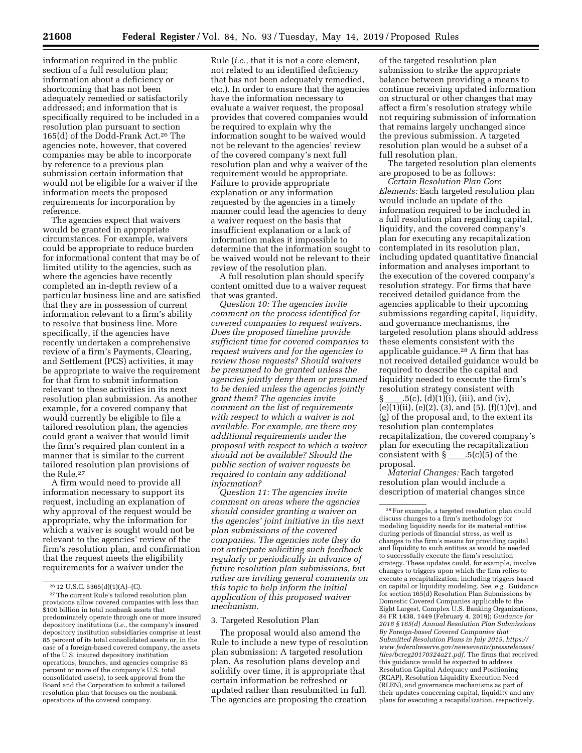information required in the public section of a full resolution plan; information about a deficiency or shortcoming that has not been adequately remedied or satisfactorily addressed; and information that is specifically required to be included in a resolution plan pursuant to section 165(d) of the Dodd-Frank Act.[26] The agencies note, however, that covered companies may be able to incorporate by reference to a previous plan submission certain information that would not be eligible for a waiver if the information meets the proposed requirements for incorporation by reference.

The agencies expect that waivers would be granted in appropriate circumstances. For example, waivers could be appropriate to reduce burden for informational content that may be of limited utility to the agencies, such as where the agencies have recently completed an in-depth review of a particular business line and are satisfied that they are in possession of current information relevant to a firm's ability to resolve that business line. More specifically, if the agencies have recently undertaken a comprehensive review of a firm's Payments, Clearing, and Settlement (PCS) activities, it may be appropriate to waive the requirement for that firm to submit information relevant to these activities in its next resolution plan submission. As another example, for a covered company that would currently be eligible to file a tailored resolution plan, the agencies could grant a waiver that would limit the firm's required plan content in a manner that is similar to the current tailored resolution plan provisions of the Rule.[27]

A firm would need to provide all information necessary to support its request, including an explanation of why approval of the request would be appropriate, why the information for which a waiver is sought would not be relevant to the agencies' review of the firm's resolution plan, and confirmation that the request meets the eligibility requirements for a waiver under the Rule (*i.e.,* that it is not a core element, not related to an identified deficiency that has not been adequately remedied, etc.). In order to ensure that the agencies have the information necessary to evaluate a waiver request, the proposal provides that covered companies would be required to explain why the information sought to be waived would not be relevant to the agencies' review of the covered company's next full resolution plan and why a waiver of the requirement would be appropriate. Failure to provide appropriate explanation or any information requested by the agencies in a timely manner could lead the agencies to deny a waiver request on the basis that insufficient explanation or a lack of information makes it impossible to determine that the information sought to be waived would not be relevant to their review of the resolution plan.

A full resolution plan should specify content omitted due to a waiver request that was granted.

*Question 10: The agencies invite comment on the process identified for covered companies to request waivers. Does the proposed timeline provide sufficient time for covered companies to request waivers and for the agencies to review those requests? Should waivers be presumed to be granted unless the agencies jointly deny them or presumed to be denied unless the agencies jointly grant them? The agencies invite comment on the list of requirements with respect to which a waiver is not available. For example, are there any additional requirements under the proposal with respect to which a waiver should not be available? Should the public section of waiver requests be required to contain any additional information?*

*Question 11: The agencies invite comment on areas where the agencies should consider granting a waiver on the agencies' joint initiative in the next plan submissions of the covered companies. The agencies note they do not anticipate soliciting such feedback regularly or periodically in advance of future resolution plan submissions, but rather are inviting general comments on this topic to help inform the initial application of this proposed waiver mechanism.*

3. Targeted Resolution Plan

The proposal would also amend the Rule to include a new type of resolution plan submission: A targeted resolution plan. As resolution plans develop and solidify over time, it is appropriate that certain information be refreshed or updated rather than resubmitted in full. The agencies are proposing the creation of the targeted resolution plan submission to strike the appropriate balance between providing a means to continue receiving updated information on structural or other changes that may affect a firm's resolution strategy while not requiring submission of information that remains largely unchanged since the previous submission. A targeted resolution plan would be a subset of a full resolution plan.

The targeted resolution plan elements are proposed to be as follows:

*Certain Resolution Plan Core Elements:* Each targeted resolution plan would include an update of the information required to be included in a full resolution plan regarding capital, liquidity, and the covered company's plan for executing any recapitalization contemplated in its resolution plan, including updated quantitative financial information and analyses important to the execution of the covered company's resolution strategy. For firms that have received detailed guidance from the agencies applicable to their upcoming submissions regarding capital, liquidity, and governance mechanisms, the targeted resolution plans should address these elements consistent with the applicable guidance.[28] A firm that has not received detailed guidance would be required to describe the capital and liquidity needed to execute the firm's resolution strategy consistent with § \_\_\_\_.5(c), (d)(1)(i), (iii), and (iv), (e)(1)(ii), (e)(2), (3), and (5), (f)(1)(v), and (g) of the proposal and, to the extent its resolution plan contemplates recapitalization, the covered company's plan for executing the recapitalization consistent with § \_\_\_\_.5(c)(5) of the proposal.

*Material Changes:* Each targeted resolution plan would include a description of material changes since

---

[26] 12 U.S.C. 5365(d)(1)(A)–(C).

[27] The current Rule's tailored resolution plan provisions allow covered companies with less than $100 billion in total nonbank assets that predominately operate through one or more insured depository institutions (*i.e.,* the company's insured depository institution subsidiaries comprise at least 85 percent of its total consolidated assets or, in the case of a foreign-based covered company, the assets of the U.S. insured depository institution operations, branches, and agencies comprise 85 percent or more of the company's U.S. total consolidated assets), to seek approval from the Board and the Corporation to submit a tailored resolution plan that focuses on the nonbank operations of the covered company.

[28] For example, a targeted resolution plan could discuss changes to a firm's methodology for modeling liquidity needs for its material entities during periods of financial stress, as well as changes to the firm's means for providing capital and liquidity to such entities as would be needed to successfully execute the firm's resolution strategy. These updates could, for example, involve changes to triggers upon which the firm relies to execute a recapitalization, including triggers based on capital or liquidity modeling. *See, e.g.,* Guidance for section 165(d) Resolution Plan Submissions by Domestic Covered Companies applicable to the Eight Largest, Complex U.S. Banking Organizations, 84 FR 1438, 1449 (February 4, 2019); *Guidance for 2018 § 165(d) Annual Resolution Plan Submissions By Foreign-based Covered Companies that Submitted Resolution Plans in July 2015, https://www.federalreserve.gov/newsevents/pressreleases/files/bcreg20170324a21.pdf.* The firms that received this guidance would be expected to address Resolution Capital Adequacy and Positioning (RCAP), Resolution Liquidity Execution Need (RLEN), and governance mechanisms as part of their updates concerning capital, liquidity and any plans for executing a recapitalization, respectively.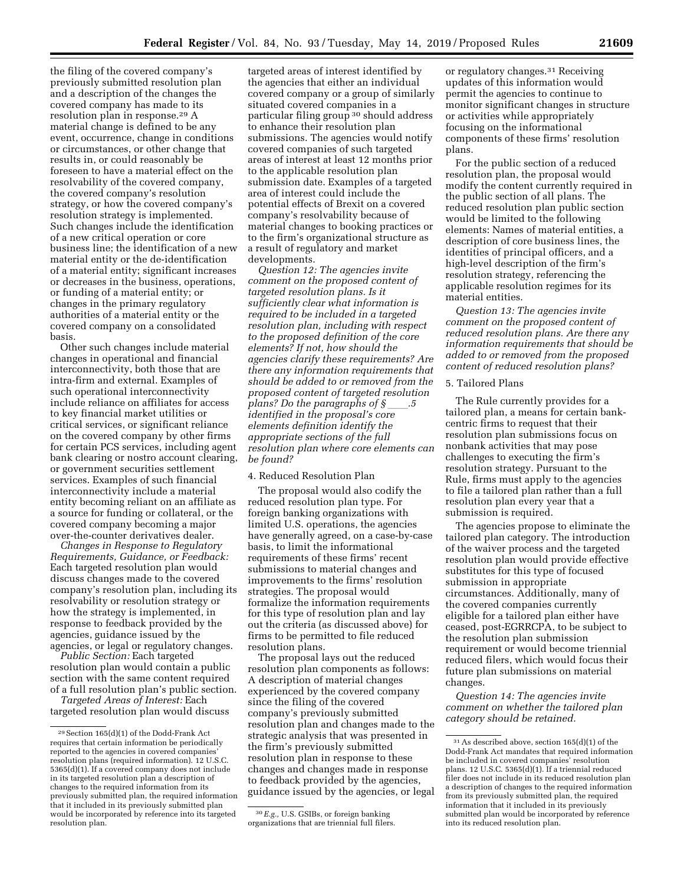the filing of the covered company's previously submitted resolution plan and a description of the changes the covered company has made to its resolution plan in response.[29] A material change is defined to be any event, occurrence, change in conditions or circumstances, or other change that results in, or could reasonably be foreseen to have a material effect on the resolvability of the covered company, the covered company's resolution strategy, or how the covered company's resolution strategy is implemented. Such changes include the identification of a new critical operation or core business line; the identification of a new material entity or the de-identification of a material entity; significant increases or decreases in the business, operations, or funding of a material entity; or changes in the primary regulatory authorities of a material entity or the covered company on a consolidated basis.

Other such changes include material changes in operational and financial interconnectivity, both those that are intra-firm and external. Examples of such operational interconnectivity include reliance on affiliates for access to key financial market utilities or critical services, or significant reliance on the covered company by other firms for certain PCS services, including agent bank clearing or nostro account clearing, or government securities settlement services. Examples of such financial interconnectivity include a material entity becoming reliant on an affiliate as a source for funding or collateral, or the covered company becoming a major over-the-counter derivatives dealer.

*Changes in Response to Regulatory Requirements, Guidance, or Feedback:* Each targeted resolution plan would discuss changes made to the covered company's resolution plan, including its resolvability or resolution strategy or how the strategy is implemented, in response to feedback provided by the agencies, guidance issued by the agencies, or legal or regulatory changes.

*Public Section:* Each targeted resolution plan would contain a public section with the same content required of a full resolution plan's public section.

*Targeted Areas of Interest:* Each targeted resolution plan would discuss targeted areas of interest identified by the agencies that either an individual covered company or a group of similarly situated covered companies in a particular filing group[30] should address to enhance their resolution plan submissions. The agencies would notify covered companies of such targeted areas of interest at least 12 months prior to the applicable resolution plan submission date. Examples of a targeted area of interest could include the potential effects of Brexit on a covered company's resolvability because of material changes to booking practices or to the firm's organizational structure as a result of regulatory and market developments.

*Question 12: The agencies invite comment on the proposed content of targeted resolution plans. Is it sufficiently clear what information is required to be included in a targeted resolution plan, including with respect to the proposed definition of the core elements? If not, how should the agencies clarify these requirements? Are there any information requirements that should be added to or removed from the proposed content of targeted resolution plans? Do the paragraphs of § \_\_\_\_.5 identified in the proposal's core elements definition identify the appropriate sections of the full resolution plan where core elements can be found?*

4. Reduced Resolution Plan

The proposal would also codify the reduced resolution plan type. For foreign banking organizations with limited U.S. operations, the agencies have generally agreed, on a case-by-case basis, to limit the informational requirements of these firms' recent submissions to material changes and improvements to the firms' resolution strategies. The proposal would formalize the information requirements for this type of resolution plan and lay out the criteria (as discussed above) for firms to be permitted to file reduced resolution plans.

The proposal lays out the reduced resolution plan components as follows: A description of material changes experienced by the covered company since the filing of the covered company's previously submitted resolution plan and changes made to the strategic analysis that was presented in the firm's previously submitted resolution plan in response to these changes and changes made in response to feedback provided by the agencies, guidance issued by the agencies, or legal or regulatory changes.[31] Receiving updates of this information would permit the agencies to continue to monitor significant changes in structure or activities while appropriately focusing on the informational components of these firms' resolution plans.

For the public section of a reduced resolution plan, the proposal would modify the content currently required in the public section of all plans. The reduced resolution plan public section would be limited to the following elements: Names of material entities, a description of core business lines, the identities of principal officers, and a high-level description of the firm's resolution strategy, referencing the applicable resolution regimes for its material entities.

*Question 13: The agencies invite comment on the proposed content of reduced resolution plans. Are there any information requirements that should be added to or removed from the proposed content of reduced resolution plans?*

5. Tailored Plans

The Rule currently provides for a tailored plan, a means for certain bank-centric firms to request that their resolution plan submissions focus on nonbank activities that may pose challenges to executing the firm's resolution strategy. Pursuant to the Rule, firms must apply to the agencies to file a tailored plan rather than a full resolution plan every year that a submission is required.

The agencies propose to eliminate the tailored plan category. The introduction of the waiver process and the targeted resolution plan would provide effective substitutes for this type of focused submission in appropriate circumstances. Additionally, many of the covered companies currently eligible for a tailored plan either have ceased, post-EGRRCPA, to be subject to the resolution plan submission requirement or would become triennial reduced filers, which would focus their future plan submissions on material changes.

*Question 14: The agencies invite comment on whether the tailored plan category should be retained.*

---

[29] Section 165(d)(1) of the Dodd-Frank Act requires that certain information be periodically reported to the agencies in covered companies' resolution plans (required information). 12 U.S.C. 5365(d)(1). If a covered company does not include in its targeted resolution plan a description of changes to the required information from its previously submitted plan, the required information that it included in its previously submitted plan would be incorporated by reference into its targeted resolution plan.

[30] *E.g.*, U.S. GSIBs, or foreign banking organizations that are triennial full filers.

[31] As described above, section 165(d)(1) of the Dodd-Frank Act mandates that required information be included in covered companies' resolution plans. 12 U.S.C. 5365(d)(1). If a triennial reduced filer does not include in its reduced resolution plan a description of changes to the required information from its previously submitted plan, the required information that it included in its previously submitted plan would be incorporated by reference into its reduced resolution plan.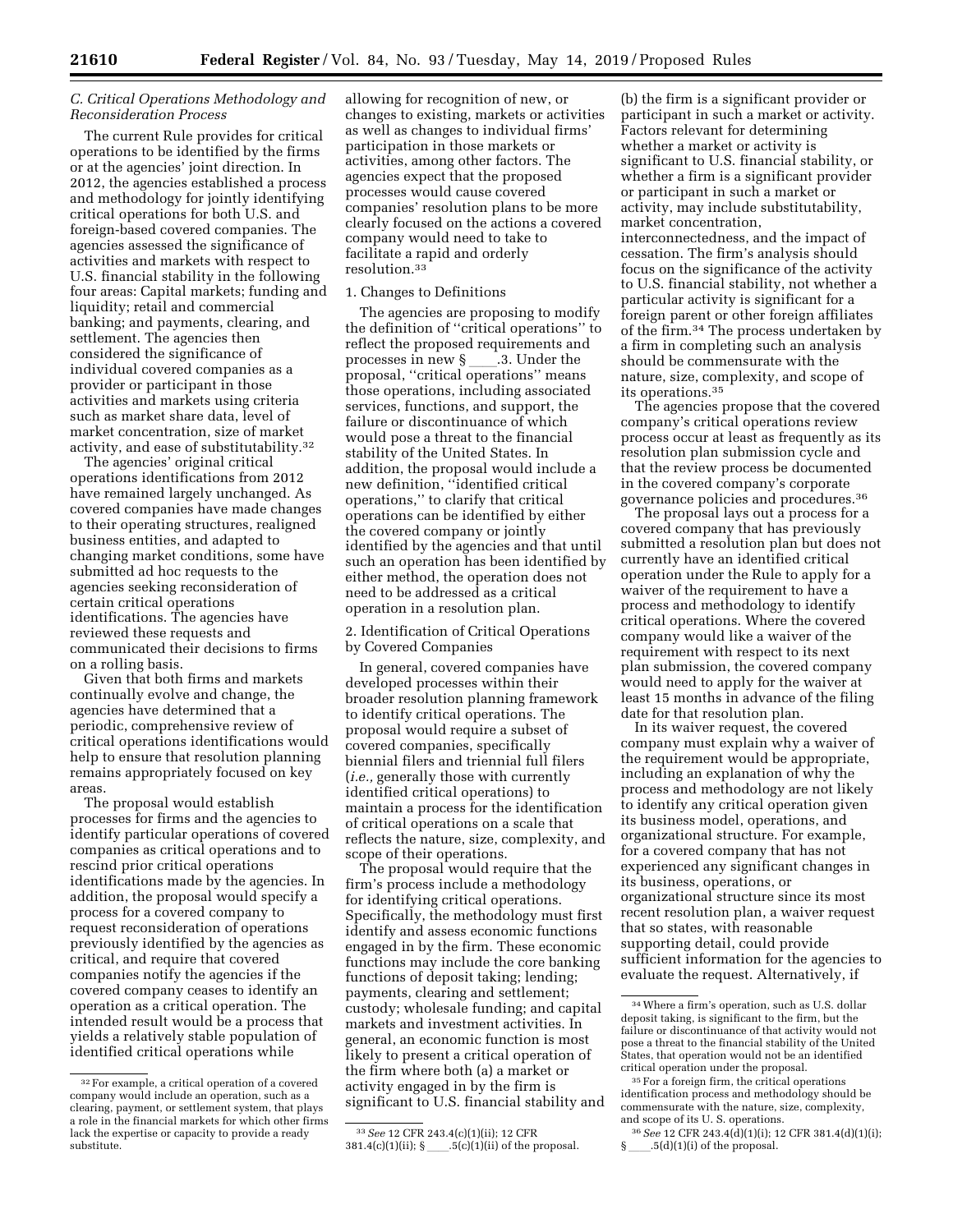### C. Critical Operations Methodology and Reconsideration Process

The current Rule provides for critical operations to be identified by the firms or at the agencies' joint direction. In 2012, the agencies established a process and methodology for jointly identifying critical operations for both U.S. and foreign-based covered companies. The agencies assessed the significance of activities and markets with respect to U.S. financial stability in the following four areas: Capital markets; funding and liquidity; retail and commercial banking; and payments, clearing, and settlement. The agencies then considered the significance of individual covered companies as a provider or participant in those activities and markets using criteria such as market share data, level of market concentration, size of market activity, and ease of substitutability.[32]

The agencies' original critical operations identifications from 2012 have remained largely unchanged. As covered companies have made changes to their operating structures, realigned business entities, and adapted to changing market conditions, some have submitted ad hoc requests to the agencies seeking reconsideration of certain critical operations identifications. The agencies have reviewed these requests and communicated their decisions to firms on a rolling basis.

Given that both firms and markets continually evolve and change, the agencies have determined that a periodic, comprehensive review of critical operations identifications would help to ensure that resolution planning remains appropriately focused on key areas.

The proposal would establish processes for firms and the agencies to identify particular operations of covered companies as critical operations and to rescind prior critical operations identifications made by the agencies. In addition, the proposal would specify a process for a covered company to request reconsideration of operations previously identified by the agencies as critical, and require that covered companies notify the agencies if the covered company ceases to identify an operation as a critical operation. The intended result would be a process that yields a relatively stable population of identified critical operations while allowing for recognition of new, or changes to existing, markets or activities as well as changes to individual firms' participation in those markets or activities, among other factors. The agencies expect that the proposed processes would cause covered companies' resolution plans to be more clearly focused on the actions a covered company would need to take to facilitate a rapid and orderly resolution.[33]

#### 1. Changes to Definitions

The agencies are proposing to modify the definition of "critical operations" to reflect the proposed requirements and processes in new § ____.3. Under the proposal, "critical operations" means those operations, including associated services, functions, and support, the failure or discontinuance of which would pose a threat to the financial stability of the United States. In addition, the proposal would include a new definition, "identified critical operations," to clarify that critical operations can be identified by either the covered company or jointly identified by the agencies and that until such an operation has been identified by either method, the operation does not need to be addressed as a critical operation in a resolution plan.

#### 2. Identification of Critical Operations by Covered Companies

In general, covered companies have developed processes within their broader resolution planning framework to identify critical operations. The proposal would require a subset of covered companies, specifically biennial filers and triennial full filers (*i.e.,* generally those with currently identified critical operations) to maintain a process for the identification of critical operations on a scale that reflects the nature, size, complexity, and scope of their operations.

The proposal would require that the firm's process include a methodology for identifying critical operations. Specifically, the methodology must first identify and assess economic functions engaged in by the firm. These economic functions may include the core banking functions of deposit taking; lending; payments, clearing and settlement; custody; wholesale funding; and capital markets and investment activities. In general, an economic function is most likely to present a critical operation of the firm where both (a) a market or activity engaged in by the firm is significant to U.S. financial stability and (b) the firm is a significant provider or participant in such a market or activity. Factors relevant for determining whether a market or activity is significant to U.S. financial stability, or whether a firm is a significant provider or participant in such a market or activity, may include substitutability, market concentration, interconnectedness, and the impact of cessation. The firm's analysis should focus on the significance of the activity to U.S. financial stability, not whether a particular activity is significant for a foreign parent or other foreign affiliates of the firm.[34] The process undertaken by a firm in completing such an analysis should be commensurate with the nature, size, complexity, and scope of its operations.[35]

The agencies propose that the covered company's critical operations review process occur at least as frequently as its resolution plan submission cycle and that the review process be documented in the covered company's corporate governance policies and procedures.[36]

The proposal lays out a process for a covered company that has previously submitted a resolution plan but does not currently have an identified critical operation under the Rule to apply for a waiver of the requirement to have a process and methodology to identify critical operations. Where the covered company would like a waiver of the requirement with respect to its next plan submission, the covered company would need to apply for the waiver at least 15 months in advance of the filing date for that resolution plan.

In its waiver request, the covered company must explain why a waiver of the requirement would be appropriate, including an explanation of why the process and methodology are not likely to identify any critical operation given its business model, operations, and organizational structure. For example, for a covered company that has not experienced any significant changes in its business, operations, or organizational structure since its most recent resolution plan, a waiver request that so states, with reasonable supporting detail, could provide sufficient information for the agencies to evaluate the request. Alternatively, if

---

[32] For example, a critical operation of a covered company would include an operation, such as a clearing, payment, or settlement system, that plays a role in the financial markets for which other firms lack the expertise or capacity to provide a ready substitute.

[33] *See* 12 CFR 243.4(c)(1)(ii); 12 CFR 381.4(c)(1)(ii); § ____.5(c)(1)(ii) of the proposal.

[34] Where a firm's operation, such as U.S. dollar deposit taking, is significant to the firm, but the failure or discontinuance of that activity would not pose a threat to the financial stability of the United States, that operation would not be an identified critical operation under the proposal.

[35] For a foreign firm, the critical operations identification process and methodology should be commensurate with the nature, size, complexity, and scope of its U. S. operations.

[36] *See* 12 CFR 243.4(d)(1)(i); 12 CFR 381.4(d)(1)(i); § ____.5(d)(1)(i) of the proposal.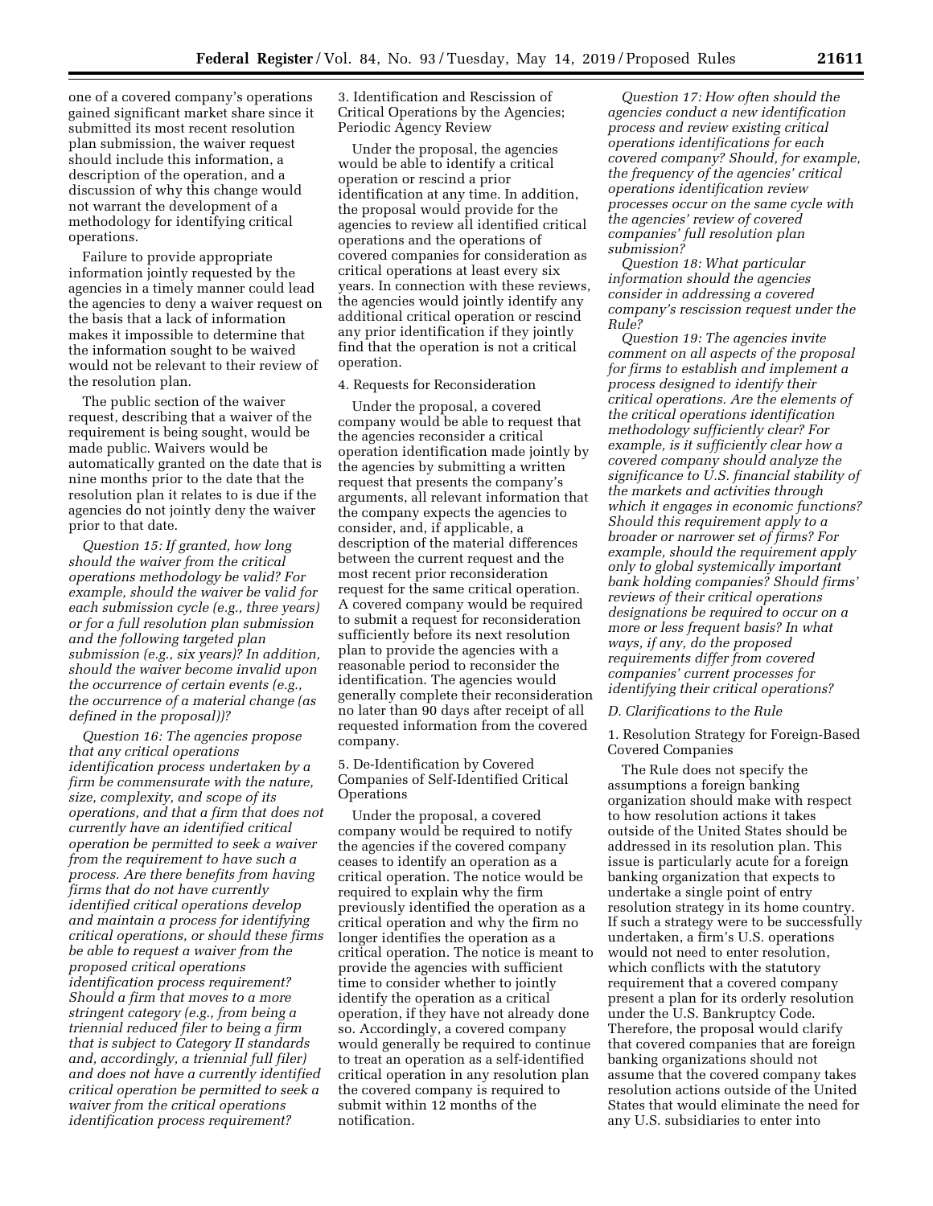one of a covered company's operations gained significant market share since it submitted its most recent resolution plan submission, the waiver request should include this information, a description of the operation, and a discussion of why this change would not warrant the development of a methodology for identifying critical operations.

Failure to provide appropriate information jointly requested by the agencies in a timely manner could lead the agencies to deny a waiver request on the basis that a lack of information makes it impossible to determine that the information sought to be waived would not be relevant to their review of the resolution plan.

The public section of the waiver request, describing that a waiver of the requirement is being sought, would be made public. Waivers would be automatically granted on the date that is nine months prior to the date that the resolution plan it relates to is due if the agencies do not jointly deny the waiver prior to that date.

*Question 15: If granted, how long should the waiver from the critical operations methodology be valid? For example, should the waiver be valid for each submission cycle (e.g., three years) or for a full resolution plan submission and the following targeted plan submission (e.g., six years)? In addition, should the waiver become invalid upon the occurrence of certain events (e.g., the occurrence of a material change (as defined in the proposal))?*

*Question 16: The agencies propose that any critical operations identification process undertaken by a firm be commensurate with the nature, size, complexity, and scope of its operations, and that a firm that does not currently have an identified critical operation be permitted to seek a waiver from the requirement to have such a process. Are there benefits from having firms that do not have currently identified critical operations develop and maintain a process for identifying critical operations, or should these firms be able to request a waiver from the proposed critical operations identification process requirement? Should a firm that moves to a more stringent category (e.g., from being a triennial reduced filer to being a firm that is subject to Category II standards and, accordingly, a triennial full filer) and does not have a currently identified critical operation be permitted to seek a waiver from the critical operations identification process requirement?*

3. Identification and Rescission of Critical Operations by the Agencies; Periodic Agency Review

Under the proposal, the agencies would be able to identify a critical operation or rescind a prior identification at any time. In addition, the proposal would provide for the agencies to review all identified critical operations and the operations of covered companies for consideration as critical operations at least every six years. In connection with these reviews, the agencies would jointly identify any additional critical operation or rescind any prior identification if they jointly find that the operation is not a critical operation.

4. Requests for Reconsideration

Under the proposal, a covered company would be able to request that the agencies reconsider a critical operation identification made jointly by the agencies by submitting a written request that presents the company's arguments, all relevant information that the company expects the agencies to consider, and, if applicable, a description of the material differences between the current request and the most recent prior reconsideration request for the same critical operation. A covered company would be required to submit a request for reconsideration sufficiently before its next resolution plan to provide the agencies with a reasonable period to reconsider the identification. The agencies would generally complete their reconsideration no later than 90 days after receipt of all requested information from the covered company.

5. De-Identification by Covered Companies of Self-Identified Critical Operations

Under the proposal, a covered company would be required to notify the agencies if the covered company ceases to identify an operation as a critical operation. The notice would be required to explain why the firm previously identified the operation as a critical operation and why the firm no longer identifies the operation as a critical operation. The notice is meant to provide the agencies with sufficient time to consider whether to jointly identify the operation as a critical operation, if they have not already done so. Accordingly, a covered company would generally be required to continue to treat an operation as a self-identified critical operation in any resolution plan the covered company is required to submit within 12 months of the notification.

*Question 17: How often should the agencies conduct a new identification process and review existing critical operations identifications for each covered company? Should, for example, the frequency of the agencies' critical operations identification review processes occur on the same cycle with the agencies' review of covered companies' full resolution plan submission?*

*Question 18: What particular information should the agencies consider in addressing a covered company's rescission request under the Rule?*

*Question 19: The agencies invite comment on all aspects of the proposal for firms to establish and implement a process designed to identify their critical operations. Are the elements of the critical operations identification methodology sufficiently clear? For example, is it sufficiently clear how a covered company should analyze the significance to U.S. financial stability of the markets and activities through which it engages in economic functions? Should this requirement apply to a broader or narrower set of firms? For example, should the requirement apply only to global systemically important bank holding companies? Should firms' reviews of their critical operations designations be required to occur on a more or less frequent basis? In what ways, if any, do the proposed requirements differ from covered companies' current processes for identifying their critical operations?*

*D. Clarifications to the Rule*

1. Resolution Strategy for Foreign-Based Covered Companies

The Rule does not specify the assumptions a foreign banking organization should make with respect to how resolution actions it takes outside of the United States should be addressed in its resolution plan. This issue is particularly acute for a foreign banking organization that expects to undertake a single point of entry resolution strategy in its home country. If such a strategy were to be successfully undertaken, a firm's U.S. operations would not need to enter resolution, which conflicts with the statutory requirement that a covered company present a plan for its orderly resolution under the U.S. Bankruptcy Code. Therefore, the proposal would clarify that covered companies that are foreign banking organizations should not assume that the covered company takes resolution actions outside of the United States that would eliminate the need for any U.S. subsidiaries to enter into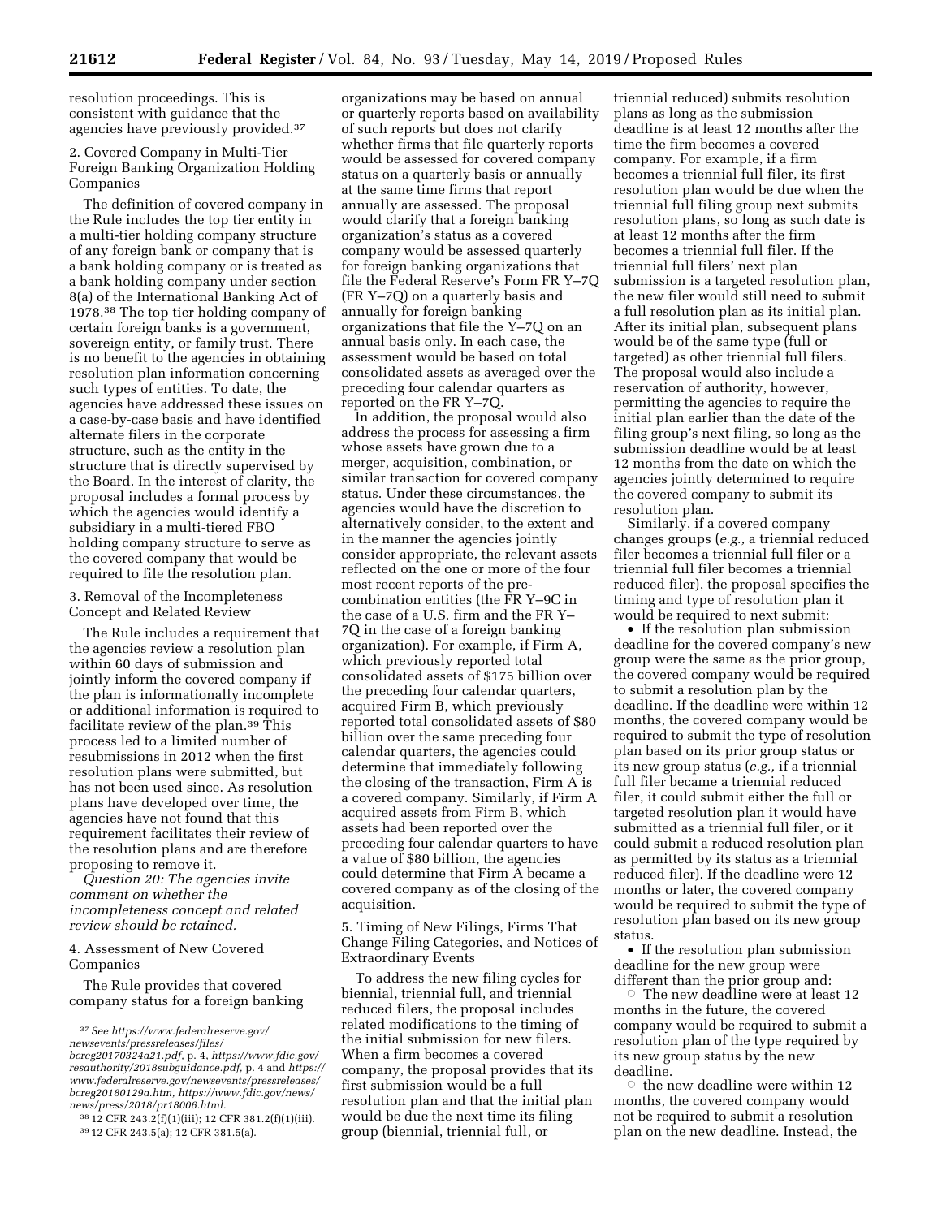resolution proceedings. This is consistent with guidance that the agencies have previously provided.[37]

2. Covered Company in Multi-Tier Foreign Banking Organization Holding Companies

The definition of covered company in the Rule includes the top tier entity in a multi-tier holding company structure of any foreign bank or company that is a bank holding company or is treated as a bank holding company under section 8(a) of the International Banking Act of 1978.[38] The top tier holding company of certain foreign banks is a government, sovereign entity, or family trust. There is no benefit to the agencies in obtaining resolution plan information concerning such types of entities. To date, the agencies have addressed these issues on a case-by-case basis and have identified alternate filers in the corporate structure, such as the entity in the structure that is directly supervised by the Board. In the interest of clarity, the proposal includes a formal process by which the agencies would identify a subsidiary in a multi-tiered FBO holding company structure to serve as the covered company that would be required to file the resolution plan.

3. Removal of the Incompleteness Concept and Related Review

The Rule includes a requirement that the agencies review a resolution plan within 60 days of submission and jointly inform the covered company if the plan is informationally incomplete or additional information is required to facilitate review of the plan.[39] This process led to a limited number of resubmissions in 2012 when the first resolution plans were submitted, but has not been used since. As resolution plans have developed over time, the agencies have not found that this requirement facilitates their review of the resolution plans and are therefore proposing to remove it.

*Question 20: The agencies invite comment on whether the incompleteness concept and related review should be retained.*

4. Assessment of New Covered Companies

The Rule provides that covered company status for a foreign banking organizations may be based on annual or quarterly reports based on availability of such reports but does not clarify whether firms that file quarterly reports would be assessed for covered company status on a quarterly basis or annually at the same time firms that report annually are assessed. The proposal would clarify that a foreign banking organization's status as a covered company would be assessed quarterly for foreign banking organizations that file the Federal Reserve's Form FR Y–7Q (FR Y–7Q) on a quarterly basis and annually for foreign banking organizations that file the Y–7Q on an annual basis only. In each case, the assessment would be based on total consolidated assets as averaged over the preceding four calendar quarters as reported on the FR Y–7Q.

In addition, the proposal would also address the process for assessing a firm whose assets have grown due to a merger, acquisition, combination, or similar transaction for covered company status. Under these circumstances, the agencies would have the discretion to alternatively consider, to the extent and in the manner the agencies jointly consider appropriate, the relevant assets reflected on the one or more of the four most recent reports of the pre-combination entities (the FR Y–9C in the case of a U.S. firm and the FR Y–7Q in the case of a foreign banking organization). For example, if Firm A, which previously reported total consolidated assets of $175 billion over the preceding four calendar quarters, acquired Firm B, which previously reported total consolidated assets of $80 billion over the same preceding four calendar quarters, the agencies could determine that immediately following the closing of the transaction, Firm A is a covered company. Similarly, if Firm A acquired assets from Firm B, which assets had been reported over the preceding four calendar quarters to have a value of $80 billion, the agencies could determine that Firm A became a covered company as of the closing of the acquisition.

5. Timing of New Filings, Firms That Change Filing Categories, and Notices of Extraordinary Events

To address the new filing cycles for biennial, triennial full, and triennial reduced filers, the proposal includes related modifications to the timing of the initial submission for new filers. When a firm becomes a covered company, the proposal provides that its first submission would be a full resolution plan and that the initial plan would be due the next time its filing group (biennial, triennial full, or triennial reduced) submits resolution plans as long as the submission deadline is at least 12 months after the time the firm becomes a covered company. For example, if a firm becomes a triennial full filer, its first resolution plan would be due when the triennial full filing group next submits resolution plans, so long as such date is at least 12 months after the firm becomes a triennial full filer. If the triennial full filers' next plan submission is a targeted resolution plan, the new filer would still need to submit a full resolution plan as its initial plan. After its initial plan, subsequent plans would be of the same type (full or targeted) as other triennial full filers. The proposal would also include a reservation of authority, however, permitting the agencies to require the initial plan earlier than the date of the filing group's next filing, so long as the submission deadline would be at least 12 months from the date on which the agencies jointly determined to require the covered company to submit its resolution plan.

Similarly, if a covered company changes groups (*e.g.,* a triennial reduced filer becomes a triennial full filer or a triennial full filer becomes a triennial reduced filer), the proposal specifies the timing and type of resolution plan it would be required to next submit:

- If the resolution plan submission deadline for the covered company's new group were the same as the prior group, the covered company would be required to submit a resolution plan by the deadline. If the deadline were within 12 months, the covered company would be required to submit the type of resolution plan based on its prior group status or its new group status (*e.g.,* if a triennial full filer became a triennial reduced filer, it could submit either the full or targeted resolution plan it would have submitted as a triennial full filer, or it could submit a reduced resolution plan as permitted by its status as a triennial reduced filer). If the deadline were 12 months or later, the covered company would be required to submit the type of resolution plan based on its new group status.
- If the resolution plan submission deadline for the new group were different than the prior group and:
  - The new deadline were at least 12 months in the future, the covered company would be required to submit a resolution plan of the type required by its new group status by the new deadline.
  - the new deadline were within 12 months, the covered company would not be required to submit a resolution plan on the new deadline. Instead, the

---

[37] *See https://www.federalreserve.gov/newsevents/pressreleases/files/bcreg20170324a21.pdf,* p. 4, *https://www.fdic.gov/resauthority/2018subguidance.pdf,* p. 4 and *https://www.federalreserve.gov/newsevents/pressreleases/bcreg20180129a.htm, https://www.fdic.gov/news/news/press/2018/pr18006.html.*

[38] 12 CFR 243.2(f)(1)(iii); 12 CFR 381.2(f)(1)(iii).

[39] 12 CFR 243.5(a); 12 CFR 381.5(a).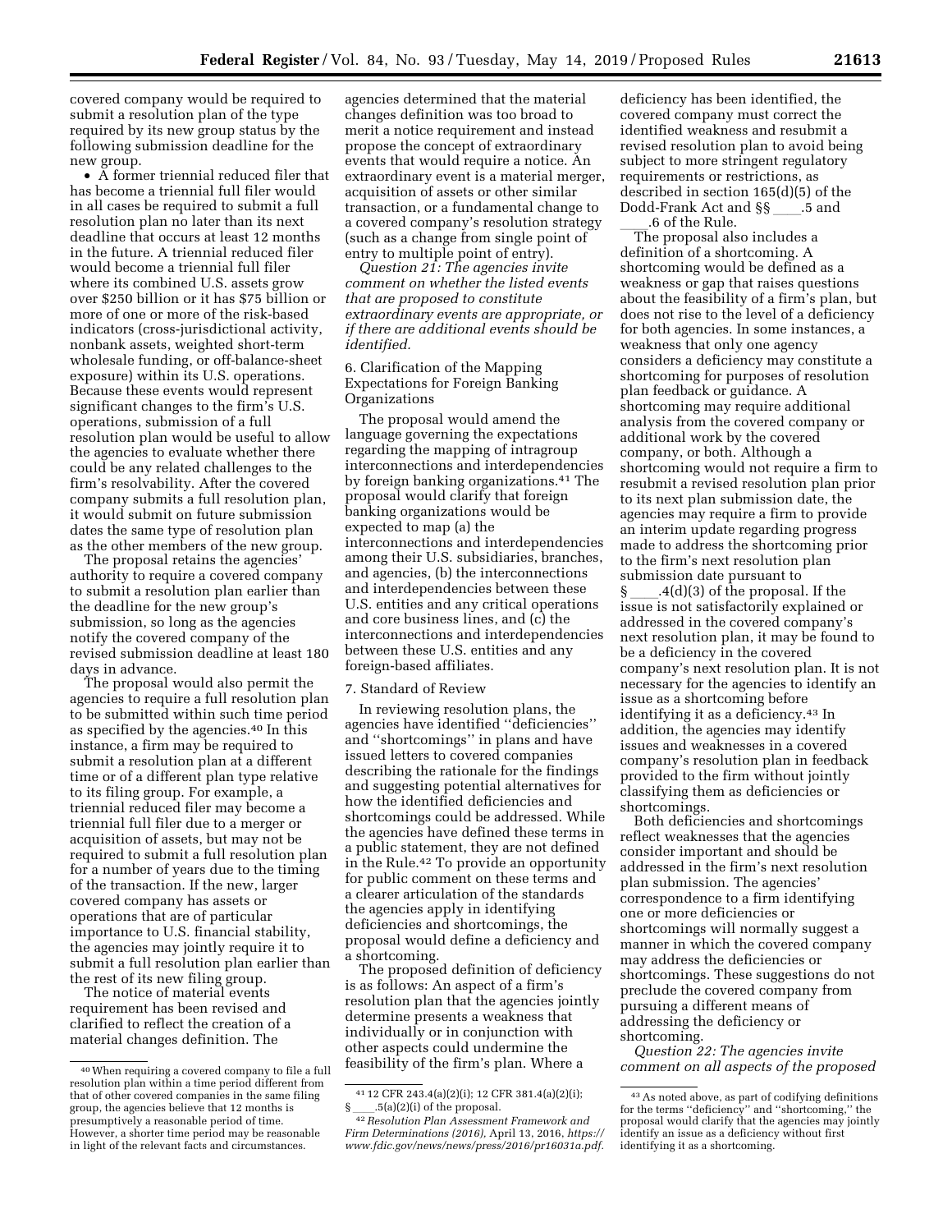covered company would be required to submit a resolution plan of the type required by its new group status by the following submission deadline for the new group.

- A former triennial reduced filer that has become a triennial full filer would in all cases be required to submit a full resolution plan no later than its next deadline that occurs at least 12 months in the future. A triennial reduced filer would become a triennial full filer where its combined U.S. assets grow over $250 billion or it has $75 billion or more of one or more of the risk-based indicators (cross-jurisdictional activity, nonbank assets, weighted short-term wholesale funding, or off-balance-sheet exposure) within its U.S. operations. Because these events would represent significant changes to the firm's U.S. operations, submission of a full resolution plan would be useful to allow the agencies to evaluate whether there could be any related challenges to the firm's resolvability. After the covered company submits a full resolution plan, it would submit on future submission dates the same type of resolution plan as the other members of the new group.

The proposal retains the agencies' authority to require a covered company to submit a resolution plan earlier than the deadline for the new group's submission, so long as the agencies notify the covered company of the revised submission deadline at least 180 days in advance.

The proposal would also permit the agencies to require a full resolution plan to be submitted within such time period as specified by the agencies.[40] In this instance, a firm may be required to submit a resolution plan at a different time or of a different plan type relative to its filing group. For example, a triennial reduced filer may become a triennial full filer due to a merger or acquisition of assets, but may not be required to submit a full resolution plan for a number of years due to the timing of the transaction. If the new, larger covered company has assets or operations that are of particular importance to U.S. financial stability, the agencies may jointly require it to submit a full resolution plan earlier than the rest of its new filing group.

The notice of material events requirement has been revised and clarified to reflect the creation of a material changes definition. The agencies determined that the material changes definition was too broad to merit a notice requirement and instead propose the concept of extraordinary events that would require a notice. An extraordinary event is a material merger, acquisition of assets or other similar transaction, or a fundamental change to a covered company's resolution strategy (such as a change from single point of entry to multiple point of entry).

*Question 21: The agencies invite comment on whether the listed events that are proposed to constitute extraordinary events are appropriate, or if there are additional events should be identified.*

6. Clarification of the Mapping Expectations for Foreign Banking Organizations

The proposal would amend the language governing the expectations regarding the mapping of intragroup interconnections and interdependencies by foreign banking organizations.[41] The proposal would clarify that foreign banking organizations would be expected to map (a) the interconnections and interdependencies among their U.S. subsidiaries, branches, and agencies, (b) the interconnections and interdependencies between these U.S. entities and any critical operations and core business lines, and (c) the interconnections and interdependencies between these U.S. entities and any foreign-based affiliates.

7. Standard of Review

In reviewing resolution plans, the agencies have identified "deficiencies" and "shortcomings" in plans and have issued letters to covered companies describing the rationale for the findings and suggesting potential alternatives for how the identified deficiencies and shortcomings could be addressed. While the agencies have defined these terms in a public statement, they are not defined in the Rule.[42] To provide an opportunity for public comment on these terms and a clearer articulation of the standards the agencies apply in identifying deficiencies and shortcomings, the proposal would define a deficiency and a shortcoming.

The proposed definition of deficiency is as follows: An aspect of a firm's resolution plan that the agencies jointly determine presents a weakness that individually or in conjunction with other aspects could undermine the feasibility of the firm's plan. Where a deficiency has been identified, the covered company must correct the identified weakness and resubmit a revised resolution plan to avoid being subject to more stringent regulatory requirements or restrictions, as described in section 165(d)(5) of the Dodd-Frank Act and §§ ____.5 and ____.6 of the Rule.

The proposal also includes a definition of a shortcoming. A shortcoming would be defined as a weakness or gap that raises questions about the feasibility of a firm's plan, but does not rise to the level of a deficiency for both agencies. In some instances, a weakness that only one agency considers a deficiency may constitute a shortcoming for purposes of resolution plan feedback or guidance. A shortcoming may require additional analysis from the covered company or additional work by the covered company, or both. Although a shortcoming would not require a firm to resubmit a revised resolution plan prior to its next plan submission date, the agencies may require a firm to provide an interim update regarding progress made to address the shortcoming prior to the firm's next resolution plan submission date pursuant to § ____.4(d)(3) of the proposal. If the issue is not satisfactorily explained or addressed in the covered company's next resolution plan, it may be found to be a deficiency in the covered company's next resolution plan. It is not necessary for the agencies to identify an issue as a shortcoming before identifying it as a deficiency.[43] In addition, the agencies may identify issues and weaknesses in a covered company's resolution plan in feedback provided to the firm without jointly classifying them as deficiencies or shortcomings.

Both deficiencies and shortcomings reflect weaknesses that the agencies consider important and should be addressed in the firm's next resolution plan submission. The agencies' correspondence to a firm identifying one or more deficiencies or shortcomings will normally suggest a manner in which the covered company may address the deficiencies or shortcomings. These suggestions do not preclude the covered company from pursuing a different means of addressing the deficiency or shortcoming.

*Question 22: The agencies invite comment on all aspects of the proposed*

---

[40] When requiring a covered company to file a full resolution plan within a time period different from that of other covered companies in the same filing group, the agencies believe that 12 months is presumptively a reasonable period of time. However, a shorter time period may be reasonable in light of the relevant facts and circumstances.

[41] 12 CFR 243.4(a)(2)(i); 12 CFR 381.4(a)(2)(i); § ____.5(a)(2)(i) of the proposal.

[42] *Resolution Plan Assessment Framework and Firm Determinations (2016),* April 13, 2016, *https://www.fdic.gov/news/news/press/2016/pr16031a.pdf.*

[43] As noted above, as part of codifying definitions for the terms "deficiency" and "shortcoming," the proposal would clarify that the agencies may jointly identify an issue as a deficiency without first identifying it as a shortcoming.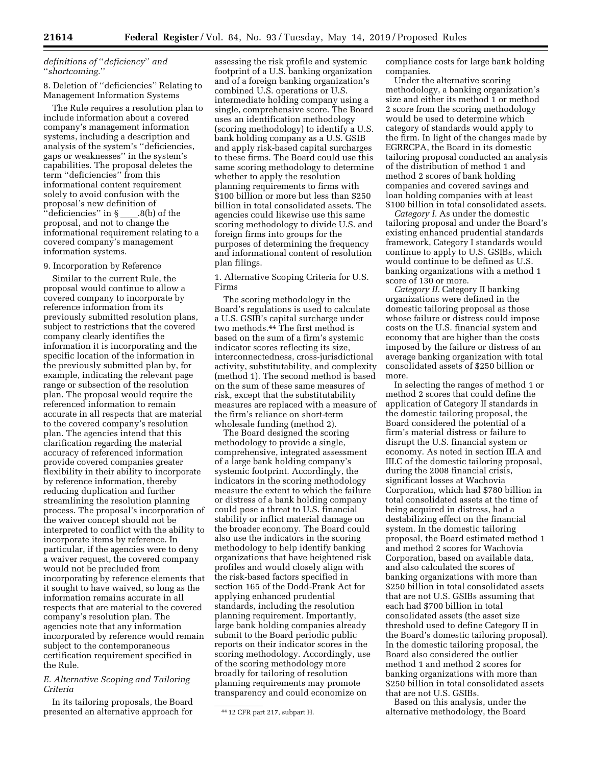*definitions of ''deficiency'' and ''shortcoming.''*

8. Deletion of ''deficiencies'' Relating to Management Information Systems

The Rule requires a resolution plan to include information about a covered company's management information systems, including a description and analysis of the system's ''deficiencies, gaps or weaknesses'' in the system's capabilities. The proposal deletes the term ''deficiencies'' from this informational content requirement solely to avoid confusion with the proposal's new definition of ''deficiencies'' in § ____.8(b) of the proposal, and not to change the informational requirement relating to a covered company's management information systems.

9. Incorporation by Reference

Similar to the current Rule, the proposal would continue to allow a covered company to incorporate by reference information from its previously submitted resolution plans, subject to restrictions that the covered company clearly identifies the information it is incorporating and the specific location of the information in the previously submitted plan by, for example, indicating the relevant page range or subsection of the resolution plan. The proposal would require the referenced information to remain accurate in all respects that are material to the covered company's resolution plan. The agencies intend that this clarification regarding the material accuracy of referenced information provide covered companies greater flexibility in their ability to incorporate by reference information, thereby reducing duplication and further streamlining the resolution planning process. The proposal's incorporation of the waiver concept should not be interpreted to conflict with the ability to incorporate items by reference. In particular, if the agencies were to deny a waiver request, the covered company would not be precluded from incorporating by reference elements that it sought to have waived, so long as the information remains accurate in all respects that are material to the covered company's resolution plan. The agencies note that any information incorporated by reference would remain subject to the contemporaneous certification requirement specified in the Rule.

### *E. Alternative Scoping and Tailoring Criteria*

In its tailoring proposals, the Board presented an alternative approach for assessing the risk profile and systemic footprint of a U.S. banking organization and of a foreign banking organization's combined U.S. operations or U.S. intermediate holding company using a single, comprehensive score. The Board uses an identification methodology (scoring methodology) to identify a U.S. bank holding company as a U.S. GSIB and apply risk-based capital surcharges to these firms. The Board could use this same scoring methodology to determine whether to apply the resolution planning requirements to firms with \$100 billion or more but less than \$250 billion in total consolidated assets. The agencies could likewise use this same scoring methodology to divide U.S. and foreign firms into groups for the purposes of determining the frequency and informational content of resolution plan filings.

1. Alternative Scoping Criteria for U.S. Firms

The scoring methodology in the Board's regulations is used to calculate a U.S. GSIB's capital surcharge under two methods.[44] The first method is based on the sum of a firm's systemic indicator scores reflecting its size, interconnectedness, cross-jurisdictional activity, substitutability, and complexity (method 1). The second method is based on the sum of these same measures of risk, except that the substitutability measures are replaced with a measure of the firm's reliance on short-term wholesale funding (method 2).

The Board designed the scoring methodology to provide a single, comprehensive, integrated assessment of a large bank holding company's systemic footprint. Accordingly, the indicators in the scoring methodology measure the extent to which the failure or distress of a bank holding company could pose a threat to U.S. financial stability or inflict material damage on the broader economy. The Board could also use the indicators in the scoring methodology to help identify banking organizations that have heightened risk profiles and would closely align with the risk-based factors specified in section 165 of the Dodd-Frank Act for applying enhanced prudential standards, including the resolution planning requirement. Importantly, large bank holding companies already submit to the Board periodic public reports on their indicator scores in the scoring methodology. Accordingly, use of the scoring methodology more broadly for tailoring of resolution planning requirements may promote transparency and could economize on compliance costs for large bank holding companies.

Under the alternative scoring methodology, a banking organization's size and either its method 1 or method 2 score from the scoring methodology would be used to determine which category of standards would apply to the firm. In light of the changes made by EGRRCPA, the Board in its domestic tailoring proposal conducted an analysis of the distribution of method 1 and method 2 scores of bank holding companies and covered savings and loan holding companies with at least \$100 billion in total consolidated assets.

*Category I.* As under the domestic tailoring proposal and under the Board's existing enhanced prudential standards framework, Category I standards would continue to apply to U.S. GSIBs, which would continue to be defined as U.S. banking organizations with a method 1 score of 130 or more.

*Category II.* Category II banking organizations were defined in the domestic tailoring proposal as those whose failure or distress could impose costs on the U.S. financial system and economy that are higher than the costs imposed by the failure or distress of an average banking organization with total consolidated assets of \$250 billion or more.

In selecting the ranges of method 1 or method 2 scores that could define the application of Category II standards in the domestic tailoring proposal, the Board considered the potential of a firm's material distress or failure to disrupt the U.S. financial system or economy. As noted in section III.A and III.C of the domestic tailoring proposal, during the 2008 financial crisis, significant losses at Wachovia Corporation, which had \$780 billion in total consolidated assets at the time of being acquired in distress, had a destabilizing effect on the financial system. In the domestic tailoring proposal, the Board estimated method 1 and method 2 scores for Wachovia Corporation, based on available data, and also calculated the scores of banking organizations with more than \$250 billion in total consolidated assets that are not U.S. GSIBs assuming that each had \$700 billion in total consolidated assets (the asset size threshold used to define Category II in the Board's domestic tailoring proposal). In the domestic tailoring proposal, the Board also considered the outlier method 1 and method 2 scores for banking organizations with more than \$250 billion in total consolidated assets that are not U.S. GSIBs.

Based on this analysis, under the alternative methodology, the Board

[44] 12 CFR part 217, subpart H.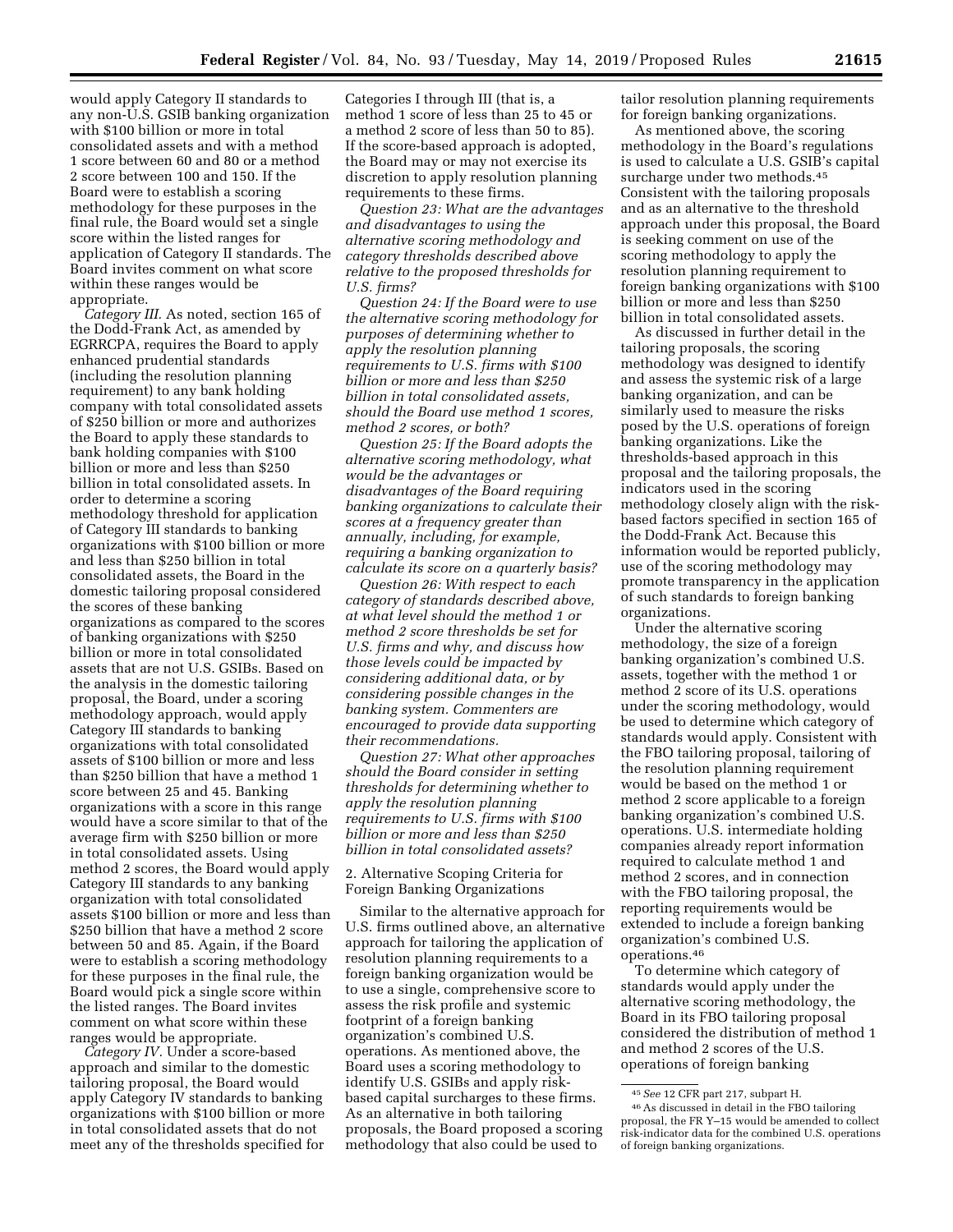would apply Category II standards to any non-U.S. GSIB banking organization with \$100 billion or more in total consolidated assets and with a method 1 score between 60 and 80 or a method 2 score between 100 and 150. If the Board were to establish a scoring methodology for these purposes in the final rule, the Board would set a single score within the listed ranges for application of Category II standards. The Board invites comment on what score within these ranges would be appropriate.

*Category III.* As noted, section 165 of the Dodd-Frank Act, as amended by EGRRCPA, requires the Board to apply enhanced prudential standards (including the resolution planning requirement) to any bank holding company with total consolidated assets of \$250 billion or more and authorizes the Board to apply these standards to bank holding companies with \$100 billion or more and less than \$250 billion in total consolidated assets. In order to determine a scoring methodology threshold for application of Category III standards to banking organizations with \$100 billion or more and less than \$250 billion in total consolidated assets, the Board in the domestic tailoring proposal considered the scores of these banking organizations as compared to the scores of banking organizations with \$250 billion or more in total consolidated assets that are not U.S. GSIBs. Based on the analysis in the domestic tailoring proposal, the Board, under a scoring methodology approach, would apply Category III standards to banking organizations with total consolidated assets of \$100 billion or more and less than \$250 billion that have a method 1 score between 25 and 45. Banking organizations with a score in this range would have a score similar to that of the average firm with \$250 billion or more in total consolidated assets. Using method 2 scores, the Board would apply Category III standards to any banking organization with total consolidated assets \$100 billion or more and less than \$250 billion that have a method 2 score between 50 and 85. Again, if the Board were to establish a scoring methodology for these purposes in the final rule, the Board would pick a single score within the listed ranges. The Board invites comment on what score within these ranges would be appropriate.

*Category IV.* Under a score-based approach and similar to the domestic tailoring proposal, the Board would apply Category IV standards to banking organizations with \$100 billion or more in total consolidated assets that do not meet any of the thresholds specified for Categories I through III (that is, a method 1 score of less than 25 to 45 or a method 2 score of less than 50 to 85). If the score-based approach is adopted, the Board may or may not exercise its discretion to apply resolution planning requirements to these firms.

*Question 23: What are the advantages and disadvantages to using the alternative scoring methodology and category thresholds described above relative to the proposed thresholds for U.S. firms?*

*Question 24: If the Board were to use the alternative scoring methodology for purposes of determining whether to apply the resolution planning requirements to U.S. firms with \$100 billion or more and less than \$250 billion in total consolidated assets, should the Board use method 1 scores, method 2 scores, or both?*

*Question 25: If the Board adopts the alternative scoring methodology, what would be the advantages or disadvantages of the Board requiring banking organizations to calculate their scores at a frequency greater than annually, including, for example, requiring a banking organization to calculate its score on a quarterly basis?*

*Question 26: With respect to each category of standards described above, at what level should the method 1 or method 2 score thresholds be set for U.S. firms and why, and discuss how those levels could be impacted by considering additional data, or by considering possible changes in the banking system. Commenters are encouraged to provide data supporting their recommendations.*

*Question 27: What other approaches should the Board consider in setting thresholds for determining whether to apply the resolution planning requirements to U.S. firms with \$100 billion or more and less than \$250 billion in total consolidated assets?*

2. Alternative Scoping Criteria for Foreign Banking Organizations

Similar to the alternative approach for U.S. firms outlined above, an alternative approach for tailoring the application of resolution planning requirements to a foreign banking organization would be to use a single, comprehensive score to assess the risk profile and systemic footprint of a foreign banking organization's combined U.S. operations. As mentioned above, the Board uses a scoring methodology to identify U.S. GSIBs and apply risk-based capital surcharges to these firms. As an alternative in both tailoring proposals, the Board proposed a scoring methodology that also could be used to tailor resolution planning requirements for foreign banking organizations.

As mentioned above, the scoring methodology in the Board's regulations is used to calculate a U.S. GSIB's capital surcharge under two methods.[45] Consistent with the tailoring proposals and as an alternative to the threshold approach under this proposal, the Board is seeking comment on use of the scoring methodology to apply the resolution planning requirement to foreign banking organizations with \$100 billion or more and less than \$250 billion in total consolidated assets.

As discussed in further detail in the tailoring proposals, the scoring methodology was designed to identify and assess the systemic risk of a large banking organization, and can be similarly used to measure the risks posed by the U.S. operations of foreign banking organizations. Like the thresholds-based approach in this proposal and the tailoring proposals, the indicators used in the scoring methodology closely align with the risk-based factors specified in section 165 of the Dodd-Frank Act. Because this information would be reported publicly, use of the scoring methodology may promote transparency in the application of such standards to foreign banking organizations.

Under the alternative scoring methodology, the size of a foreign banking organization's combined U.S. assets, together with the method 1 or method 2 score of its U.S. operations under the scoring methodology, would be used to determine which category of standards would apply. Consistent with the FBO tailoring proposal, tailoring of the resolution planning requirement would be based on the method 1 or method 2 score applicable to a foreign banking organization's combined U.S. operations. U.S. intermediate holding companies already report information required to calculate method 1 and method 2 scores, and in connection with the FBO tailoring proposal, the reporting requirements would be extended to include a foreign banking organization's combined U.S. operations.[46]

To determine which category of standards would apply under the alternative scoring methodology, the Board in its FBO tailoring proposal considered the distribution of method 1 and method 2 scores of the U.S. operations of foreign banking

[45] *See* 12 CFR part 217, subpart H.

[46] As discussed in detail in the FBO tailoring proposal, the FR Y–15 would be amended to collect risk-indicator data for the combined U.S. operations of foreign banking organizations.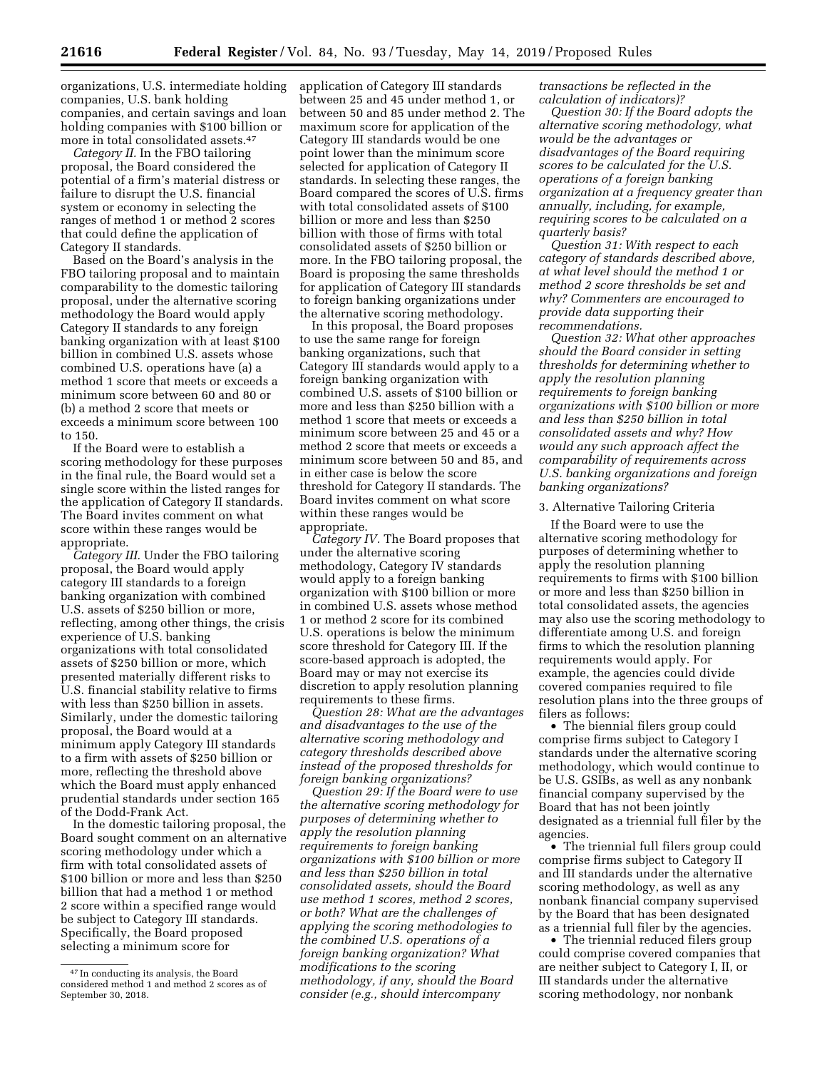organizations, U.S. intermediate holding companies, U.S. bank holding companies, and certain savings and loan holding companies with $100 billion or more in total consolidated assets.[47]

*Category II.* In the FBO tailoring proposal, the Board considered the potential of a firm's material distress or failure to disrupt the U.S. financial system or economy in selecting the ranges of method 1 or method 2 scores that could define the application of Category II standards.

Based on the Board's analysis in the FBO tailoring proposal and to maintain comparability to the domestic tailoring proposal, under the alternative scoring methodology the Board would apply Category II standards to any foreign banking organization with at least $100 billion in combined U.S. assets whose combined U.S. operations have (a) a method 1 score that meets or exceeds a minimum score between 60 and 80 or (b) a method 2 score that meets or exceeds a minimum score between 100 to 150.

If the Board were to establish a scoring methodology for these purposes in the final rule, the Board would set a single score within the listed ranges for the application of Category II standards. The Board invites comment on what score within these ranges would be appropriate.

*Category III.* Under the FBO tailoring proposal, the Board would apply category III standards to a foreign banking organization with combined U.S. assets of $250 billion or more, reflecting, among other things, the crisis experience of U.S. banking organizations with total consolidated assets of $250 billion or more, which presented materially different risks to U.S. financial stability relative to firms with less than $250 billion in assets. Similarly, under the domestic tailoring proposal, the Board would at a minimum apply Category III standards to a firm with assets of $250 billion or more, reflecting the threshold above which the Board must apply enhanced prudential standards under section 165 of the Dodd-Frank Act.

In the domestic tailoring proposal, the Board sought comment on an alternative scoring methodology under which a firm with total consolidated assets of $100 billion or more and less than $250 billion that had a method 1 or method 2 score within a specified range would be subject to Category III standards. Specifically, the Board proposed selecting a minimum score for application of Category III standards between 25 and 45 under method 1, or between 50 and 85 under method 2. The maximum score for application of the Category III standards would be one point lower than the minimum score selected for application of Category II standards. In selecting these ranges, the Board compared the scores of U.S. firms with total consolidated assets of $100 billion or more and less than $250 billion with those of firms with total consolidated assets of $250 billion or more. In the FBO tailoring proposal, the Board is proposing the same thresholds for application of Category III standards to foreign banking organizations under the alternative scoring methodology.

In this proposal, the Board proposes to use the same range for foreign banking organizations, such that Category III standards would apply to a foreign banking organization with combined U.S. assets of $100 billion or more and less than $250 billion with a method 1 score that meets or exceeds a minimum score between 25 and 45 or a method 2 score that meets or exceeds a minimum score between 50 and 85, and in either case is below the score threshold for Category II standards. The Board invites comment on what score within these ranges would be appropriate.

*Category IV.* The Board proposes that under the alternative scoring methodology, Category IV standards would apply to a foreign banking organization with $100 billion or more in combined U.S. assets whose method 1 or method 2 score for its combined U.S. operations is below the minimum score threshold for Category III. If the score-based approach is adopted, the Board may or may not exercise its discretion to apply resolution planning requirements to these firms.

*Question 28: What are the advantages and disadvantages to the use of the alternative scoring methodology and category thresholds described above instead of the proposed thresholds for foreign banking organizations?*

*Question 29: If the Board were to use the alternative scoring methodology for purposes of determining whether to apply the resolution planning requirements to foreign banking organizations with $100 billion or more and less than $250 billion in total consolidated assets, should the Board use method 1 scores, method 2 scores, or both? What are the challenges of applying the scoring methodologies to the combined U.S. operations of a foreign banking organization? What modifications to the scoring methodology, if any, should the Board consider (e.g., should intercompany transactions be reflected in the calculation of indicators)?*

*Question 30: If the Board adopts the alternative scoring methodology, what would be the advantages or disadvantages of the Board requiring scores to be calculated for the U.S. operations of a foreign banking organization at a frequency greater than annually, including, for example, requiring scores to be calculated on a quarterly basis?*

*Question 31: With respect to each category of standards described above, at what level should the method 1 or method 2 score thresholds be set and why? Commenters are encouraged to provide data supporting their recommendations.*

*Question 32: What other approaches should the Board consider in setting thresholds for determining whether to apply the resolution planning requirements to foreign banking organizations with $100 billion or more and less than $250 billion in total consolidated assets and why? How would any such approach affect the comparability of requirements across U.S. banking organizations and foreign banking organizations?*

### 3. Alternative Tailoring Criteria

If the Board were to use the alternative scoring methodology for purposes of determining whether to apply the resolution planning requirements to firms with $100 billion or more and less than $250 billion in total consolidated assets, the agencies may also use the scoring methodology to differentiate among U.S. and foreign firms to which the resolution planning requirements would apply. For example, the agencies could divide covered companies required to file resolution plans into the three groups of filers as follows:

- The biennial filers group could comprise firms subject to Category I standards under the alternative scoring methodology, which would continue to be U.S. GSIBs, as well as any nonbank financial company supervised by the Board that has not been jointly designated as a triennial full filer by the agencies.
- The triennial full filers group could comprise firms subject to Category II and III standards under the alternative scoring methodology, as well as any nonbank financial company supervised by the Board that has been designated as a triennial full filer by the agencies.
- The triennial reduced filers group could comprise covered companies that are neither subject to Category I, II, or III standards under the alternative scoring methodology, nor nonbank

[47] In conducting its analysis, the Board considered method 1 and method 2 scores as of September 30, 2018.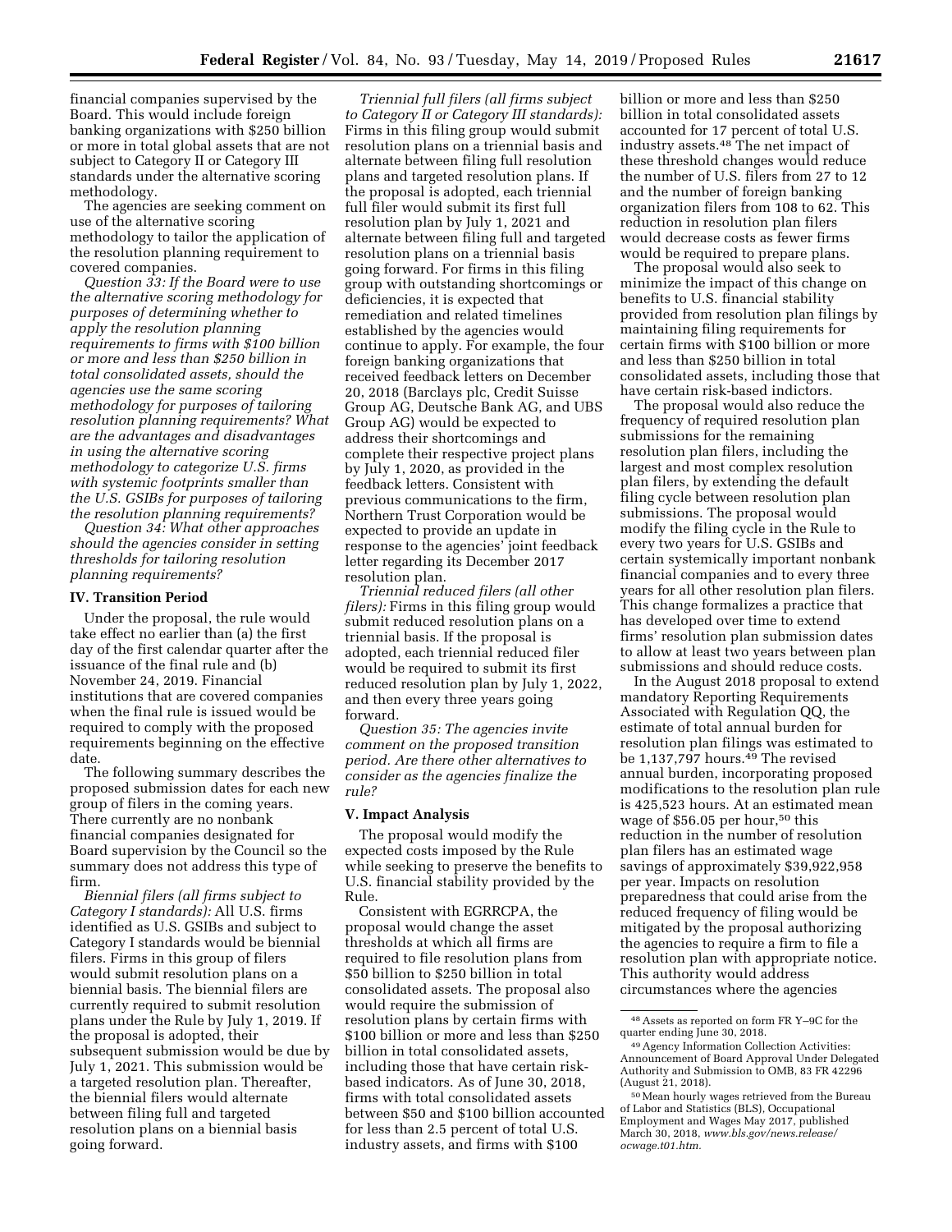financial companies supervised by the Board. This would include foreign banking organizations with $250 billion or more in total global assets that are not subject to Category II or Category III standards under the alternative scoring methodology.

The agencies are seeking comment on use of the alternative scoring methodology to tailor the application of the resolution planning requirement to covered companies.

*Question 33: If the Board were to use the alternative scoring methodology for purposes of determining whether to apply the resolution planning requirements to firms with $100 billion or more and less than $250 billion in total consolidated assets, should the agencies use the same scoring methodology for purposes of tailoring resolution planning requirements? What are the advantages and disadvantages in using the alternative scoring methodology to categorize U.S. firms with systemic footprints smaller than the U.S. GSIBs for purposes of tailoring the resolution planning requirements?*

*Question 34: What other approaches should the agencies consider in setting thresholds for tailoring resolution planning requirements?*

### IV. Transition Period

Under the proposal, the rule would take effect no earlier than (a) the first day of the first calendar quarter after the issuance of the final rule and (b) November 24, 2019. Financial institutions that are covered companies when the final rule is issued would be required to comply with the proposed requirements beginning on the effective date.

The following summary describes the proposed submission dates for each new group of filers in the coming years. There currently are no nonbank financial companies designated for Board supervision by the Council so the summary does not address this type of firm.

*Biennial filers (all firms subject to Category I standards):* All U.S. firms identified as U.S. GSIBs and subject to Category I standards would be biennial filers. Firms in this group of filers would submit resolution plans on a biennial basis. The biennial filers are currently required to submit resolution plans under the Rule by July 1, 2019. If the proposal is adopted, their subsequent submission would be due by July 1, 2021. This submission would be a targeted resolution plan. Thereafter, the biennial filers would alternate between filing full and targeted resolution plans on a biennial basis going forward.

*Triennial full filers (all firms subject to Category II or Category III standards):* Firms in this filing group would submit resolution plans on a triennial basis and alternate between filing full resolution plans and targeted resolution plans. If the proposal is adopted, each triennial full filer would submit its first full resolution plan by July 1, 2021 and alternate between filing full and targeted resolution plans on a triennial basis going forward. For firms in this filing group with outstanding shortcomings or deficiencies, it is expected that remediation and related timelines established by the agencies would continue to apply. For example, the four foreign banking organizations that received feedback letters on December 20, 2018 (Barclays plc, Credit Suisse Group AG, Deutsche Bank AG, and UBS Group AG) would be expected to address their shortcomings and complete their respective project plans by July 1, 2020, as provided in the feedback letters. Consistent with previous communications to the firm, Northern Trust Corporation would be expected to provide an update in response to the agencies' joint feedback letter regarding its December 2017 resolution plan.

*Triennial reduced filers (all other filers):* Firms in this filing group would submit reduced resolution plans on a triennial basis. If the proposal is adopted, each triennial reduced filer would be required to submit its first reduced resolution plan by July 1, 2022, and then every three years going forward.

*Question 35: The agencies invite comment on the proposed transition period. Are there other alternatives to consider as the agencies finalize the rule?*

### V. Impact Analysis

The proposal would modify the expected costs imposed by the Rule while seeking to preserve the benefits to U.S. financial stability provided by the Rule.

Consistent with EGRRCPA, the proposal would change the asset thresholds at which all firms are required to file resolution plans from $50 billion to $250 billion in total consolidated assets. The proposal also would require the submission of resolution plans by certain firms with $100 billion or more and less than $250 billion in total consolidated assets, including those that have certain risk-based indicators. As of June 30, 2018, firms with total consolidated assets between $50 and $100 billion accounted for less than 2.5 percent of total U.S. industry assets, and firms with $100 billion or more and less than $250 billion in total consolidated assets accounted for 17 percent of total U.S. industry assets.[48] The net impact of these threshold changes would reduce the number of U.S. filers from 27 to 12 and the number of foreign banking organization filers from 108 to 62. This reduction in resolution plan filers would decrease costs as fewer firms would be required to prepare plans.

The proposal would also seek to minimize the impact of this change on benefits to U.S. financial stability provided from resolution plan filings by maintaining filing requirements for certain firms with $100 billion or more and less than $250 billion in total consolidated assets, including those that have certain risk-based indictors.

The proposal would also reduce the frequency of required resolution plan submissions for the remaining resolution plan filers, including the largest and most complex resolution plan filers, by extending the default filing cycle between resolution plan submissions. The proposal would modify the filing cycle in the Rule to every two years for U.S. GSIBs and certain systemically important nonbank financial companies and to every three years for all other resolution plan filers. This change formalizes a practice that has developed over time to extend firms' resolution plan submission dates to allow at least two years between plan submissions and should reduce costs.

In the August 2018 proposal to extend mandatory Reporting Requirements Associated with Regulation QQ, the estimate of total annual burden for resolution plan filings was estimated to be 1,137,797 hours.[49] The revised annual burden, incorporating proposed modifications to the resolution plan rule is 425,523 hours. At an estimated mean wage of $56.05 per hour,[50] this reduction in the number of resolution plan filers has an estimated wage savings of approximately $39,922,958 per year. Impacts on resolution preparedness that could arise from the reduced frequency of filing would be mitigated by the proposal authorizing the agencies to require a firm to file a resolution plan with appropriate notice. This authority would address circumstances where the agencies

---

[48] Assets as reported on form FR Y–9C for the quarter ending June 30, 2018.

[49] Agency Information Collection Activities: Announcement of Board Approval Under Delegated Authority and Submission to OMB, 83 FR 42296 (August 21, 2018).

[50] Mean hourly wages retrieved from the Bureau of Labor and Statistics (BLS), Occupational Employment and Wages May 2017, published March 30, 2018, *www.bls.gov/news.release/ocwage.t01.htm.*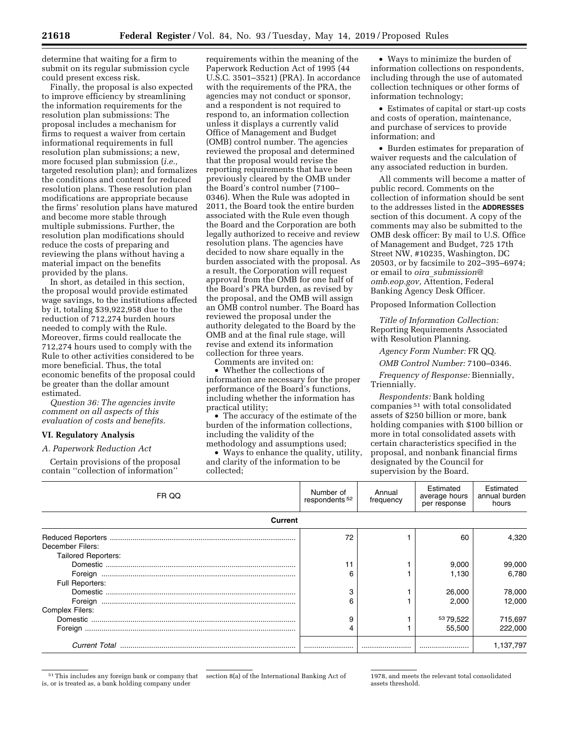determine that waiting for a firm to submit on its regular submission cycle could present excess risk.

Finally, the proposal is also expected to improve efficiency by streamlining the information requirements for the resolution plan submissions: The proposal includes a mechanism for firms to request a waiver from certain informational requirements in full resolution plan submissions; a new, more focused plan submission (*i.e.,* targeted resolution plan); and formalizes the conditions and content for reduced resolution plans. These resolution plan modifications are appropriate because the firms' resolution plans have matured and become more stable through multiple submissions. Further, the resolution plan modifications should reduce the costs of preparing and reviewing the plans without having a material impact on the benefits provided by the plans.

In short, as detailed in this section, the proposal would provide estimated wage savings, to the institutions affected by it, totaling $39,922,958 due to the reduction of 712,274 burden hours needed to comply with the Rule. Moreover, firms could reallocate the 712,274 hours used to comply with the Rule to other activities considered to be more beneficial. Thus, the total economic benefits of the proposal could be greater than the dollar amount estimated.

*Question 36: The agencies invite comment on all aspects of this evaluation of costs and benefits.*

## VI. Regulatory Analysis

### A. Paperwork Reduction Act

Certain provisions of the proposal contain ''collection of information'' requirements within the meaning of the Paperwork Reduction Act of 1995 (44 U.S.C. 3501–3521) (PRA). In accordance with the requirements of the PRA, the agencies may not conduct or sponsor, and a respondent is not required to respond to, an information collection unless it displays a currently valid Office of Management and Budget (OMB) control number. The agencies reviewed the proposal and determined that the proposal would revise the reporting requirements that have been previously cleared by the OMB under the Board's control number (7100–0346). When the Rule was adopted in 2011, the Board took the entire burden associated with the Rule even though the Board and the Corporation are both legally authorized to receive and review resolution plans. The agencies have decided to now share equally in the burden associated with the proposal. As a result, the Corporation will request approval from the OMB for one half of the Board's PRA burden, as revised by the proposal, and the OMB will assign an OMB control number. The Board has reviewed the proposal under the authority delegated to the Board by the OMB and at the final rule stage, will revise and extend its information collection for three years.

Comments are invited on:

- Whether the collections of information are necessary for the proper performance of the Board's functions, including whether the information has practical utility;
- The accuracy of the estimate of the burden of the information collections, including the validity of the methodology and assumptions used;
- Ways to enhance the quality, utility, and clarity of the information to be collected;
- Ways to minimize the burden of information collections on respondents, including through the use of automated collection techniques or other forms of information technology;
- Estimates of capital or start-up costs and costs of operation, maintenance, and purchase of services to provide information; and
- Burden estimates for preparation of waiver requests and the calculation of any associated reduction in burden.

All comments will become a matter of public record. Comments on the collection of information should be sent to the addresses listed in the **ADDRESSES** section of this document. A copy of the comments may also be submitted to the OMB desk officer: By mail to U.S. Office of Management and Budget, 725 17th Street NW, #10235, Washington, DC 20503, or by facsimile to 202–395–6974; or email to *oira_submission@omb.eop.gov,* Attention, Federal Banking Agency Desk Officer.

Proposed Information Collection

*Title of Information Collection:* Reporting Requirements Associated with Resolution Planning.

*Agency Form Number:* FR QQ.

*OMB Control Number:* 7100–0346.

*Frequency of Response:* Biennially, Triennially.

*Respondents:* Bank holding companies[51] with total consolidated assets of $250 billion or more, bank holding companies with $100 billion or more in total consolidated assets with certain characteristics specified in the proposal, and nonbank financial firms designated by the Council for supervision by the Board.

| FR QQ | Number of respondents[52] | Annual frequency | Estimated average hours per response | Estimated annual burden hours |
|---|---|---|---|---|
| **Current** | | | | |
| Reduced Reporters | 72 | 1 | 60 | 4,320 |
| December Filers: | | | | |
| Tailored Reporters: | | | | |
| Domestic | 11 | 1 | 9,000 | 99,000 |
| Foreign | 6 | 1 | 1,130 | 6,780 |
| Full Reporters: | | | | |
| Domestic | 3 | 1 | 26,000 | 78,000 |
| Foreign | 6 | 1 | 2,000 | 12,000 |
| Complex Filers: | | | | |
| Domestic | 9 | 1 | [53] 79,522 | 715,697 |
| Foreign | 4 | 1 | 55,500 | 222,000 |
| *Current Total* | | | | 1,137,797 |

[51] This includes any foreign bank or company that is, or is treated as, a bank holding company under section 8(a) of the International Banking Act of 1978, and meets the relevant total consolidated assets threshold.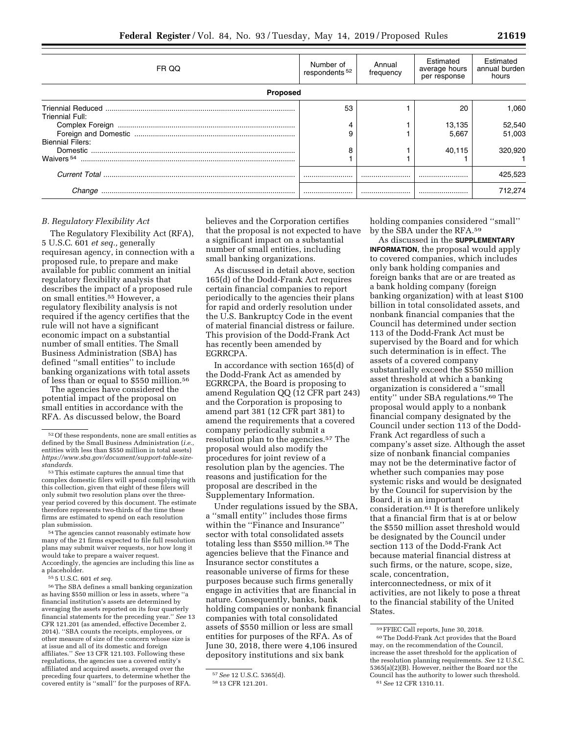| FR QQ | Number of respondents [52] | Annual frequency | Estimated average hours per response | Estimated annual burden hours |
|---|---|---|---|---|
| **Proposed** | | | | |
| Triennial Reduced | 53 | 1 | 20 | 1,060 |
| Triennial Full: | | | | |
| Complex Foreign | 4 | 1 | 13,135 | 52,540 |
| Foreign and Domestic | 9 | 1 | 5,667 | 51,003 |
| Biennial Filers: | | | | |
| Domestic | 8 | 1 | 40,115 | 320,920 |
| Waivers [54] | 1 | 1 | 1 | 1 |
| *Current Total* | | | | 425,523 |
| *Change* | | | | 712,274 |

*B. Regulatory Flexibility Act*

The Regulatory Flexibility Act (RFA), 5 U.S.C. 601 *et seq.,* generally requiresan agency, in connection with a proposed rule, to prepare and make available for public comment an initial regulatory flexibility analysis that describes the impact of a proposed rule on small entities.[55] However, a regulatory flexibility analysis is not required if the agency certifies that the rule will not have a significant economic impact on a substantial number of small entities. The Small Business Administration (SBA) has defined ''small entities'' to include banking organizations with total assets of less than or equal to $550 million.[56]

The agencies have considered the potential impact of the proposal on small entities in accordance with the RFA. As discussed below, the Board believes and the Corporation certifies that the proposal is not expected to have a significant impact on a substantial number of small entities, including small banking organizations.

As discussed in detail above, section 165(d) of the Dodd-Frank Act requires certain financial companies to report periodically to the agencies their plans for rapid and orderly resolution under the U.S. Bankruptcy Code in the event of material financial distress or failure. This provision of the Dodd-Frank Act has recently been amended by EGRRCPA.

In accordance with section 165(d) of the Dodd-Frank Act as amended by EGRRCPA, the Board is proposing to amend Regulation QQ (12 CFR part 243) and the Corporation is proposing to amend part 381 (12 CFR part 381) to amend the requirements that a covered company periodically submit a resolution plan to the agencies.[57] The proposal would also modify the procedures for joint review of a resolution plan by the agencies. The reasons and justification for the proposal are described in the Supplementary Information.

Under regulations issued by the SBA, a ''small entity'' includes those firms within the ''Finance and Insurance'' sector with total consolidated assets totaling less than $550 million.[58] The agencies believe that the Finance and Insurance sector constitutes a reasonable universe of firms for these purposes because such firms generally engage in activities that are financial in nature. Consequently, banks, bank holding companies or nonbank financial companies with total consolidated assets of $550 million or less are small entities for purposes of the RFA. As of June 30, 2018, there were 4,106 insured depository institutions and six bank holding companies considered ''small'' by the SBA under the RFA.[59]

As discussed in the **SUPPLEMENTARY INFORMATION**, the proposal would apply to covered companies, which includes only bank holding companies and foreign banks that are or are treated as a bank holding company (foreign banking organization) with at least $100 billion in total consolidated assets, and nonbank financial companies that the Council has determined under section 113 of the Dodd-Frank Act must be supervised by the Board and for which such determination is in effect. The assets of a covered company substantially exceed the $550 million asset threshold at which a banking organization is considered a ''small entity'' under SBA regulations.[60] The proposal would apply to a nonbank financial company designated by the Council under section 113 of the Dodd-Frank Act regardless of such a company's asset size. Although the asset size of nonbank financial companies may not be the determinative factor of whether such companies may pose systemic risks and would be designated by the Council for supervision by the Board, it is an important consideration.[61] It is therefore unlikely that a financial firm that is at or below the $550 million asset threshold would be designated by the Council under section 113 of the Dodd-Frank Act because material financial distress at such firms, or the nature, scope, size, scale, concentration, interconnectedness, or mix of it activities, are not likely to pose a threat to the financial stability of the United States.

---

[52] Of these respondents, none are small entities as defined by the Small Business Administration (*i.e.,* entities with less than $550 million in total assets) *https://www.sba.gov/document/support-table-size-standards.*

[53] This estimate captures the annual time that complex domestic filers will spend complying with this collection, given that eight of these filers will only submit two resolution plans over the three-year period covered by this document. The estimate therefore represents two-thirds of the time these firms are estimated to spend on each resolution plan submission.

[54] The agencies cannot reasonably estimate how many of the 21 firms expected to file full resolution plans may submit waiver requests, nor how long it would take to prepare a waiver request. Accordingly, the agencies are including this line as a placeholder.

[55] 5 U.S.C. 601 *et seq.*

[56] The SBA defines a small banking organization as having $550 million or less in assets, where ''a financial institution's assets are determined by averaging the assets reported on its four quarterly financial statements for the preceding year.'' *See* 13 CFR 121.201 (as amended, effective December 2, 2014). ''SBA counts the receipts, employees, or other measure of size of the concern whose size is at issue and all of its domestic and foreign affiliates.'' *See* 13 CFR 121.103. Following these regulations, the agencies use a covered entity's affiliated and acquired assets, averaged over the preceding four quarters, to determine whether the covered entity is ''small'' for the purposes of RFA.

[57] *See* 12 U.S.C. 5365(d).

[58] 13 CFR 121.201.

[59] FFIEC Call reports, June 30, 2018.

[60] The Dodd-Frank Act provides that the Board may, on the recommendation of the Council, increase the asset threshold for the application of the resolution planning requirements. *See* 12 U.S.C. 5365(a)(2)(B). However, neither the Board nor the Council has the authority to lower such threshold.

[61] *See* 12 CFR 1310.11.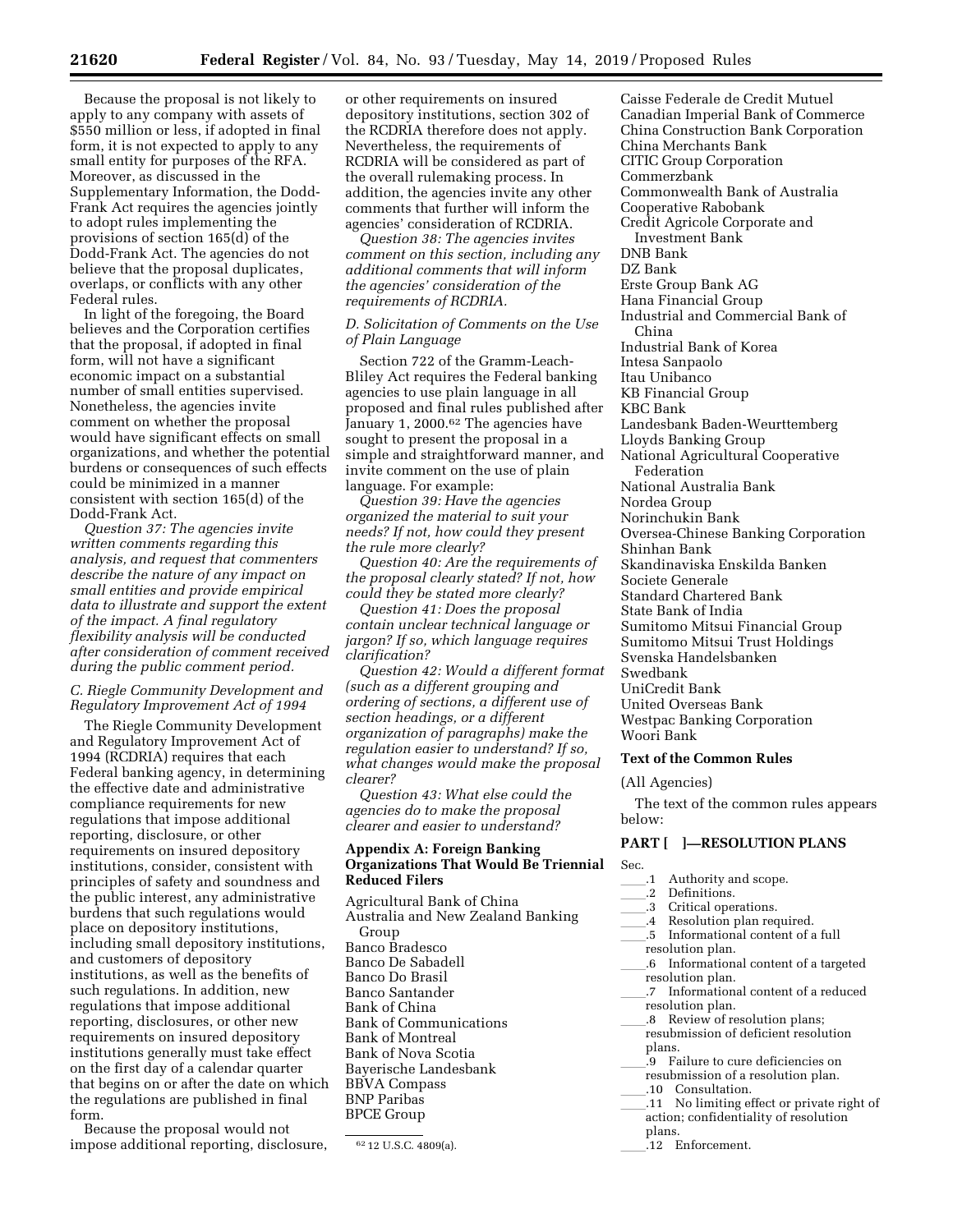Because the proposal is not likely to apply to any company with assets of $550 million or less, if adopted in final form, it is not expected to apply to any small entity for purposes of the RFA. Moreover, as discussed in the Supplementary Information, the Dodd-Frank Act requires the agencies jointly to adopt rules implementing the provisions of section 165(d) of the Dodd-Frank Act. The agencies do not believe that the proposal duplicates, overlaps, or conflicts with any other Federal rules.

In light of the foregoing, the Board believes and the Corporation certifies that the proposal, if adopted in final form, will not have a significant economic impact on a substantial number of small entities supervised. Nonetheless, the agencies invite comment on whether the proposal would have significant effects on small organizations, and whether the potential burdens or consequences of such effects could be minimized in a manner consistent with section 165(d) of the Dodd-Frank Act.

*Question 37: The agencies invite written comments regarding this analysis, and request that commenters describe the nature of any impact on small entities and provide empirical data to illustrate and support the extent of the impact. A final regulatory flexibility analysis will be conducted after consideration of comment received during the public comment period.*

### C. Riegle Community Development and Regulatory Improvement Act of 1994

The Riegle Community Development and Regulatory Improvement Act of 1994 (RCDRIA) requires that each Federal banking agency, in determining the effective date and administrative compliance requirements for new regulations that impose additional reporting, disclosure, or other requirements on insured depository institutions, consider, consistent with principles of safety and soundness and the public interest, any administrative burdens that such regulations would place on depository institutions, including small depository institutions, and customers of depository institutions, as well as the benefits of such regulations. In addition, new regulations that impose additional reporting, disclosures, or other new requirements on insured depository institutions generally must take effect on the first day of a calendar quarter that begins on or after the date on which the regulations are published in final form.

Because the proposal would not impose additional reporting, disclosure, or other requirements on insured depository institutions, section 302 of the RCDRIA therefore does not apply. Nevertheless, the requirements of RCDRIA will be considered as part of the overall rulemaking process. In addition, the agencies invite any other comments that further will inform the agencies' consideration of RCDRIA.

*Question 38: The agencies invites comment on this section, including any additional comments that will inform the agencies' consideration of the requirements of RCDRIA.*

### D. Solicitation of Comments on the Use of Plain Language

Section 722 of the Gramm-Leach-Bliley Act requires the Federal banking agencies to use plain language in all proposed and final rules published after January 1, 2000.[62] The agencies have sought to present the proposal in a simple and straightforward manner, and invite comment on the use of plain language. For example:

*Question 39: Have the agencies organized the material to suit your needs? If not, how could they present the rule more clearly?*

*Question 40: Are the requirements of the proposal clearly stated? If not, how could they be stated more clearly?*

*Question 41: Does the proposal contain unclear technical language or jargon? If so, which language requires clarification?*

*Question 42: Would a different format (such as a different grouping and ordering of sections, a different use of section headings, or a different organization of paragraphs) make the regulation easier to understand? If so, what changes would make the proposal clearer?*

*Question 43: What else could the agencies do to make the proposal clearer and easier to understand?*

## Appendix A: Foreign Banking Organizations That Would Be Triennial Reduced Filers

Agricultural Bank of China
Australia and New Zealand Banking Group
Banco Bradesco
Banco De Sabadell
Banco Do Brasil
Banco Santander
Bank of China
Bank of Communications
Bank of Montreal
Bank of Nova Scotia
Bayerische Landesbank
BBVA Compass
BNP Paribas
BPCE Group
Caisse Federale de Credit Mutuel
Canadian Imperial Bank of Commerce
China Construction Bank Corporation
China Merchants Bank
CITIC Group Corporation
Commerzbank
Commonwealth Bank of Australia
Cooperative Rabobank
Credit Agricole Corporate and Investment Bank
DNB Bank
DZ Bank
Erste Group Bank AG
Hana Financial Group
Industrial and Commercial Bank of China
Industrial Bank of Korea
Intesa Sanpaolo
Itau Unibanco
KB Financial Group
KBC Bank
Landesbank Baden-Weurttemberg
Lloyds Banking Group
National Agricultural Cooperative Federation
National Australia Bank
Nordea Group
Norinchukin Bank
Oversea-Chinese Banking Corporation
Shinhan Bank
Skandinaviska Enskilda Banken
Societe Generale
Standard Chartered Bank
State Bank of India
Sumitomo Mitsui Financial Group
Sumitomo Mitsui Trust Holdings
Svenska Handelsbanken
Swedbank
UniCredit Bank
United Overseas Bank
Westpac Banking Corporation
Woori Bank

## Text of the Common Rules

(All Agencies)

The text of the common rules appears below:

## PART [ ]—RESOLUTION PLANS

Sec.
____.1 Authority and scope.
____.2 Definitions.
____.3 Critical operations.
____.4 Resolution plan required.
____.5 Informational content of a full resolution plan.
____.6 Informational content of a targeted resolution plan.
____.7 Informational content of a reduced resolution plan.
____.8 Review of resolution plans; resubmission of deficient resolution plans.
____.9 Failure to cure deficiencies on resubmission of a resolution plan.
____.10 Consultation.
____.11 No limiting effect or private right of action; confidentiality of resolution plans.
____.12 Enforcement.

[62] 12 U.S.C. 4809(a).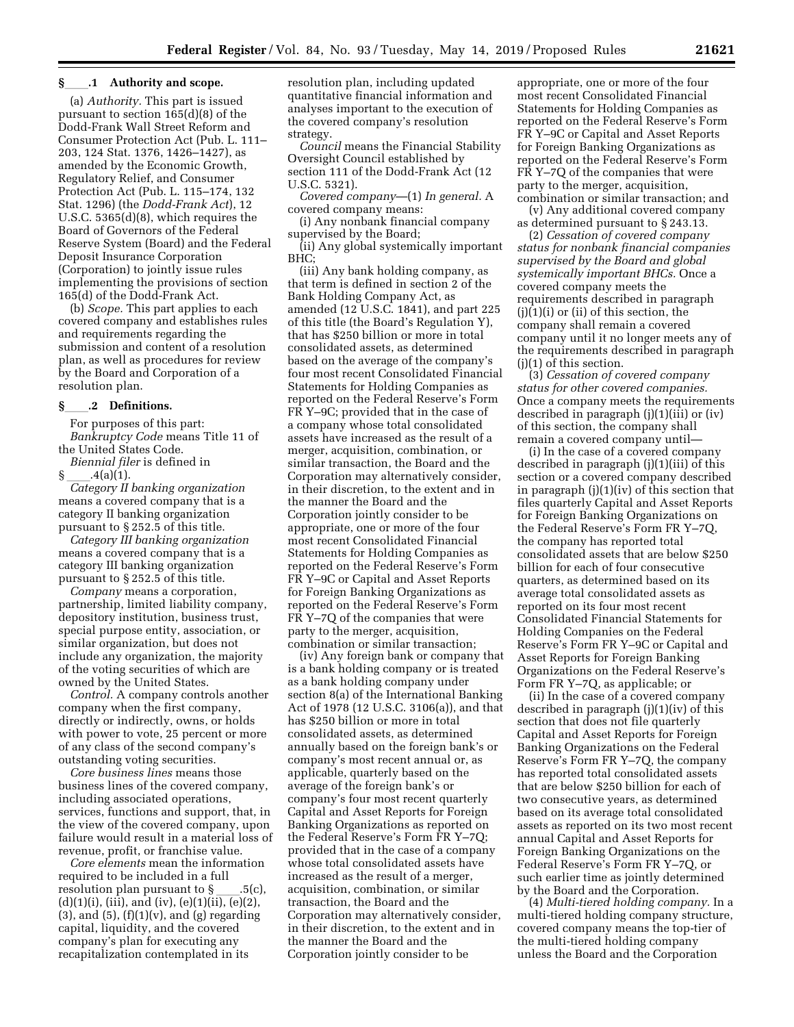### §____.1 Authority and scope.

(a) *Authority.* This part is issued pursuant to section 165(d)(8) of the Dodd-Frank Wall Street Reform and Consumer Protection Act (Pub. L. 111–203, 124 Stat. 1376, 1426–1427), as amended by the Economic Growth, Regulatory Relief, and Consumer Protection Act (Pub. L. 115–174, 132 Stat. 1296) (the *Dodd-Frank Act*), 12 U.S.C. 5365(d)(8), which requires the Board of Governors of the Federal Reserve System (Board) and the Federal Deposit Insurance Corporation (Corporation) to jointly issue rules implementing the provisions of section 165(d) of the Dodd-Frank Act.

(b) *Scope.* This part applies to each covered company and establishes rules and requirements regarding the submission and content of a resolution plan, as well as procedures for review by the Board and Corporation of a resolution plan.

### §____.2 Definitions.

For purposes of this part:

*Bankruptcy Code* means Title 11 of the United States Code.

*Biennial filer* is defined in §____.4(a)(1).

*Category II banking organization* means a covered company that is a category II banking organization pursuant to § 252.5 of this title.

*Category III banking organization* means a covered company that is a category III banking organization pursuant to § 252.5 of this title.

*Company* means a corporation, partnership, limited liability company, depository institution, business trust, special purpose entity, association, or similar organization, but does not include any organization, the majority of the voting securities of which are owned by the United States.

*Control.* A company controls another company when the first company, directly or indirectly, owns, or holds with power to vote, 25 percent or more of any class of the second company's outstanding voting securities.

*Core business lines* means those business lines of the covered company, including associated operations, services, functions and support, that, in the view of the covered company, upon failure would result in a material loss of revenue, profit, or franchise value.

*Core elements* mean the information required to be included in a full resolution plan pursuant to §____.5(c), (d)(1)(i), (iii), and (iv), (e)(1)(ii), (e)(2), (3), and (5), (f)(1)(v), and (g) regarding capital, liquidity, and the covered company's plan for executing any recapitalization contemplated in its resolution plan, including updated quantitative financial information and analyses important to the execution of the covered company's resolution strategy.

*Council* means the Financial Stability Oversight Council established by section 111 of the Dodd-Frank Act (12 U.S.C. 5321).

*Covered company*—(1) *In general.* A covered company means:

(i) Any nonbank financial company supervised by the Board;

(ii) Any global systemically important BHC;

(iii) Any bank holding company, as that term is defined in section 2 of the Bank Holding Company Act, as amended (12 U.S.C. 1841), and part 225 of this title (the Board's Regulation Y), that has $250 billion or more in total consolidated assets, as determined based on the average of the company's four most recent Consolidated Financial Statements for Holding Companies as reported on the Federal Reserve's Form FR Y–9C; provided that in the case of a company whose total consolidated assets have increased as the result of a merger, acquisition, combination, or similar transaction, the Board and the Corporation may alternatively consider, in their discretion, to the extent and in the manner the Board and the Corporation jointly consider to be appropriate, one or more of the four most recent Consolidated Financial Statements for Holding Companies as reported on the Federal Reserve's Form FR Y–9C or Capital and Asset Reports for Foreign Banking Organizations as reported on the Federal Reserve's Form FR Y–7Q of the companies that were party to the merger, acquisition, combination or similar transaction;

(iv) Any foreign bank or company that is a bank holding company or is treated as a bank holding company under section 8(a) of the International Banking Act of 1978 (12 U.S.C. 3106(a)), and that has $250 billion or more in total consolidated assets, as determined annually based on the foreign bank's or company's most recent annual or, as applicable, quarterly based on the average of the foreign bank's or company's four most recent quarterly Capital and Asset Reports for Foreign Banking Organizations as reported on the Federal Reserve's Form FR Y–7Q; provided that in the case of a company whose total consolidated assets have increased as the result of a merger, acquisition, combination, or similar transaction, the Board and the Corporation may alternatively consider, in their discretion, to the extent and in the manner the Board and the Corporation jointly consider to be appropriate, one or more of the four most recent Consolidated Financial Statements for Holding Companies as reported on the Federal Reserve's Form FR Y–9C or Capital and Asset Reports for Foreign Banking Organizations as reported on the Federal Reserve's Form FR Y–7Q of the companies that were party to the merger, acquisition, combination or similar transaction; and

(v) Any additional covered company as determined pursuant to § 243.13.

(2) *Cessation of covered company status for nonbank financial companies supervised by the Board and global systemically important BHCs.* Once a covered company meets the requirements described in paragraph (j)(1)(i) or (ii) of this section, the company shall remain a covered company until it no longer meets any of the requirements described in paragraph (j)(1) of this section.

(3) *Cessation of covered company status for other covered companies.* Once a company meets the requirements described in paragraph (j)(1)(iii) or (iv) of this section, the company shall remain a covered company until—

(i) In the case of a covered company described in paragraph (j)(1)(iii) of this section or a covered company described in paragraph (j)(1)(iv) of this section that files quarterly Capital and Asset Reports for Foreign Banking Organizations on the Federal Reserve's Form FR Y–7Q, the company has reported total consolidated assets that are below $250 billion for each of four consecutive quarters, as determined based on its average total consolidated assets as reported on its four most recent Consolidated Financial Statements for Holding Companies on the Federal Reserve's Form FR Y–9C or Capital and Asset Reports for Foreign Banking Organizations on the Federal Reserve's Form FR Y–7Q, as applicable; or

(ii) In the case of a covered company described in paragraph (j)(1)(iv) of this section that does not file quarterly Capital and Asset Reports for Foreign Banking Organizations on the Federal Reserve's Form FR Y–7Q, the company has reported total consolidated assets that are below $250 billion for each of two consecutive years, as determined based on its average total consolidated assets as reported on its two most recent annual Capital and Asset Reports for Foreign Banking Organizations on the Federal Reserve's Form FR Y–7Q, or such earlier time as jointly determined by the Board and the Corporation.

(4) *Multi-tiered holding company.* In a multi-tiered holding company structure, covered company means the top-tier of the multi-tiered holding company unless the Board and the Corporation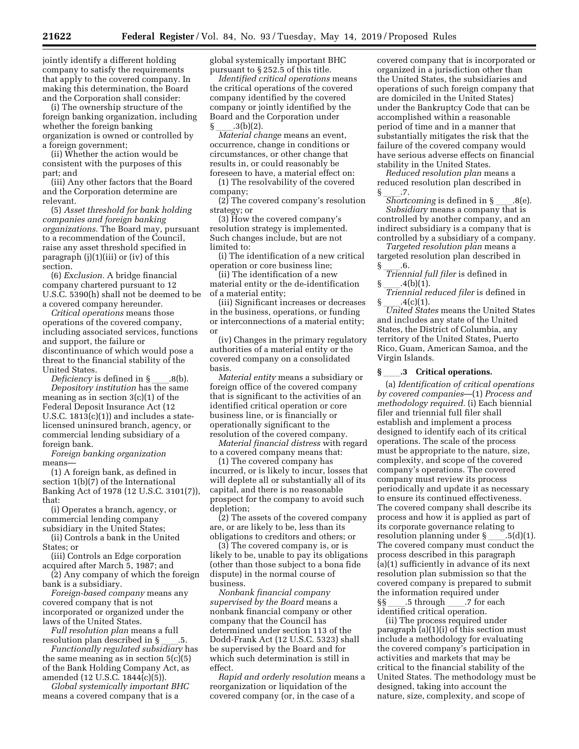jointly identify a different holding company to satisfy the requirements that apply to the covered company. In making this determination, the Board and the Corporation shall consider:

(i) The ownership structure of the foreign banking organization, including whether the foreign banking organization is owned or controlled by a foreign government;

(ii) Whether the action would be consistent with the purposes of this part; and

(iii) Any other factors that the Board and the Corporation determine are relevant.

(5) *Asset threshold for bank holding companies and foreign banking organizations.* The Board may, pursuant to a recommendation of the Council, raise any asset threshold specified in paragraph (j)(1)(iii) or (iv) of this section.

(6) *Exclusion.* A bridge financial company chartered pursuant to 12 U.S.C. 5390(h) shall not be deemed to be a covered company hereunder.

*Critical operations* means those operations of the covered company, including associated services, functions and support, the failure or discontinuance of which would pose a threat to the financial stability of the United States.

*Deficiency* is defined in § ____.8(b).

*Depository institution* has the same meaning as in section 3(c)(1) of the Federal Deposit Insurance Act (12 U.S.C. 1813(c)(1)) and includes a state-licensed uninsured branch, agency, or commercial lending subsidiary of a foreign bank.

*Foreign banking organization* means—

(1) A foreign bank, as defined in section 1(b)(7) of the International Banking Act of 1978 (12 U.S.C. 3101(7)), that:

(i) Operates a branch, agency, or commercial lending company subsidiary in the United States;

(ii) Controls a bank in the United States; or

(iii) Controls an Edge corporation acquired after March 5, 1987; and

(2) Any company of which the foreign bank is a subsidiary.

*Foreign-based company* means any covered company that is not incorporated or organized under the laws of the United States.

*Full resolution plan* means a full resolution plan described in § ____.5.

*Functionally regulated subsidiary* has the same meaning as in section 5(c)(5) of the Bank Holding Company Act, as amended (12 U.S.C. 1844(c)(5)).

*Global systemically important BHC* means a covered company that is a global systemically important BHC pursuant to § 252.5 of this title.

*Identified critical operations* means the critical operations of the covered company identified by the covered company or jointly identified by the Board and the Corporation under § ____.3(b)(2).

*Material change* means an event, occurrence, change in conditions or circumstances, or other change that results in, or could reasonably be foreseen to have, a material effect on:

(1) The resolvability of the covered company;

(2) The covered company's resolution strategy; or

(3) How the covered company's resolution strategy is implemented. Such changes include, but are not limited to:

(i) The identification of a new critical operation or core business line;

(ii) The identification of a new material entity or the de-identification of a material entity;

(iii) Significant increases or decreases in the business, operations, or funding or interconnections of a material entity; or

(iv) Changes in the primary regulatory authorities of a material entity or the covered company on a consolidated basis.

*Material entity* means a subsidiary or foreign office of the covered company that is significant to the activities of an identified critical operation or core business line, or is financially or operationally significant to the resolution of the covered company.

*Material financial distress* with regard to a covered company means that:

(1) The covered company has incurred, or is likely to incur, losses that will deplete all or substantially all of its capital, and there is no reasonable prospect for the company to avoid such depletion;

(2) The assets of the covered company are, or are likely to be, less than its obligations to creditors and others; or

(3) The covered company is, or is likely to be, unable to pay its obligations (other than those subject to a bona fide dispute) in the normal course of business.

*Nonbank financial company supervised by the Board* means a nonbank financial company or other company that the Council has determined under section 113 of the Dodd-Frank Act (12 U.S.C. 5323) shall be supervised by the Board and for which such determination is still in effect.

*Rapid and orderly resolution* means a reorganization or liquidation of the covered company (or, in the case of a covered company that is incorporated or organized in a jurisdiction other than the United States, the subsidiaries and operations of such foreign company that are domiciled in the United States) under the Bankruptcy Code that can be accomplished within a reasonable period of time and in a manner that substantially mitigates the risk that the failure of the covered company would have serious adverse effects on financial stability in the United States.

*Reduced resolution plan* means a reduced resolution plan described in § ____.7.

*Shortcoming* is defined in § ____.8(e).

*Subsidiary* means a company that is controlled by another company, and an indirect subsidiary is a company that is controlled by a subsidiary of a company.

*Targeted resolution plan* means a targeted resolution plan described in § ____.6.

*Triennial full filer* is defined in § ____.4(b)(1).

*Triennial reduced filer* is defined in § ____.4(c)(1).

*United States* means the United States and includes any state of the United States, the District of Columbia, any territory of the United States, Puerto Rico, Guam, American Samoa, and the Virgin Islands.

### § ____.3 Critical operations.

(a) *Identification of critical operations by covered companies*—(1) *Process and methodology required.* (i) Each biennial filer and triennial full filer shall establish and implement a process designed to identify each of its critical operations. The scale of the process must be appropriate to the nature, size, complexity, and scope of the covered company's operations. The covered company must review its process periodically and update it as necessary to ensure its continued effectiveness. The covered company shall describe its process and how it is applied as part of its corporate governance relating to resolution planning under § ____.5(d)(1). The covered company must conduct the process described in this paragraph (a)(1) sufficiently in advance of its next resolution plan submission so that the covered company is prepared to submit the information required under §§ ____.5 through ____.7 for each identified critical operation.

(ii) The process required under paragraph (a)(1)(i) of this section must include a methodology for evaluating the covered company's participation in activities and markets that may be critical to the financial stability of the United States. The methodology must be designed, taking into account the nature, size, complexity, and scope of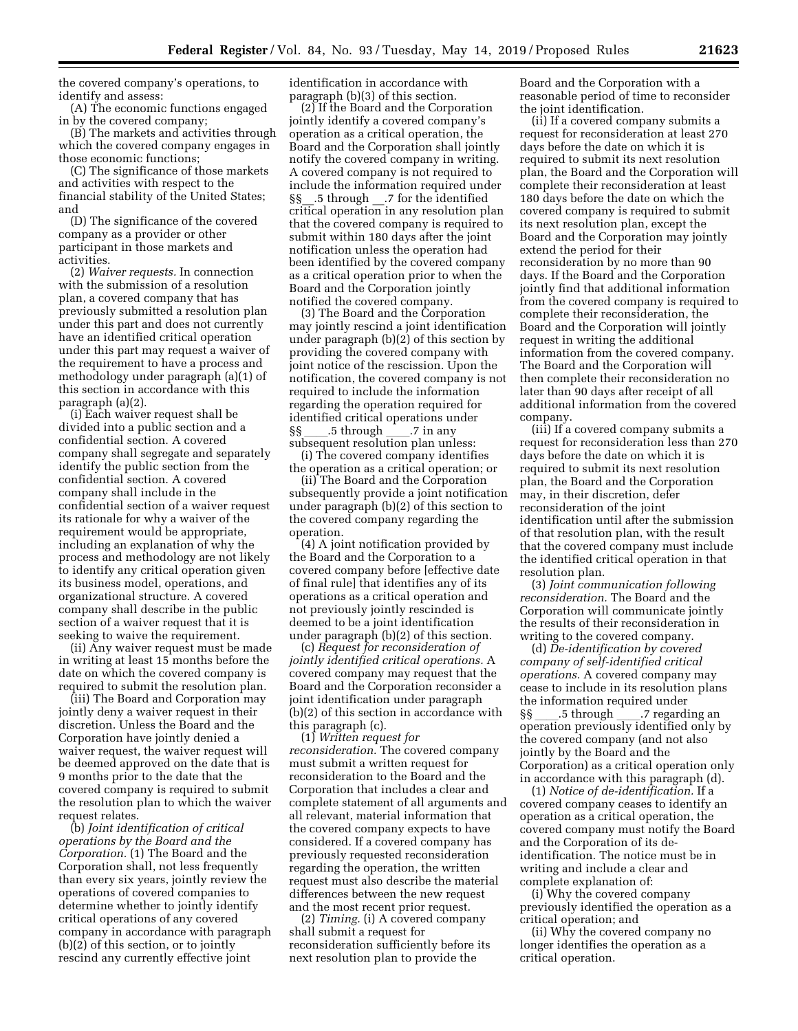the covered company's operations, to identify and assess:

(A) The economic functions engaged in by the covered company;

(B) The markets and activities through which the covered company engages in those economic functions;

(C) The significance of those markets and activities with respect to the financial stability of the United States; and

(D) The significance of the covered company as a provider or other participant in those markets and activities.

(2) *Waiver requests.* In connection with the submission of a resolution plan, a covered company that has previously submitted a resolution plan under this part and does not currently have an identified critical operation under this part may request a waiver of the requirement to have a process and methodology under paragraph (a)(1) of this section in accordance with this paragraph (a)(2).

(i) Each waiver request shall be divided into a public section and a confidential section. A covered company shall segregate and separately identify the public section from the confidential section. A covered company shall include in the confidential section of a waiver request its rationale for why a waiver of the requirement would be appropriate, including an explanation of why the process and methodology are not likely to identify any critical operation given its business model, operations, and organizational structure. A covered company shall describe in the public section of a waiver request that it is seeking to waive the requirement.

(ii) Any waiver request must be made in writing at least 15 months before the date on which the covered company is required to submit the resolution plan.

(iii) The Board and Corporation may jointly deny a waiver request in their discretion. Unless the Board and the Corporation have jointly denied a waiver request, the waiver request will be deemed approved on the date that is 9 months prior to the date that the covered company is required to submit the resolution plan to which the waiver request relates.

(b) *Joint identification of critical operations by the Board and the Corporation.* (1) The Board and the Corporation shall, not less frequently than every six years, jointly review the operations of covered companies to determine whether to jointly identify critical operations of any covered company in accordance with paragraph (b)(2) of this section, or to jointly rescind any currently effective joint identification in accordance with paragraph (b)(3) of this section.

(2) If the Board and the Corporation jointly identify a covered company's operation as a critical operation, the Board and the Corporation shall jointly notify the covered company in writing. A covered company is not required to include the information required under §§__.5 through __.7 for the identified critical operation in any resolution plan that the covered company is required to submit within 180 days after the joint notification unless the operation had been identified by the covered company as a critical operation prior to when the Board and the Corporation jointly notified the covered company.

(3) The Board and the Corporation may jointly rescind a joint identification under paragraph (b)(2) of this section by providing the covered company with joint notice of the rescission. Upon the notification, the covered company is not required to include the information regarding the operation required for identified critical operations under §§____.5 through ____.7 in any subsequent resolution plan unless:

(i) The covered company identifies the operation as a critical operation; or

(ii) The Board and the Corporation subsequently provide a joint notification under paragraph (b)(2) of this section to the covered company regarding the operation.

(4) A joint notification provided by the Board and the Corporation to a covered company before [effective date of final rule] that identifies any of its operations as a critical operation and not previously jointly rescinded is deemed to be a joint identification under paragraph (b)(2) of this section.

(c) *Request for reconsideration of jointly identified critical operations.* A covered company may request that the Board and the Corporation reconsider a joint identification under paragraph (b)(2) of this section in accordance with this paragraph (c).

(1) *Written request for reconsideration.* The covered company must submit a written request for reconsideration to the Board and the Corporation that includes a clear and complete statement of all arguments and all relevant, material information that the covered company expects to have considered. If a covered company has previously requested reconsideration regarding the operation, the written request must also describe the material differences between the new request and the most recent prior request.

(2) *Timing.* (i) A covered company shall submit a request for reconsideration sufficiently before its next resolution plan to provide the Board and the Corporation with a reasonable period of time to reconsider the joint identification.

(ii) If a covered company submits a request for reconsideration at least 270 days before the date on which it is required to submit its next resolution plan, the Board and the Corporation will complete their reconsideration at least 180 days before the date on which the covered company is required to submit its next resolution plan, except the Board and the Corporation may jointly extend the period for their reconsideration by no more than 90 days. If the Board and the Corporation jointly find that additional information from the covered company is required to complete their reconsideration, the Board and the Corporation will jointly request in writing the additional information from the covered company. The Board and the Corporation will then complete their reconsideration no later than 90 days after receipt of all additional information from the covered company.

(iii) If a covered company submits a request for reconsideration less than 270 days before the date on which it is required to submit its next resolution plan, the Board and the Corporation may, in their discretion, defer reconsideration of the joint identification until after the submission of that resolution plan, with the result that the covered company must include the identified critical operation in that resolution plan.

(3) *Joint communication following reconsideration.* The Board and the Corporation will communicate jointly the results of their reconsideration in writing to the covered company.

(d) *De-identification by covered company of self-identified critical operations.* A covered company may cease to include in its resolution plans the information required under §§ ____.5 through ____.7 regarding an operation previously identified only by the covered company (and not also jointly by the Board and the Corporation) as a critical operation only in accordance with this paragraph (d).

(1) *Notice of de-identification.* If a covered company ceases to identify an operation as a critical operation, the covered company must notify the Board and the Corporation of its de-identification. The notice must be in writing and include a clear and complete explanation of:

(i) Why the covered company previously identified the operation as a critical operation; and

(ii) Why the covered company no longer identifies the operation as a critical operation.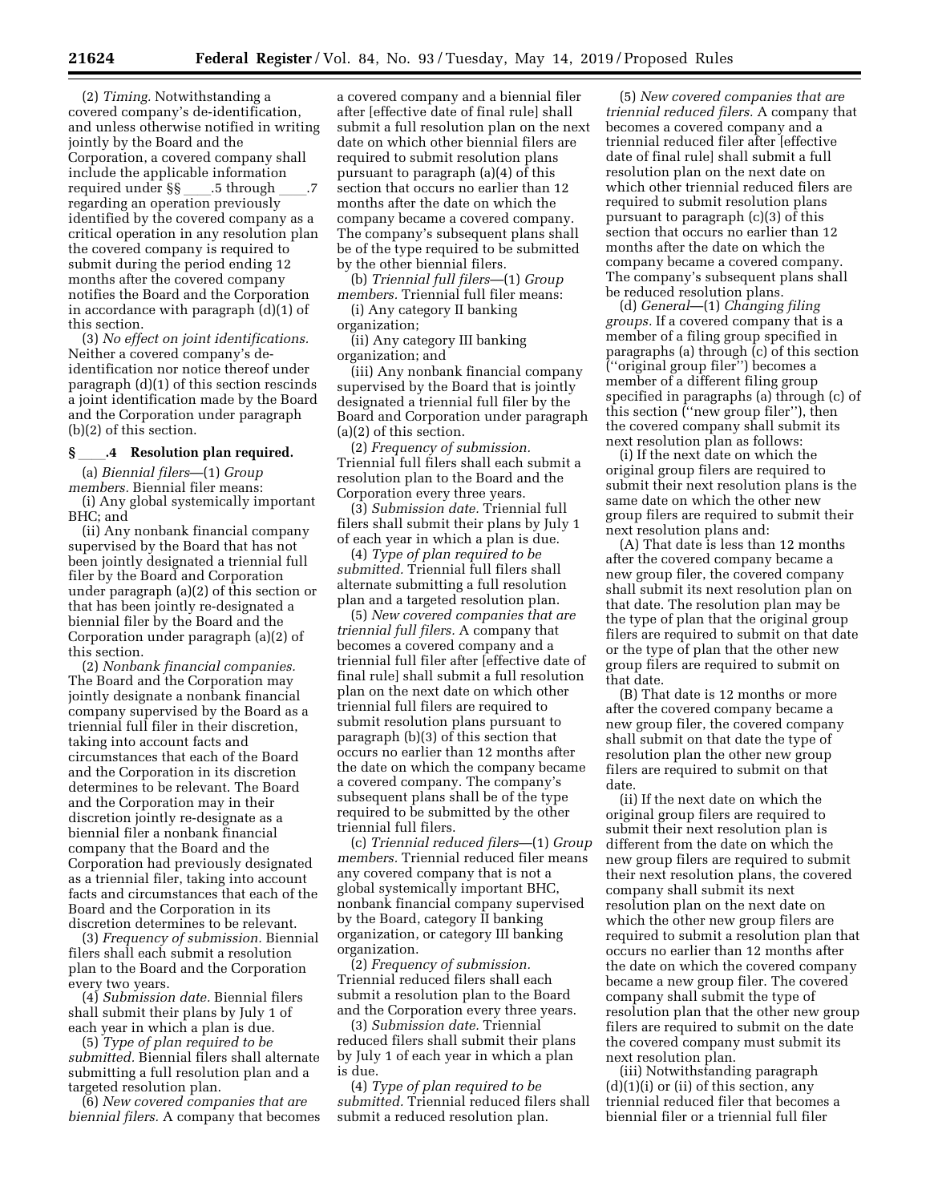(2) *Timing.* Notwithstanding a covered company's de-identification, and unless otherwise notified in writing jointly by the Board and the Corporation, a covered company shall include the applicable information required under §§ ____.5 through ____.7 regarding an operation previously identified by the covered company as a critical operation in any resolution plan the covered company is required to submit during the period ending 12 months after the covered company notifies the Board and the Corporation in accordance with paragraph (d)(1) of this section.

(3) *No effect on joint identifications.* Neither a covered company's de-identification nor notice thereof under paragraph (d)(1) of this section rescinds a joint identification made by the Board and the Corporation under paragraph (b)(2) of this section.

### § ____.4 Resolution plan required.

(a) *Biennial filers*—(1) *Group members.* Biennial filer means:

(i) Any global systemically important BHC; and

(ii) Any nonbank financial company supervised by the Board that has not been jointly designated a triennial full filer by the Board and Corporation under paragraph (a)(2) of this section or that has been jointly re-designated a biennial filer by the Board and the Corporation under paragraph (a)(2) of this section.

(2) *Nonbank financial companies.* The Board and the Corporation may jointly designate a nonbank financial company supervised by the Board as a triennial full filer in their discretion, taking into account facts and circumstances that each of the Board and the Corporation in its discretion determines to be relevant. The Board and the Corporation may in their discretion jointly re-designate as a biennial filer a nonbank financial company that the Board and the Corporation had previously designated as a triennial filer, taking into account facts and circumstances that each of the Board and the Corporation in its discretion determines to be relevant.

(3) *Frequency of submission.* Biennial filers shall each submit a resolution plan to the Board and the Corporation every two years.

(4) *Submission date.* Biennial filers shall submit their plans by July 1 of each year in which a plan is due.

(5) *Type of plan required to be submitted.* Biennial filers shall alternate submitting a full resolution plan and a targeted resolution plan.

(6) *New covered companies that are biennial filers.* A company that becomes a covered company and a biennial filer after [effective date of final rule] shall submit a full resolution plan on the next date on which other biennial filers are required to submit resolution plans pursuant to paragraph (a)(4) of this section that occurs no earlier than 12 months after the date on which the company became a covered company. The company's subsequent plans shall be of the type required to be submitted by the other biennial filers.

(b) *Triennial full filers*—(1) *Group members.* Triennial full filer means:

(i) Any category II banking organization;

(ii) Any category III banking organization; and

(iii) Any nonbank financial company supervised by the Board that is jointly designated a triennial full filer by the Board and Corporation under paragraph (a)(2) of this section.

(2) *Frequency of submission.* Triennial full filers shall each submit a resolution plan to the Board and the Corporation every three years.

(3) *Submission date.* Triennial full filers shall submit their plans by July 1 of each year in which a plan is due.

(4) *Type of plan required to be submitted.* Triennial full filers shall alternate submitting a full resolution plan and a targeted resolution plan.

(5) *New covered companies that are triennial full filers.* A company that becomes a covered company and a triennial full filer after [effective date of final rule] shall submit a full resolution plan on the next date on which other triennial full filers are required to submit resolution plans pursuant to paragraph (b)(3) of this section that occurs no earlier than 12 months after the date on which the company became a covered company. The company's subsequent plans shall be of the type required to be submitted by the other triennial full filers.

(c) *Triennial reduced filers*—(1) *Group members.* Triennial reduced filer means any covered company that is not a global systemically important BHC, nonbank financial company supervised by the Board, category II banking organization, or category III banking organization.

(2) *Frequency of submission.* Triennial reduced filers shall each submit a resolution plan to the Board and the Corporation every three years.

(3) *Submission date.* Triennial reduced filers shall submit their plans by July 1 of each year in which a plan is due.

(4) *Type of plan required to be submitted.* Triennial reduced filers shall submit a reduced resolution plan.

(5) *New covered companies that are triennial reduced filers.* A company that becomes a covered company and a triennial reduced filer after [effective date of final rule] shall submit a full resolution plan on the next date on which other triennial reduced filers are required to submit resolution plans pursuant to paragraph (c)(3) of this section that occurs no earlier than 12 months after the date on which the company became a covered company. The company's subsequent plans shall be reduced resolution plans.

(d) *General*—(1) *Changing filing groups.* If a covered company that is a member of a filing group specified in paragraphs (a) through (c) of this section (''original group filer'') becomes a member of a different filing group specified in paragraphs (a) through (c) of this section (''new group filer''), then the covered company shall submit its next resolution plan as follows:

(i) If the next date on which the original group filers are required to submit their next resolution plans is the same date on which the other new group filers are required to submit their next resolution plans and:

(A) That date is less than 12 months after the covered company became a new group filer, the covered company shall submit its next resolution plan on that date. The resolution plan may be the type of plan that the original group filers are required to submit on that date or the type of plan that the other new group filers are required to submit on that date.

(B) That date is 12 months or more after the covered company became a new group filer, the covered company shall submit on that date the type of resolution plan the other new group filers are required to submit on that date.

(ii) If the next date on which the original group filers are required to submit their next resolution plan is different from the date on which the new group filers are required to submit their next resolution plans, the covered company shall submit its next resolution plan on the next date on which the other new group filers are required to submit a resolution plan that occurs no earlier than 12 months after the date on which the covered company became a new group filer. The covered company shall submit the type of resolution plan that the other new group filers are required to submit on the date the covered company must submit its next resolution plan.

(iii) Notwithstanding paragraph (d)(1)(i) or (ii) of this section, any triennial reduced filer that becomes a biennial filer or a triennial full filer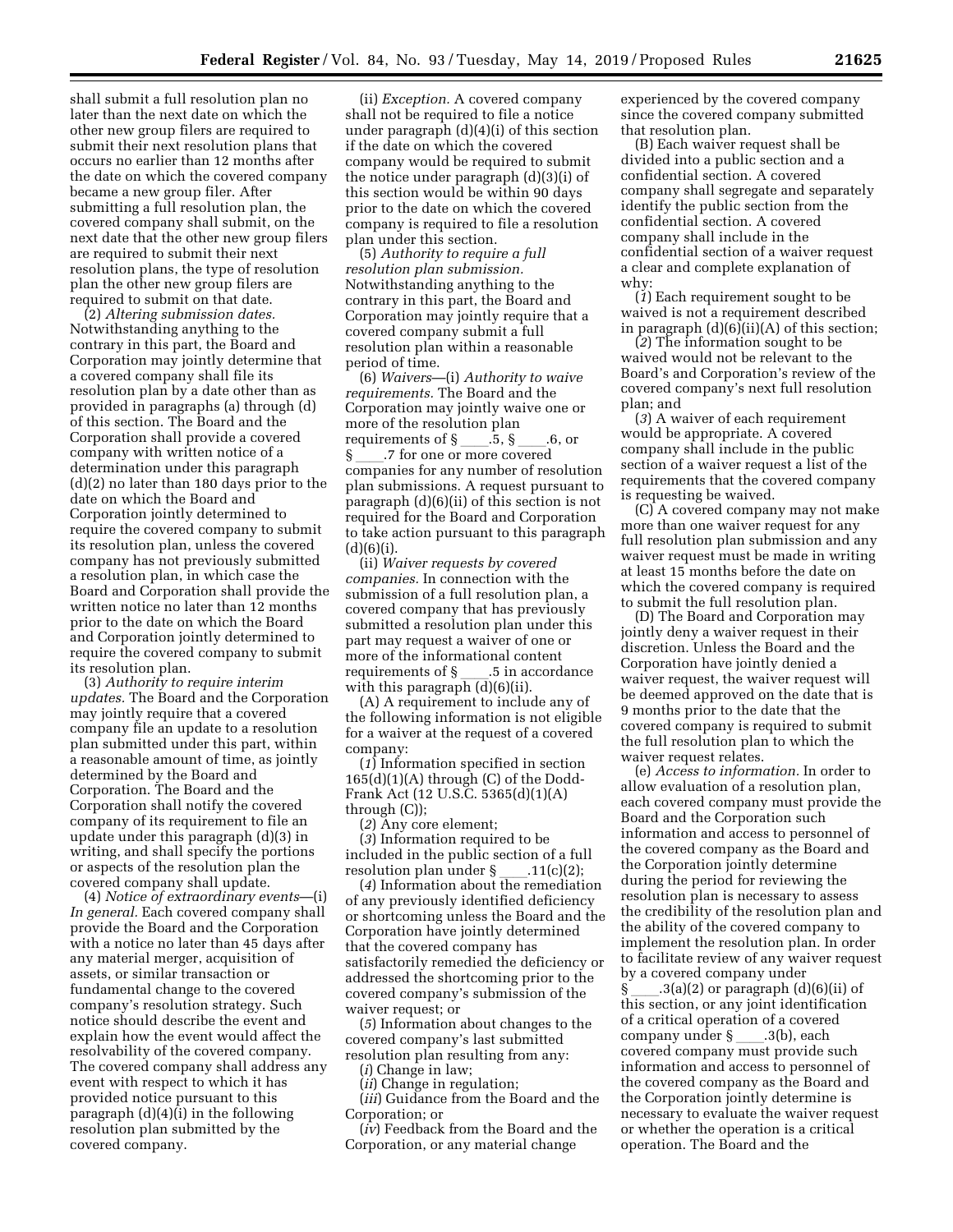shall submit a full resolution plan no later than the next date on which the other new group filers are required to submit their next resolution plans that occurs no earlier than 12 months after the date on which the covered company became a new group filer. After submitting a full resolution plan, the covered company shall submit, on the next date that the other new group filers are required to submit their next resolution plans, the type of resolution plan the other new group filers are required to submit on that date.

(2) *Altering submission dates.* Notwithstanding anything to the contrary in this part, the Board and Corporation may jointly determine that a covered company shall file its resolution plan by a date other than as provided in paragraphs (a) through (d) of this section. The Board and the Corporation shall provide a covered company with written notice of a determination under this paragraph (d)(2) no later than 180 days prior to the date on which the Board and Corporation jointly determined to require the covered company to submit its resolution plan, unless the covered company has not previously submitted a resolution plan, in which case the Board and Corporation shall provide the written notice no later than 12 months prior to the date on which the Board and Corporation jointly determined to require the covered company to submit its resolution plan.

(3) *Authority to require interim updates.* The Board and the Corporation may jointly require that a covered company file an update to a resolution plan submitted under this part, within a reasonable amount of time, as jointly determined by the Board and Corporation. The Board and the Corporation shall notify the covered company of its requirement to file an update under this paragraph (d)(3) in writing, and shall specify the portions or aspects of the resolution plan the covered company shall update.

(4) *Notice of extraordinary events*—(i) *In general.* Each covered company shall provide the Board and the Corporation with a notice no later than 45 days after any material merger, acquisition of assets, or similar transaction or fundamental change to the covered company's resolution strategy. Such notice should describe the event and explain how the event would affect the resolvability of the covered company. The covered company shall address any event with respect to which it has provided notice pursuant to this paragraph (d)(4)(i) in the following resolution plan submitted by the covered company.

(ii) *Exception.* A covered company shall not be required to file a notice under paragraph (d)(4)(i) of this section if the date on which the covered company would be required to submit the notice under paragraph (d)(3)(i) of this section would be within 90 days prior to the date on which the covered company is required to file a resolution plan under this section.

(5) *Authority to require a full resolution plan submission.* Notwithstanding anything to the contrary in this part, the Board and Corporation may jointly require that a covered company submit a full resolution plan within a reasonable period of time.

(6) *Waivers*—(i) *Authority to waive requirements.* The Board and the Corporation may jointly waive one or more of the resolution plan requirements of § \_\_\_\_.5, § \_\_\_\_.6, or § \_\_\_\_.7 for one or more covered companies for any number of resolution plan submissions. A request pursuant to paragraph (d)(6)(ii) of this section is not required for the Board and Corporation to take action pursuant to this paragraph (d)(6)(i).

(ii) *Waiver requests by covered companies.* In connection with the submission of a full resolution plan, a covered company that has previously submitted a resolution plan under this part may request a waiver of one or more of the informational content requirements of § \_\_\_\_.5 in accordance with this paragraph (d)(6)(ii).

(A) A requirement to include any of the following information is not eligible for a waiver at the request of a covered company:

(*1*) Information specified in section 165(d)(1)(A) through (C) of the Dodd-Frank Act (12 U.S.C. 5365(d)(1)(A) through (C));

(*2*) Any core element;

(*3*) Information required to be included in the public section of a full resolution plan under § \_\_\_\_.11(c)(2);

(*4*) Information about the remediation of any previously identified deficiency or shortcoming unless the Board and the Corporation have jointly determined that the covered company has satisfactorily remedied the deficiency or addressed the shortcoming prior to the covered company's submission of the waiver request; or

(*5*) Information about changes to the covered company's last submitted resolution plan resulting from any:

(*i*) Change in law;

(*ii*) Change in regulation;

(*iii*) Guidance from the Board and the Corporation; or

(*iv*) Feedback from the Board and the Corporation, or any material change experienced by the covered company since the covered company submitted that resolution plan.

(B) Each waiver request shall be divided into a public section and a confidential section. A covered company shall segregate and separately identify the public section from the confidential section. A covered company shall include in the confidential section of a waiver request a clear and complete explanation of why:

(*1*) Each requirement sought to be waived is not a requirement described in paragraph (d)(6)(ii)(A) of this section;

(*2*) The information sought to be waived would not be relevant to the Board's and Corporation's review of the covered company's next full resolution plan; and

(*3*) A waiver of each requirement would be appropriate. A covered company shall include in the public section of a waiver request a list of the requirements that the covered company is requesting be waived.

(C) A covered company may not make more than one waiver request for any full resolution plan submission and any waiver request must be made in writing at least 15 months before the date on which the covered company is required to submit the full resolution plan.

(D) The Board and Corporation may jointly deny a waiver request in their discretion. Unless the Board and the Corporation have jointly denied a waiver request, the waiver request will be deemed approved on the date that is 9 months prior to the date that the covered company is required to submit the full resolution plan to which the waiver request relates.

(e) *Access to information.* In order to allow evaluation of a resolution plan, each covered company must provide the Board and the Corporation such information and access to personnel of the covered company as the Board and the Corporation jointly determine during the period for reviewing the resolution plan is necessary to assess the credibility of the resolution plan and the ability of the covered company to implement the resolution plan. In order to facilitate review of any waiver request by a covered company under § \_\_\_\_.3(a)(2) or paragraph (d)(6)(ii) of this section, or any joint identification of a critical operation of a covered company under § \_\_\_\_.3(b), each covered company must provide such information and access to personnel of the covered company as the Board and the Corporation jointly determine is necessary to evaluate the waiver request or whether the operation is a critical operation. The Board and the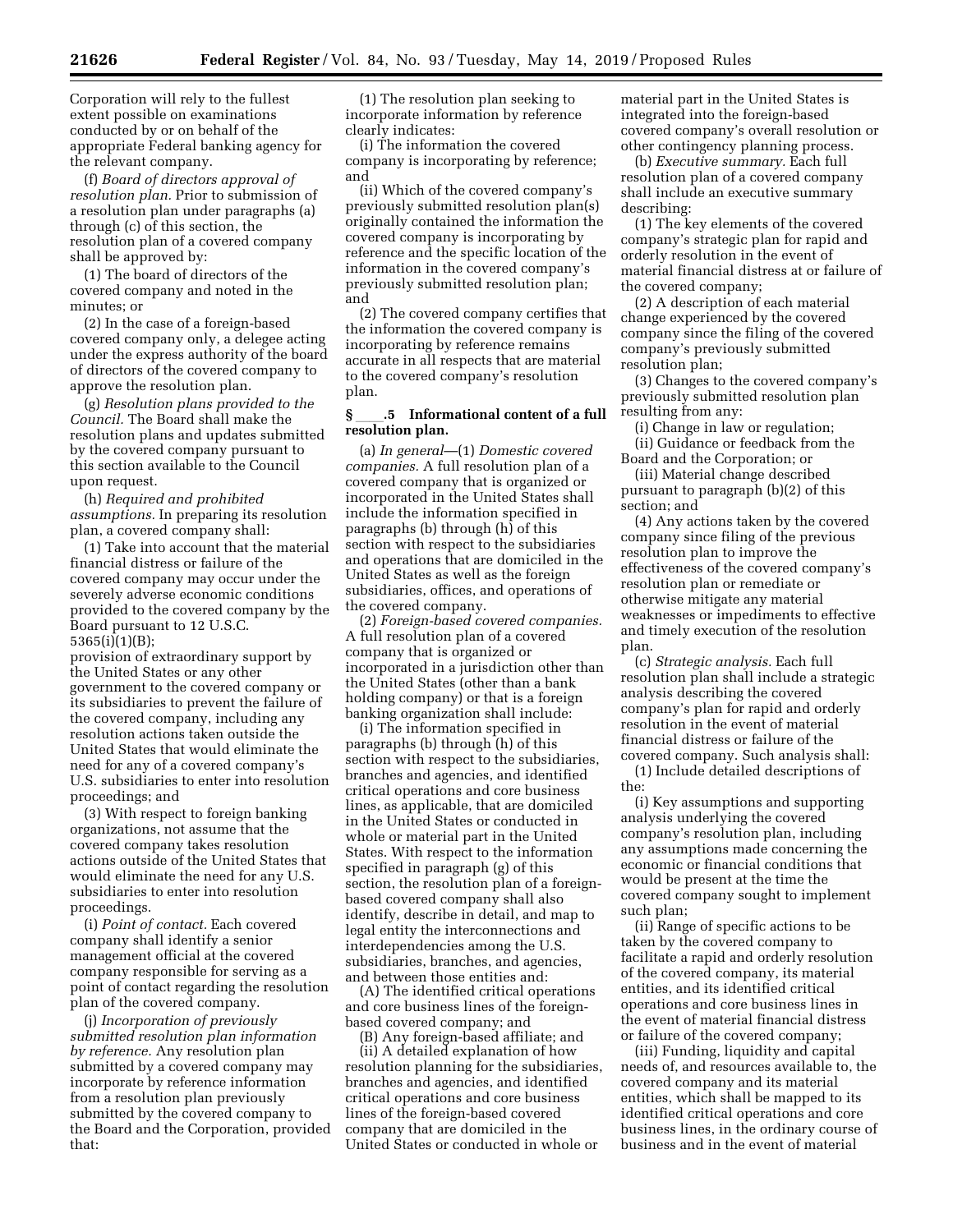Corporation will rely to the fullest extent possible on examinations conducted by or on behalf of the appropriate Federal banking agency for the relevant company.

(f) *Board of directors approval of resolution plan.* Prior to submission of a resolution plan under paragraphs (a) through (c) of this section, the resolution plan of a covered company shall be approved by:

(1) The board of directors of the covered company and noted in the minutes; or

(2) In the case of a foreign-based covered company only, a delegee acting under the express authority of the board of directors of the covered company to approve the resolution plan.

(g) *Resolution plans provided to the Council.* The Board shall make the resolution plans and updates submitted by the covered company pursuant to this section available to the Council upon request.

(h) *Required and prohibited assumptions.* In preparing its resolution plan, a covered company shall:

(1) Take into account that the material financial distress or failure of the covered company may occur under the severely adverse economic conditions provided to the covered company by the Board pursuant to 12 U.S.C. 5365(i)(1)(B);

provision of extraordinary support by the United States or any other government to the covered company or its subsidiaries to prevent the failure of the covered company, including any resolution actions taken outside the United States that would eliminate the need for any of a covered company's U.S. subsidiaries to enter into resolution proceedings; and

(3) With respect to foreign banking organizations, not assume that the covered company takes resolution actions outside of the United States that would eliminate the need for any U.S. subsidiaries to enter into resolution proceedings.

(i) *Point of contact.* Each covered company shall identify a senior management official at the covered company responsible for serving as a point of contact regarding the resolution plan of the covered company.

(j) *Incorporation of previously submitted resolution plan information by reference.* Any resolution plan submitted by a covered company may incorporate by reference information from a resolution plan previously submitted by the covered company to the Board and the Corporation, provided that:

(1) The resolution plan seeking to incorporate information by reference clearly indicates:

(i) The information the covered company is incorporating by reference; and

(ii) Which of the covered company's previously submitted resolution plan(s) originally contained the information the covered company is incorporating by reference and the specific location of the information in the covered company's previously submitted resolution plan; and

(2) The covered company certifies that the information the covered company is incorporating by reference remains accurate in all respects that are material to the covered company's resolution plan.

### § ____.5 Informational content of a full resolution plan.

(a) *In general*—(1) *Domestic covered companies.* A full resolution plan of a covered company that is organized or incorporated in the United States shall include the information specified in paragraphs (b) through (h) of this section with respect to the subsidiaries and operations that are domiciled in the United States as well as the foreign subsidiaries, offices, and operations of the covered company.

(2) *Foreign-based covered companies.* A full resolution plan of a covered company that is organized or incorporated in a jurisdiction other than the United States (other than a bank holding company) or that is a foreign banking organization shall include:

(i) The information specified in paragraphs (b) through (h) of this section with respect to the subsidiaries, branches and agencies, and identified critical operations and core business lines, as applicable, that are domiciled in the United States or conducted in whole or material part in the United States. With respect to the information specified in paragraph (g) of this section, the resolution plan of a foreign-based covered company shall also identify, describe in detail, and map to legal entity the interconnections and interdependencies among the U.S. subsidiaries, branches, and agencies, and between those entities and:

(A) The identified critical operations and core business lines of the foreign-based covered company; and

(B) Any foreign-based affiliate; and

(ii) A detailed explanation of how resolution planning for the subsidiaries, branches and agencies, and identified critical operations and core business lines of the foreign-based covered company that are domiciled in the United States or conducted in whole or material part in the United States is integrated into the foreign-based covered company's overall resolution or other contingency planning process.

(b) *Executive summary.* Each full resolution plan of a covered company shall include an executive summary describing:

(1) The key elements of the covered company's strategic plan for rapid and orderly resolution in the event of material financial distress at or failure of the covered company;

(2) A description of each material change experienced by the covered company since the filing of the covered company's previously submitted resolution plan;

(3) Changes to the covered company's previously submitted resolution plan resulting from any:

(i) Change in law or regulation;

(ii) Guidance or feedback from the Board and the Corporation; or

(iii) Material change described pursuant to paragraph (b)(2) of this section; and

(4) Any actions taken by the covered company since filing of the previous resolution plan to improve the effectiveness of the covered company's resolution plan or remediate or otherwise mitigate any material weaknesses or impediments to effective and timely execution of the resolution plan.

(c) *Strategic analysis.* Each full resolution plan shall include a strategic analysis describing the covered company's plan for rapid and orderly resolution in the event of material financial distress or failure of the covered company. Such analysis shall:

(1) Include detailed descriptions of the:

(i) Key assumptions and supporting analysis underlying the covered company's resolution plan, including any assumptions made concerning the economic or financial conditions that would be present at the time the covered company sought to implement such plan;

(ii) Range of specific actions to be taken by the covered company to facilitate a rapid and orderly resolution of the covered company, its material entities, and its identified critical operations and core business lines in the event of material financial distress or failure of the covered company;

(iii) Funding, liquidity and capital needs of, and resources available to, the covered company and its material entities, which shall be mapped to its identified critical operations and core business lines, in the ordinary course of business and in the event of material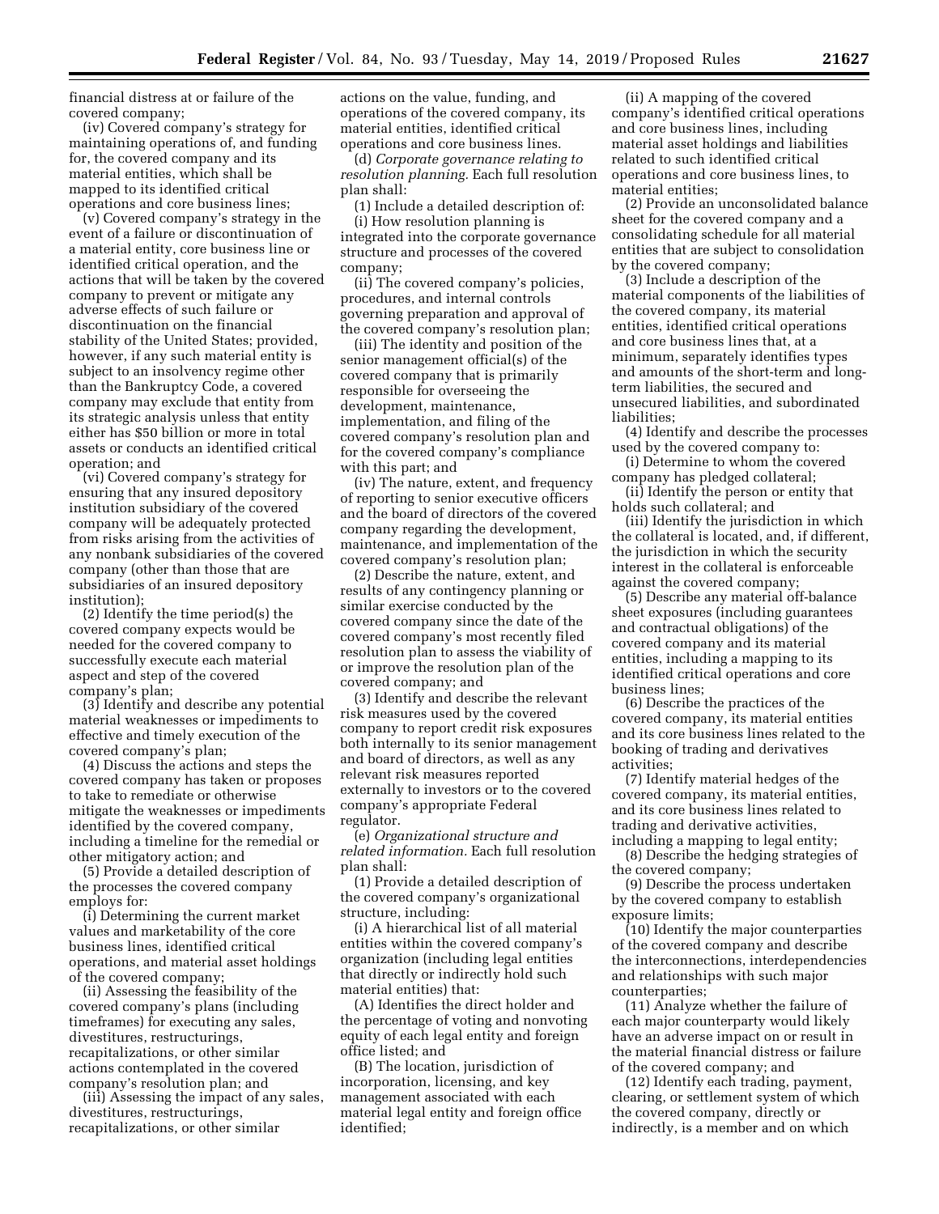financial distress at or failure of the covered company;

(iv) Covered company's strategy for maintaining operations of, and funding for, the covered company and its material entities, which shall be mapped to its identified critical operations and core business lines;

(v) Covered company's strategy in the event of a failure or discontinuation of a material entity, core business line or identified critical operation, and the actions that will be taken by the covered company to prevent or mitigate any adverse effects of such failure or discontinuation on the financial stability of the United States; provided, however, if any such material entity is subject to an insolvency regime other than the Bankruptcy Code, a covered company may exclude that entity from its strategic analysis unless that entity either has $50 billion or more in total assets or conducts an identified critical operation; and

(vi) Covered company's strategy for ensuring that any insured depository institution subsidiary of the covered company will be adequately protected from risks arising from the activities of any nonbank subsidiaries of the covered company (other than those that are subsidiaries of an insured depository institution);

(2) Identify the time period(s) the covered company expects would be needed for the covered company to successfully execute each material aspect and step of the covered company's plan;

(3) Identify and describe any potential material weaknesses or impediments to effective and timely execution of the covered company's plan;

(4) Discuss the actions and steps the covered company has taken or proposes to take to remediate or otherwise mitigate the weaknesses or impediments identified by the covered company, including a timeline for the remedial or other mitigatory action; and

(5) Provide a detailed description of the processes the covered company employs for:

(i) Determining the current market values and marketability of the core business lines, identified critical operations, and material asset holdings of the covered company;

(ii) Assessing the feasibility of the covered company's plans (including timeframes) for executing any sales, divestitures, restructurings, recapitalizations, or other similar actions contemplated in the covered company's resolution plan; and

(iii) Assessing the impact of any sales, divestitures, restructurings, recapitalizations, or other similar actions on the value, funding, and operations of the covered company, its material entities, identified critical operations and core business lines.

(d) *Corporate governance relating to resolution planning.* Each full resolution plan shall:

(1) Include a detailed description of:

(i) How resolution planning is integrated into the corporate governance structure and processes of the covered company;

(ii) The covered company's policies, procedures, and internal controls governing preparation and approval of the covered company's resolution plan;

(iii) The identity and position of the senior management official(s) of the covered company that is primarily responsible for overseeing the development, maintenance, implementation, and filing of the covered company's resolution plan and for the covered company's compliance with this part; and

(iv) The nature, extent, and frequency of reporting to senior executive officers and the board of directors of the covered company regarding the development, maintenance, and implementation of the covered company's resolution plan;

(2) Describe the nature, extent, and results of any contingency planning or similar exercise conducted by the covered company since the date of the covered company's most recently filed resolution plan to assess the viability of or improve the resolution plan of the covered company; and

(3) Identify and describe the relevant risk measures used by the covered company to report credit risk exposures both internally to its senior management and board of directors, as well as any relevant risk measures reported externally to investors or to the covered company's appropriate Federal regulator.

(e) *Organizational structure and related information.* Each full resolution plan shall:

(1) Provide a detailed description of the covered company's organizational structure, including:

(i) A hierarchical list of all material entities within the covered company's organization (including legal entities that directly or indirectly hold such material entities) that:

(A) Identifies the direct holder and the percentage of voting and nonvoting equity of each legal entity and foreign office listed; and

(B) The location, jurisdiction of incorporation, licensing, and key management associated with each material legal entity and foreign office identified;

(ii) A mapping of the covered company's identified critical operations and core business lines, including material asset holdings and liabilities related to such identified critical operations and core business lines, to material entities;

(2) Provide an unconsolidated balance sheet for the covered company and a consolidating schedule for all material entities that are subject to consolidation by the covered company;

(3) Include a description of the material components of the liabilities of the covered company, its material entities, identified critical operations and core business lines that, at a minimum, separately identifies types and amounts of the short-term and long-term liabilities, the secured and unsecured liabilities, and subordinated liabilities;

(4) Identify and describe the processes used by the covered company to:

(i) Determine to whom the covered company has pledged collateral;

(ii) Identify the person or entity that holds such collateral; and

(iii) Identify the jurisdiction in which the collateral is located, and, if different, the jurisdiction in which the security interest in the collateral is enforceable against the covered company;

(5) Describe any material off-balance sheet exposures (including guarantees and contractual obligations) of the covered company and its material entities, including a mapping to its identified critical operations and core business lines;

(6) Describe the practices of the covered company, its material entities and its core business lines related to the booking of trading and derivatives activities;

(7) Identify material hedges of the covered company, its material entities, and its core business lines related to trading and derivative activities, including a mapping to legal entity;

(8) Describe the hedging strategies of the covered company;

(9) Describe the process undertaken by the covered company to establish exposure limits;

(10) Identify the major counterparties of the covered company and describe the interconnections, interdependencies and relationships with such major counterparties;

(11) Analyze whether the failure of each major counterparty would likely have an adverse impact on or result in the material financial distress or failure of the covered company; and

(12) Identify each trading, payment, clearing, or settlement system of which the covered company, directly or indirectly, is a member and on which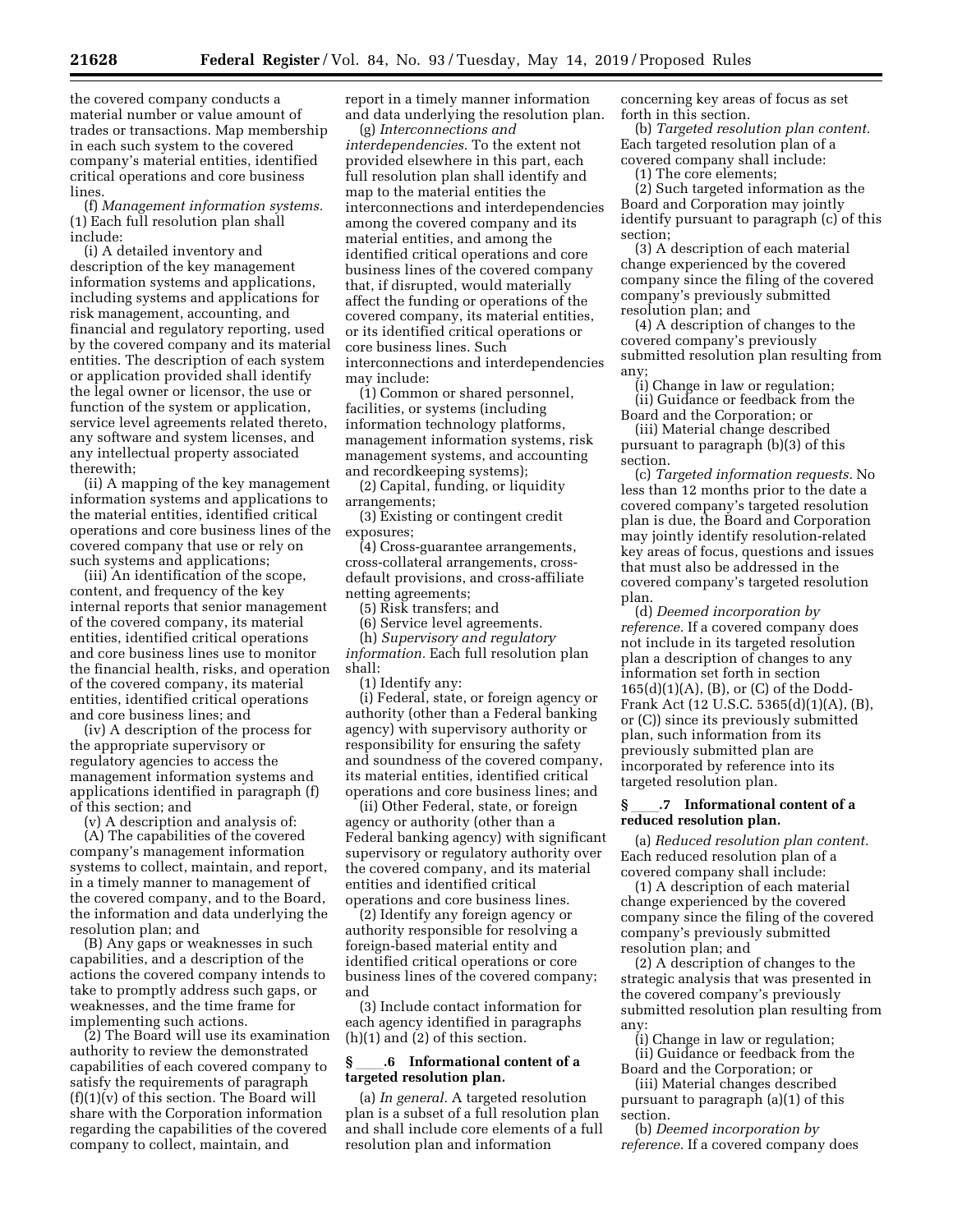the covered company conducts a material number or value amount of trades or transactions. Map membership in each such system to the covered company's material entities, identified critical operations and core business lines.

(f) *Management information systems.* (1) Each full resolution plan shall include:

(i) A detailed inventory and description of the key management information systems and applications, including systems and applications for risk management, accounting, and financial and regulatory reporting, used by the covered company and its material entities. The description of each system or application provided shall identify the legal owner or licensor, the use or function of the system or application, service level agreements related thereto, any software and system licenses, and any intellectual property associated therewith;

(ii) A mapping of the key management information systems and applications to the material entities, identified critical operations and core business lines of the covered company that use or rely on such systems and applications;

(iii) An identification of the scope, content, and frequency of the key internal reports that senior management of the covered company, its material entities, identified critical operations and core business lines use to monitor the financial health, risks, and operation of the covered company, its material entities, identified critical operations and core business lines; and

(iv) A description of the process for the appropriate supervisory or regulatory agencies to access the management information systems and applications identified in paragraph (f) of this section; and

(v) A description and analysis of:

(A) The capabilities of the covered company's management information systems to collect, maintain, and report, in a timely manner to management of the covered company, and to the Board, the information and data underlying the resolution plan; and

(B) Any gaps or weaknesses in such capabilities, and a description of the actions the covered company intends to take to promptly address such gaps, or weaknesses, and the time frame for implementing such actions.

(2) The Board will use its examination authority to review the demonstrated capabilities of each covered company to satisfy the requirements of paragraph (f)(1)(v) of this section. The Board will share with the Corporation information regarding the capabilities of the covered company to collect, maintain, and report in a timely manner information and data underlying the resolution plan.

(g) *Interconnections and interdependencies.* To the extent not provided elsewhere in this part, each full resolution plan shall identify and map to the material entities the interconnections and interdependencies among the covered company and its material entities, and among the identified critical operations and core business lines of the covered company that, if disrupted, would materially affect the funding or operations of the covered company, its material entities, or its identified critical operations or core business lines. Such interconnections and interdependencies may include:

(1) Common or shared personnel, facilities, or systems (including information technology platforms, management information systems, risk management systems, and accounting and recordkeeping systems);

(2) Capital, funding, or liquidity arrangements;

(3) Existing or contingent credit exposures;

(4) Cross-guarantee arrangements, cross-collateral arrangements, cross-default provisions, and cross-affiliate netting agreements;

(5) Risk transfers; and

(6) Service level agreements.

(h) *Supervisory and regulatory information.* Each full resolution plan shall:

(1) Identify any:

(i) Federal, state, or foreign agency or authority (other than a Federal banking agency) with supervisory authority or responsibility for ensuring the safety and soundness of the covered company, its material entities, identified critical operations and core business lines; and

(ii) Other Federal, state, or foreign agency or authority (other than a Federal banking agency) with significant supervisory or regulatory authority over the covered company, and its material entities and identified critical operations and core business lines.

(2) Identify any foreign agency or authority responsible for resolving a foreign-based material entity and identified critical operations or core business lines of the covered company; and

(3) Include contact information for each agency identified in paragraphs (h)(1) and (2) of this section.

### § ____.6 Informational content of a targeted resolution plan.

(a) *In general.* A targeted resolution plan is a subset of a full resolution plan and shall include core elements of a full resolution plan and information concerning key areas of focus as set forth in this section.

(b) *Targeted resolution plan content.* Each targeted resolution plan of a covered company shall include:

(1) The core elements;

(2) Such targeted information as the Board and Corporation may jointly identify pursuant to paragraph (c) of this section;

(3) A description of each material change experienced by the covered company since the filing of the covered company's previously submitted resolution plan; and

(4) A description of changes to the covered company's previously submitted resolution plan resulting from any;

(i) Change in law or regulation;

(ii) Guidance or feedback from the Board and the Corporation; or

(iii) Material change described pursuant to paragraph (b)(3) of this section.

(c) *Targeted information requests.* No less than 12 months prior to the date a covered company's targeted resolution plan is due, the Board and Corporation may jointly identify resolution-related key areas of focus, questions and issues that must also be addressed in the covered company's targeted resolution plan.

(d) *Deemed incorporation by reference.* If a covered company does not include in its targeted resolution plan a description of changes to any information set forth in section 165(d)(1)(A), (B), or (C) of the Dodd-Frank Act (12 U.S.C. 5365(d)(1)(A), (B), or (C)) since its previously submitted plan, such information from its previously submitted plan are incorporated by reference into its targeted resolution plan.

### § ____.7 Informational content of a reduced resolution plan.

(a) *Reduced resolution plan content.* Each reduced resolution plan of a covered company shall include:

(1) A description of each material change experienced by the covered company since the filing of the covered company's previously submitted resolution plan; and

(2) A description of changes to the strategic analysis that was presented in the covered company's previously submitted resolution plan resulting from any:

(i) Change in law or regulation;

(ii) Guidance or feedback from the Board and the Corporation; or

(iii) Material changes described pursuant to paragraph (a)(1) of this section.

(b) *Deemed incorporation by reference.* If a covered company does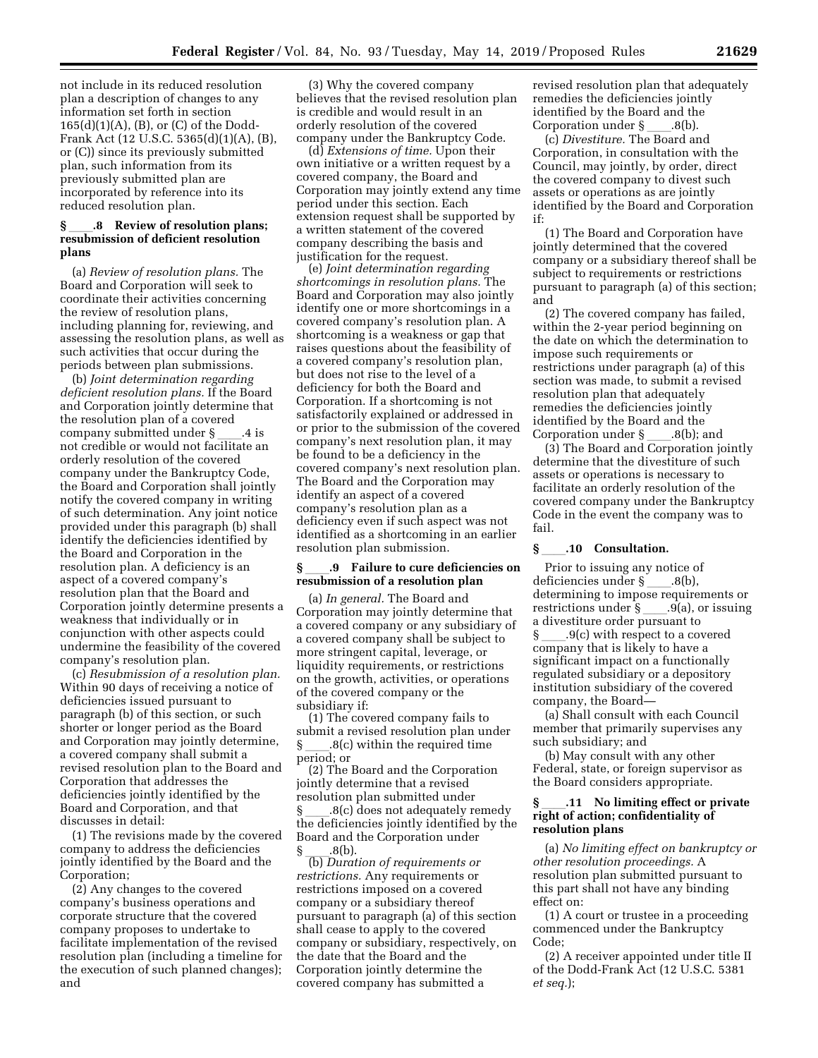not include in its reduced resolution plan a description of changes to any information set forth in section 165(d)(1)(A), (B), or (C) of the Dodd-Frank Act (12 U.S.C. 5365(d)(1)(A), (B), or (C)) since its previously submitted plan, such information from its previously submitted plan are incorporated by reference into its reduced resolution plan.

### § ____.8 Review of resolution plans; resubmission of deficient resolution plans

(a) *Review of resolution plans.* The Board and Corporation will seek to coordinate their activities concerning the review of resolution plans, including planning for, reviewing, and assessing the resolution plans, as well as such activities that occur during the periods between plan submissions.

(b) *Joint determination regarding deficient resolution plans.* If the Board and Corporation jointly determine that the resolution plan of a covered company submitted under § ____.4 is not credible or would not facilitate an orderly resolution of the covered company under the Bankruptcy Code, the Board and Corporation shall jointly notify the covered company in writing of such determination. Any joint notice provided under this paragraph (b) shall identify the deficiencies identified by the Board and Corporation in the resolution plan. A deficiency is an aspect of a covered company's resolution plan that the Board and Corporation jointly determine presents a weakness that individually or in conjunction with other aspects could undermine the feasibility of the covered company's resolution plan.

(c) *Resubmission of a resolution plan.* Within 90 days of receiving a notice of deficiencies issued pursuant to paragraph (b) of this section, or such shorter or longer period as the Board and Corporation may jointly determine, a covered company shall submit a revised resolution plan to the Board and Corporation that addresses the deficiencies jointly identified by the Board and Corporation, and that discusses in detail:

(1) The revisions made by the covered company to address the deficiencies jointly identified by the Board and the Corporation;

(2) Any changes to the covered company's business operations and corporate structure that the covered company proposes to undertake to facilitate implementation of the revised resolution plan (including a timeline for the execution of such planned changes); and

(3) Why the covered company believes that the revised resolution plan is credible and would result in an orderly resolution of the covered company under the Bankruptcy Code.

(d) *Extensions of time.* Upon their own initiative or a written request by a covered company, the Board and Corporation may jointly extend any time period under this section. Each extension request shall be supported by a written statement of the covered company describing the basis and justification for the request.

(e) *Joint determination regarding shortcomings in resolution plans.* The Board and Corporation may also jointly identify one or more shortcomings in a covered company's resolution plan. A shortcoming is a weakness or gap that raises questions about the feasibility of a covered company's resolution plan, but does not rise to the level of a deficiency for both the Board and Corporation. If a shortcoming is not satisfactorily explained or addressed in or prior to the submission of the covered company's next resolution plan, it may be found to be a deficiency in the covered company's next resolution plan. The Board and the Corporation may identify an aspect of a covered company's resolution plan as a deficiency even if such aspect was not identified as a shortcoming in an earlier resolution plan submission.

### § ____.9 Failure to cure deficiencies on resubmission of a resolution plan

(a) *In general.* The Board and Corporation may jointly determine that a covered company or any subsidiary of a covered company shall be subject to more stringent capital, leverage, or liquidity requirements, or restrictions on the growth, activities, or operations of the covered company or the subsidiary if:

(1) The covered company fails to submit a revised resolution plan under § ____.8(c) within the required time period; or

(2) The Board and the Corporation jointly determine that a revised resolution plan submitted under § ____.8(c) does not adequately remedy the deficiencies jointly identified by the Board and the Corporation under § ____.8(b).

(b) *Duration of requirements or restrictions.* Any requirements or restrictions imposed on a covered company or a subsidiary thereof pursuant to paragraph (a) of this section shall cease to apply to the covered company or subsidiary, respectively, on the date that the Board and the Corporation jointly determine the covered company has submitted a revised resolution plan that adequately remedies the deficiencies jointly identified by the Board and the Corporation under § ____.8(b).

(c) *Divestiture.* The Board and Corporation, in consultation with the Council, may jointly, by order, direct the covered company to divest such assets or operations as are jointly identified by the Board and Corporation if:

(1) The Board and Corporation have jointly determined that the covered company or a subsidiary thereof shall be subject to requirements or restrictions pursuant to paragraph (a) of this section; and

(2) The covered company has failed, within the 2-year period beginning on the date on which the determination to impose such requirements or restrictions under paragraph (a) of this section was made, to submit a revised resolution plan that adequately remedies the deficiencies jointly identified by the Board and the Corporation under § ____.8(b); and

(3) The Board and Corporation jointly determine that the divestiture of such assets or operations is necessary to facilitate an orderly resolution of the covered company under the Bankruptcy Code in the event the company was to fail.

### § ____.10 Consultation.

Prior to issuing any notice of deficiencies under § ____.8(b), determining to impose requirements or restrictions under § ____.9(a), or issuing a divestiture order pursuant to § ____.9(c) with respect to a covered company that is likely to have a significant impact on a functionally regulated subsidiary or a depository institution subsidiary of the covered company, the Board—

(a) Shall consult with each Council member that primarily supervises any such subsidiary; and

(b) May consult with any other Federal, state, or foreign supervisor as the Board considers appropriate.

### § ____.11 No limiting effect or private right of action; confidentiality of resolution plans

(a) *No limiting effect on bankruptcy or other resolution proceedings.* A resolution plan submitted pursuant to this part shall not have any binding effect on:

(1) A court or trustee in a proceeding commenced under the Bankruptcy Code;

(2) A receiver appointed under title II of the Dodd-Frank Act (12 U.S.C. 5381 *et seq.*);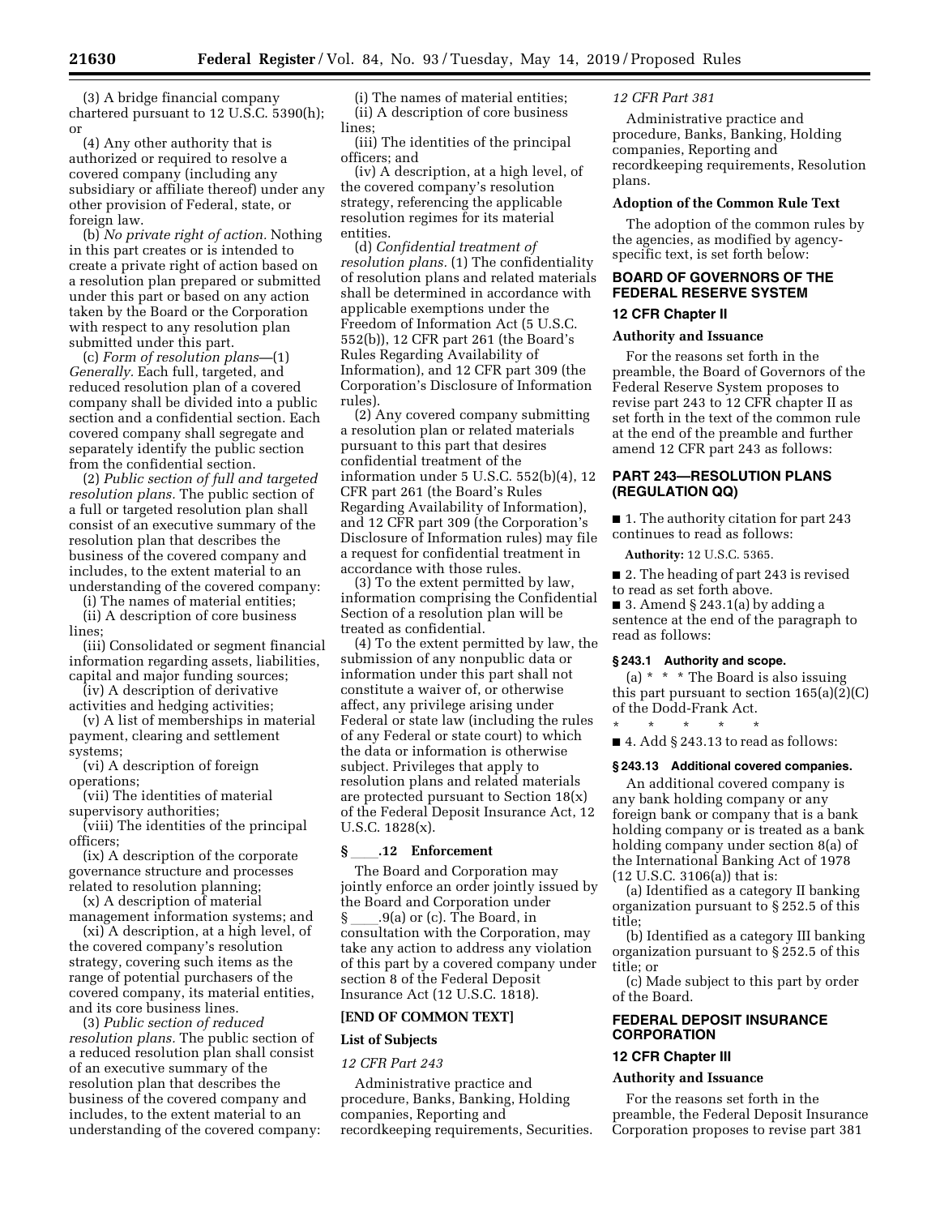(3) A bridge financial company chartered pursuant to 12 U.S.C. 5390(h); or

(4) Any other authority that is authorized or required to resolve a covered company (including any subsidiary or affiliate thereof) under any other provision of Federal, state, or foreign law.

(b) *No private right of action.* Nothing in this part creates or is intended to create a private right of action based on a resolution plan prepared or submitted under this part or based on any action taken by the Board or the Corporation with respect to any resolution plan submitted under this part.

(c) *Form of resolution plans*—(1) *Generally.* Each full, targeted, and reduced resolution plan of a covered company shall be divided into a public section and a confidential section. Each covered company shall segregate and separately identify the public section from the confidential section.

(2) *Public section of full and targeted resolution plans.* The public section of a full or targeted resolution plan shall consist of an executive summary of the resolution plan that describes the business of the covered company and includes, to the extent material to an understanding of the covered company:

(i) The names of material entities;

(ii) A description of core business lines;

(iii) Consolidated or segment financial information regarding assets, liabilities, capital and major funding sources;

(iv) A description of derivative activities and hedging activities;

(v) A list of memberships in material payment, clearing and settlement systems;

(vi) A description of foreign operations;

(vii) The identities of material supervisory authorities;

(viii) The identities of the principal officers;

(ix) A description of the corporate governance structure and processes related to resolution planning;

(x) A description of material management information systems; and

(xi) A description, at a high level, of the covered company's resolution strategy, covering such items as the range of potential purchasers of the covered company, its material entities, and its core business lines.

(3) *Public section of reduced resolution plans.* The public section of a reduced resolution plan shall consist of an executive summary of the resolution plan that describes the business of the covered company and includes, to the extent material to an understanding of the covered company:

(i) The names of material entities;

(ii) A description of core business lines;

(iii) The identities of the principal officers; and

(iv) A description, at a high level, of the covered company's resolution strategy, referencing the applicable resolution regimes for its material entities.

(d) *Confidential treatment of resolution plans.* (1) The confidentiality of resolution plans and related materials shall be determined in accordance with applicable exemptions under the Freedom of Information Act (5 U.S.C. 552(b)), 12 CFR part 261 (the Board's Rules Regarding Availability of Information), and 12 CFR part 309 (the Corporation's Disclosure of Information rules).

(2) Any covered company submitting a resolution plan or related materials pursuant to this part that desires confidential treatment of the information under 5 U.S.C. 552(b)(4), 12 CFR part 261 (the Board's Rules Regarding Availability of Information), and 12 CFR part 309 (the Corporation's Disclosure of Information rules) may file a request for confidential treatment in accordance with those rules.

(3) To the extent permitted by law, information comprising the Confidential Section of a resolution plan will be treated as confidential.

(4) To the extent permitted by law, the submission of any nonpublic data or information under this part shall not constitute a waiver of, or otherwise affect, any privilege arising under Federal or state law (including the rules of any Federal or state court) to which the data or information is otherwise subject. Privileges that apply to resolution plans and related materials are protected pursuant to Section 18(x) of the Federal Deposit Insurance Act, 12 U.S.C. 1828(x).

### § ____.12 Enforcement

The Board and Corporation may jointly enforce an order jointly issued by the Board and Corporation under § ____.9(a) or (c). The Board, in consultation with the Corporation, may take any action to address any violation of this part by a covered company under section 8 of the Federal Deposit Insurance Act (12 U.S.C. 1818).

**[END OF COMMON TEXT]**

## List of Subjects

*12 CFR Part 243*

Administrative practice and procedure, Banks, Banking, Holding companies, Reporting and recordkeeping requirements, Securities.

*12 CFR Part 381*

Administrative practice and procedure, Banks, Banking, Holding companies, Reporting and recordkeeping requirements, Resolution plans.

## Adoption of the Common Rule Text

The adoption of the common rules by the agencies, as modified by agency-specific text, is set forth below:

## BOARD OF GOVERNORS OF THE FEDERAL RESERVE SYSTEM

## 12 CFR Chapter II

## Authority and Issuance

For the reasons set forth in the preamble, the Board of Governors of the Federal Reserve System proposes to revise part 243 to 12 CFR chapter II as set forth in the text of the common rule at the end of the preamble and further amend 12 CFR part 243 as follows:

## PART 243—RESOLUTION PLANS (REGULATION QQ)

■ 1. The authority citation for part 243 continues to read as follows:

**Authority:** 12 U.S.C. 5365.

■ 2. The heading of part 243 is revised to read as set forth above.

■ 3. Amend § 243.1(a) by adding a sentence at the end of the paragraph to read as follows:

### § 243.1 Authority and scope.

(a) * * * The Board is also issuing this part pursuant to section 165(a)(2)(C) of the Dodd-Frank Act.

\* \* \* \* \*

■ 4. Add § 243.13 to read as follows:

### § 243.13 Additional covered companies.

An additional covered company is any bank holding company or any foreign bank or company that is a bank holding company or is treated as a bank holding company under section 8(a) of the International Banking Act of 1978 (12 U.S.C. 3106(a)) that is:

(a) Identified as a category II banking organization pursuant to § 252.5 of this title;

(b) Identified as a category III banking organization pursuant to § 252.5 of this title; or

(c) Made subject to this part by order of the Board.

## FEDERAL DEPOSIT INSURANCE CORPORATION

## 12 CFR Chapter III

## Authority and Issuance

For the reasons set forth in the preamble, the Federal Deposit Insurance Corporation proposes to revise part 381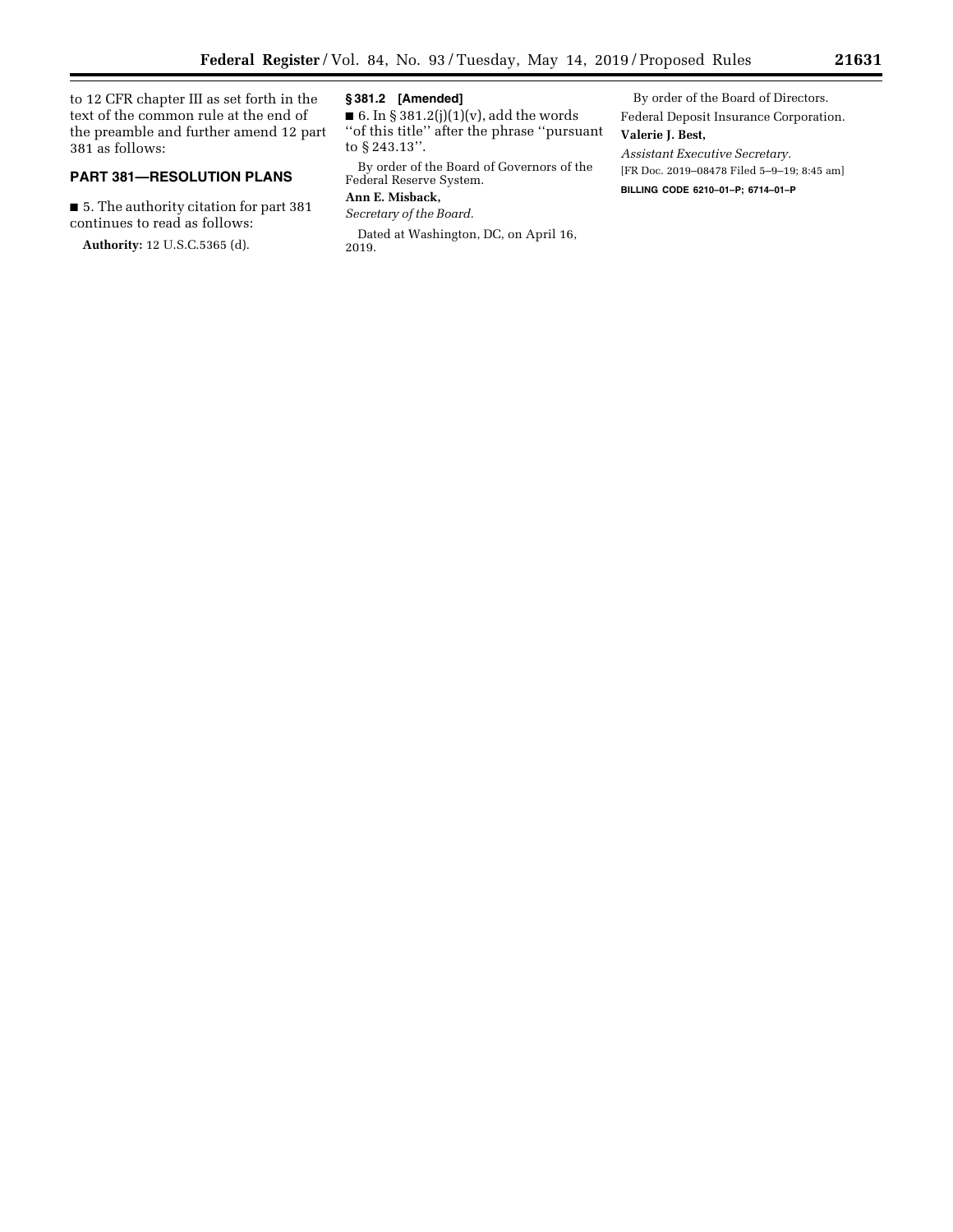to 12 CFR chapter III as set forth in the text of the common rule at the end of the preamble and further amend 12 part 381 as follows:

## PART 381—RESOLUTION PLANS

■ 5. The authority citation for part 381 continues to read as follows:

**Authority:** 12 U.S.C.5365 (d).

### § 381.2 [Amended]

■ 6. In § 381.2(j)(1)(v), add the words ''of this title'' after the phrase ''pursuant to § 243.13''.

By order of the Board of Governors of the Federal Reserve System.

**Ann E. Misback,**

*Secretary of the Board.*

Dated at Washington, DC, on April 16, 2019.

By order of the Board of Directors.

Federal Deposit Insurance Corporation.

**Valerie J. Best,**

*Assistant Executive Secretary.*

[FR Doc. 2019–08478 Filed 5–9–19; 8:45 am]

**BILLING CODE 6210–01–P; 6714–01–P**